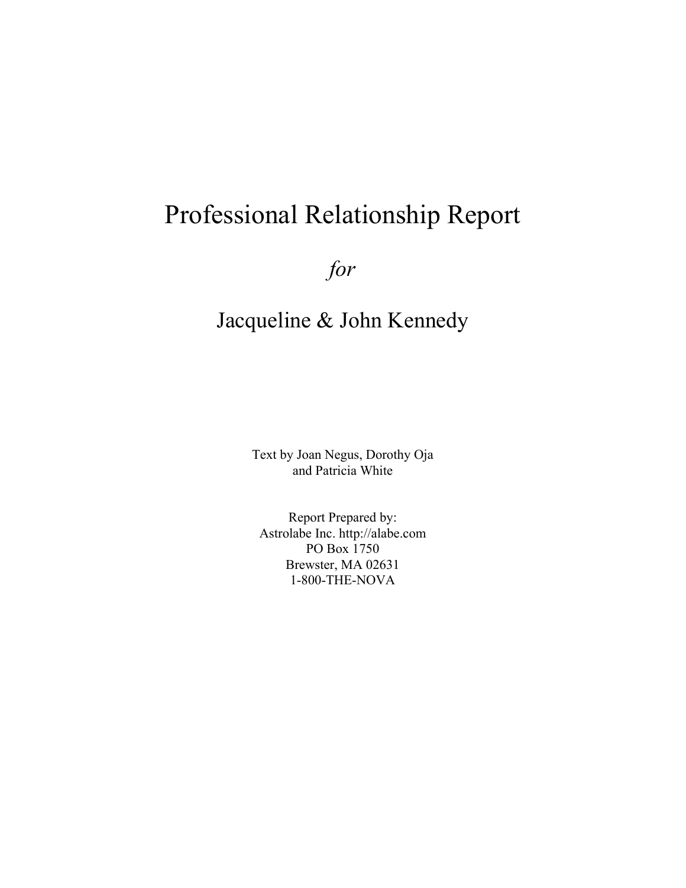# Professional Relationship Report

*for*

## Jacqueline & John Kennedy

Text by Joan Negus, Dorothy Oja
and Patricia White

Report Prepared by:
Astrolabe Inc. http://alabe.com
PO Box 1750
Brewster, MA 02631
1-800-THE-NOVA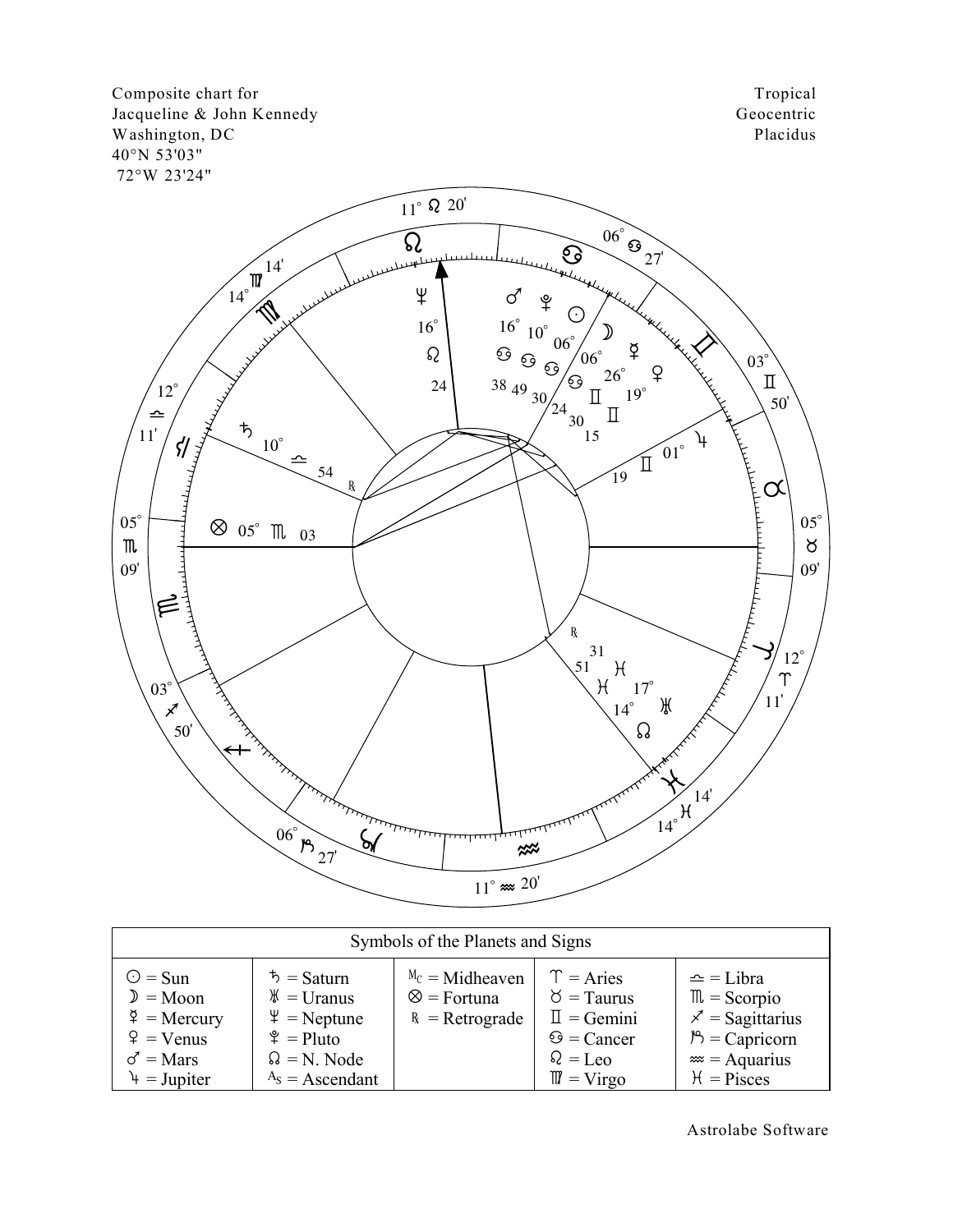Composite chart for
Jacqueline & John Kennedy
Washington, DC
40°N 53'03"
72°W 23'24"

Tropical
Geocentric
Placidus

| Symbols of the Planets and Signs | | | | |
|---|---|---|---|---|
| ☉ = Sun | ♄ = Saturn | Mc = Midheaven | ♈ = Aries | ♎ = Libra |
| ☽ = Moon | ♅ = Uranus | ⊗ = Fortuna | ♉ = Taurus | ♏ = Scorpio |
| ☿ = Mercury | ♆ = Neptune | ℞ = Retrograde | ♊ = Gemini | ♐ = Sagittarius |
| ♀ = Venus | ♇ = Pluto | | ♋ = Cancer | ♑ = Capricorn |
| ♂ = Mars | ☊ = N. Node | | ♌ = Leo | ♒ = Aquarius |
| ♃ = Jupiter | As = Ascendant | | ♍ = Virgo | ♓ = Pisces |

Astrolabe Software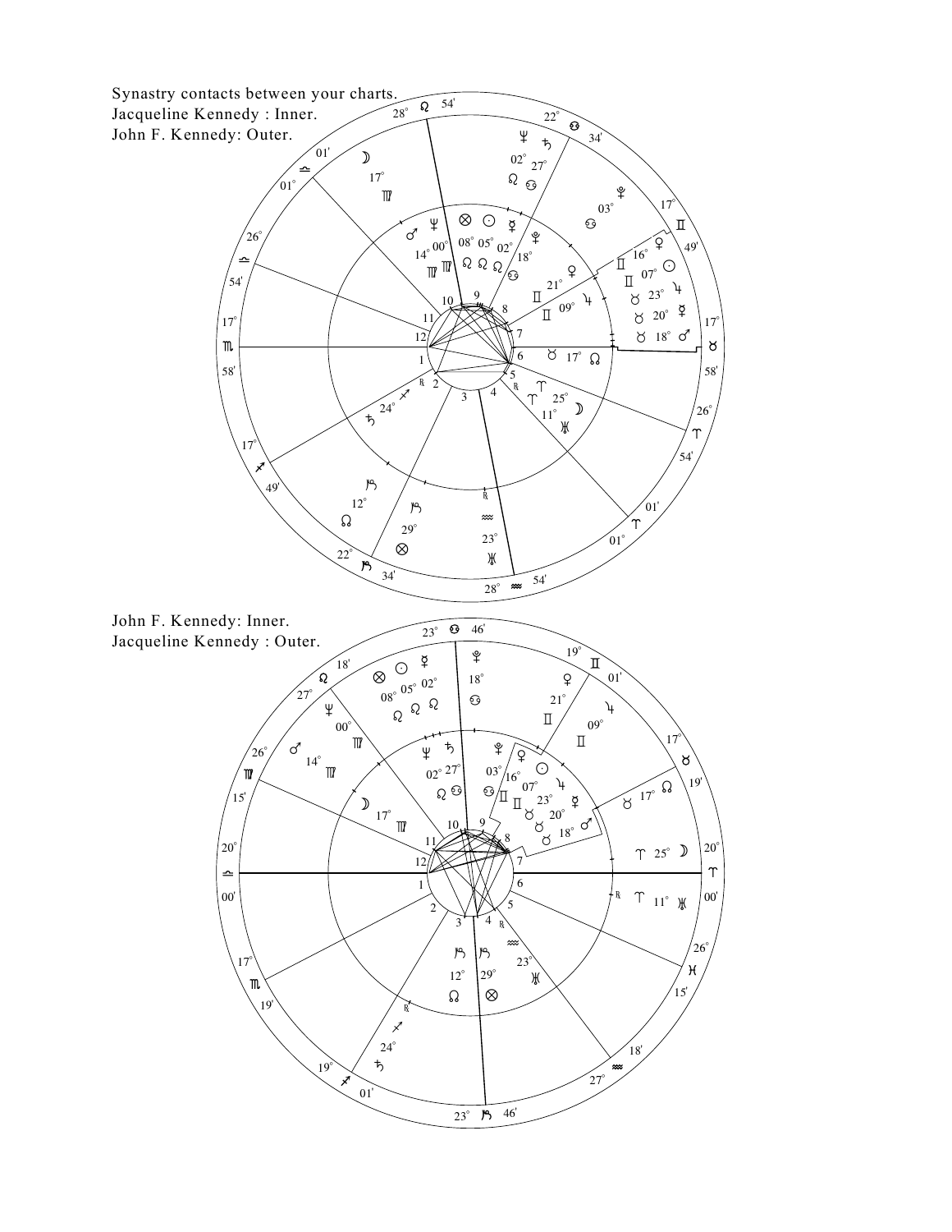Synastry contacts between your charts.
Jacqueline Kennedy : Inner.
John F. Kennedy: Outer.

John F. Kennedy: Inner.
Jacqueline Kennedy : Outer.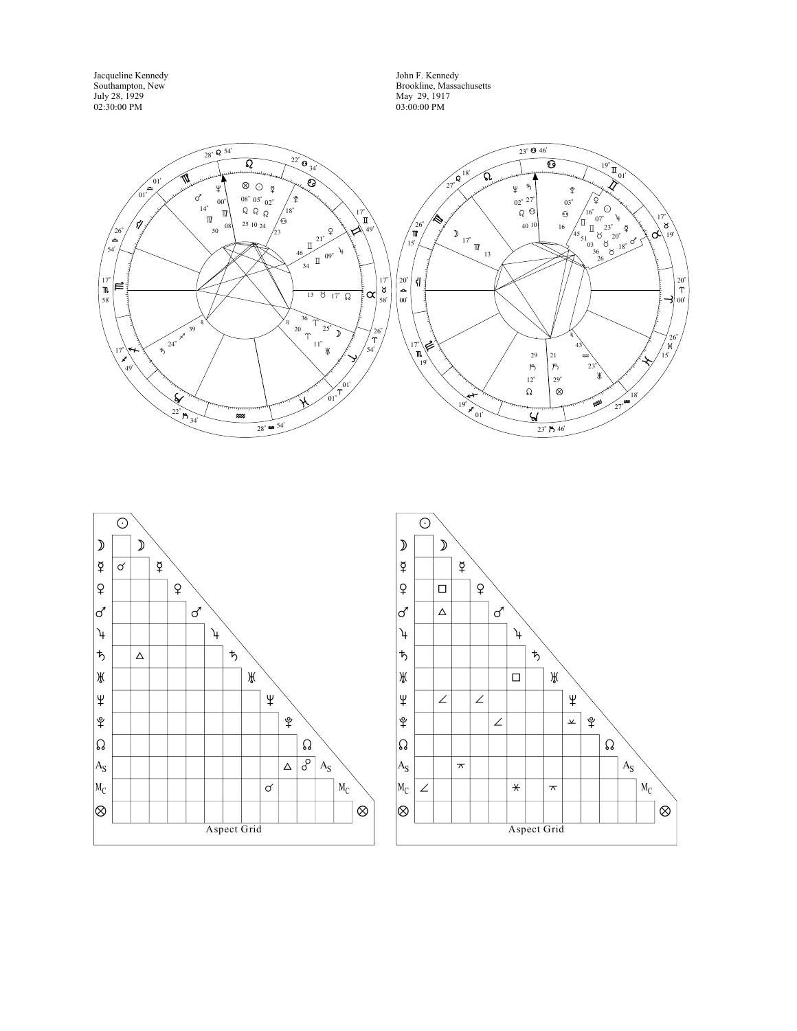Jacqueline Kennedy
Southampton, New
July 28, 1929
02:30:00 PM

John F. Kennedy
Brookline, Massachusetts
May 29, 1917
03:00:00 PM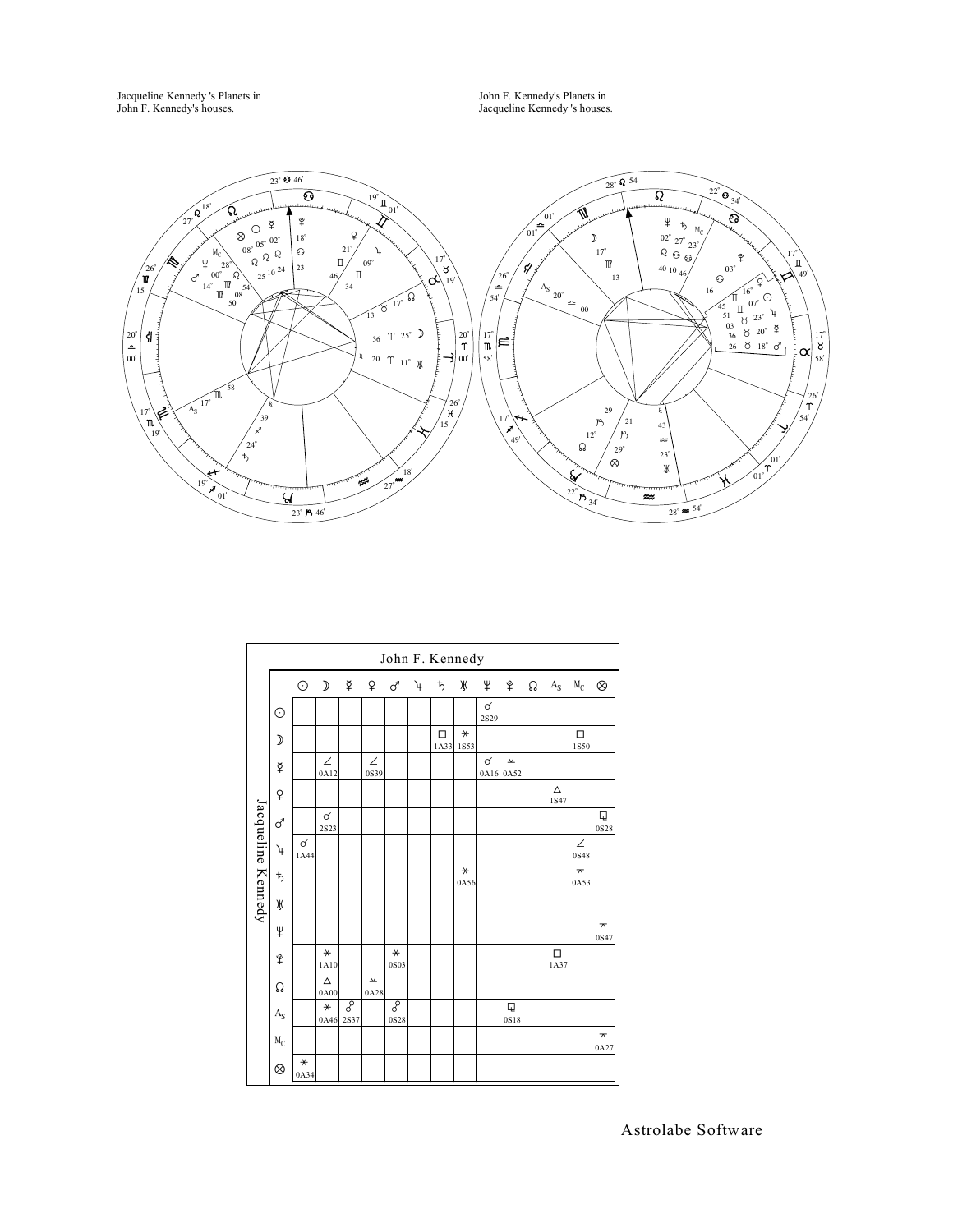Jacqueline Kennedy 's Planets in
John F. Kennedy's houses.

John F. Kennedy's Planets in
Jacqueline Kennedy 's houses.

| Jacqueline Kennedy \ John F. Kennedy | ☉ | ☽ | ☿ | ♀ | ♂ | ♃ | ♄ | ♅ | ♆ | ♇ | ☊ | As | Mc | ⊗ |
|---|---|---|---|---|---|---|---|---|---|---|---|---|---|---|
| ☉ | | | | | | | | | ☌ 2S29 | | | | | |
| ☽ | | | | | | | □ 1A33 | ⚹ 1S53 | | | | | □ 1S50 | |
| ☿ | | ∠ 0A12 | | ∠ 0S39 | | | | | ☌ 0A16 | ⚺ 0A52 | | | | |
| ♀ | | | | | | | | | | | | △ 1S47 | | |
| ♂ | | ☌ 2S23 | | | | | | | | | | | | ⚼ 0S28 |
| ♃ | ☌ 1A44 | | | | | | | | | | | | ∠ 0S48 | |
| ♄ | | | | | | | | ⚹ 0A56 | | | | | ⚻ 0A53 | |
| ♅ | | | | | | | | | | | | | | |
| ♆ | | | | | | | | | | | | | | ⚻ 0S47 |
| ♇ | | ⚹ 1A10 | | | ⚹ 0S03 | | | | | | | □ 1A37 | | |
| ☊ | | △ 0A00 | | ⚺ 0A28 | | | | | | | | | | |
| As | | ⚹ 0A46 | ☍ 2S37 | | ☍ 0S28 | | | | | ⚼ 0S18 | | | | |
| Mc | | | | | | | | | | | | | | ⚻ 0A27 |
| ⊗ | ⚹ 0A34 | | | | | | | | | | | | | |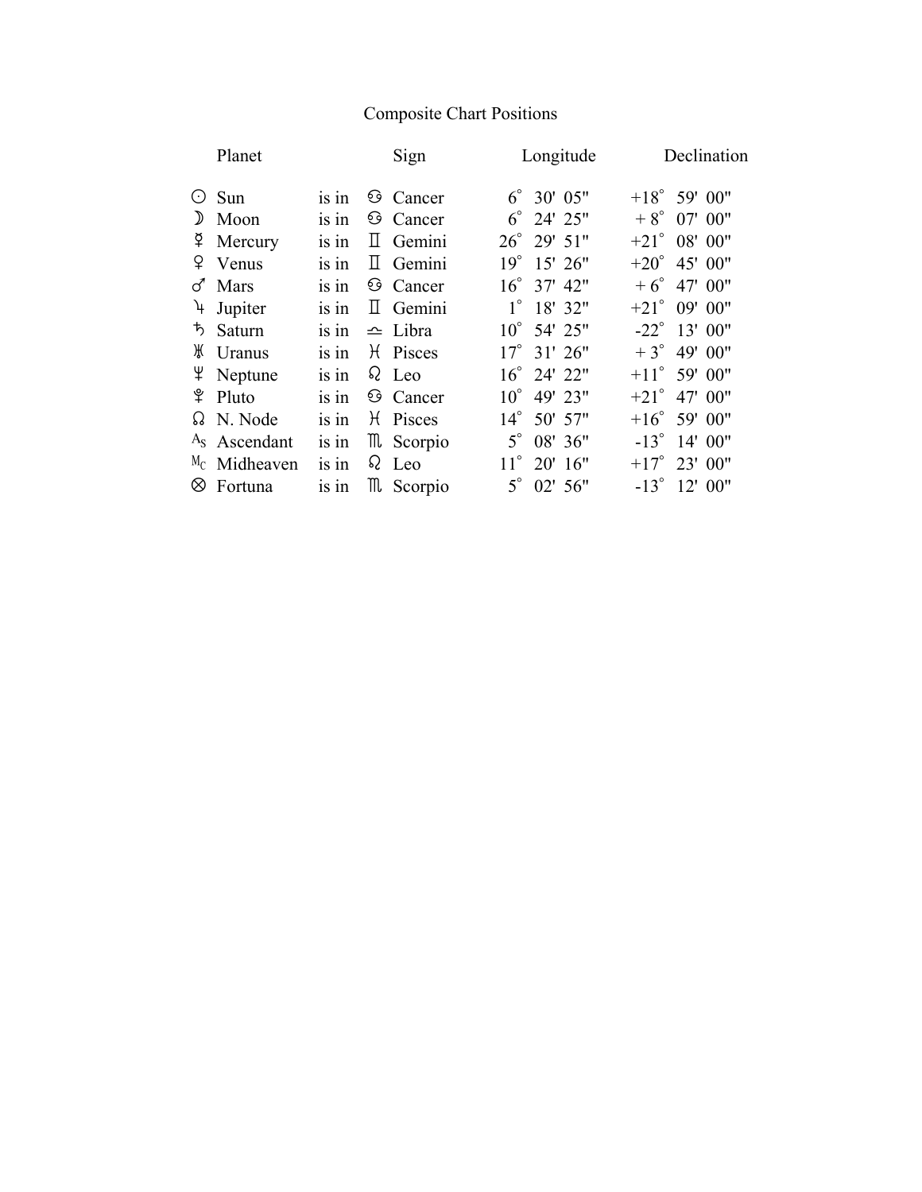# Composite Chart Positions

| Planet | | Sign | Longitude | Declination |
|---|---|---|---|---|
| ☉ Sun | is in | ♋ Cancer | 6° 30' 05" | +18° 59' 00" |
| ☽ Moon | is in | ♋ Cancer | 6° 24' 25" | + 8° 07' 00" |
| ☿ Mercury | is in | ♊ Gemini | 26° 29' 51" | +21° 08' 00" |
| ♀ Venus | is in | ♊ Gemini | 19° 15' 26" | +20° 45' 00" |
| ♂ Mars | is in | ♋ Cancer | 16° 37' 42" | + 6° 47' 00" |
| ♃ Jupiter | is in | ♊ Gemini | 1° 18' 32" | +21° 09' 00" |
| ♄ Saturn | is in | ♎ Libra | 10° 54' 25" | -22° 13' 00" |
| ♅ Uranus | is in | ♓ Pisces | 17° 31' 26" | + 3° 49' 00" |
| ♆ Neptune | is in | ♌ Leo | 16° 24' 22" | +11° 59' 00" |
| ♇ Pluto | is in | ♋ Cancer | 10° 49' 23" | +21° 47' 00" |
| ☊ N. Node | is in | ♓ Pisces | 14° 50' 57" | +16° 59' 00" |
| As Ascendant | is in | ♏ Scorpio | 5° 08' 36" | -13° 14' 00" |
| Mc Midheaven | is in | ♌ Leo | 11° 20' 16" | +17° 23' 00" |
| ⊗ Fortuna | is in | ♏ Scorpio | 5° 02' 56" | -13° 12' 00" |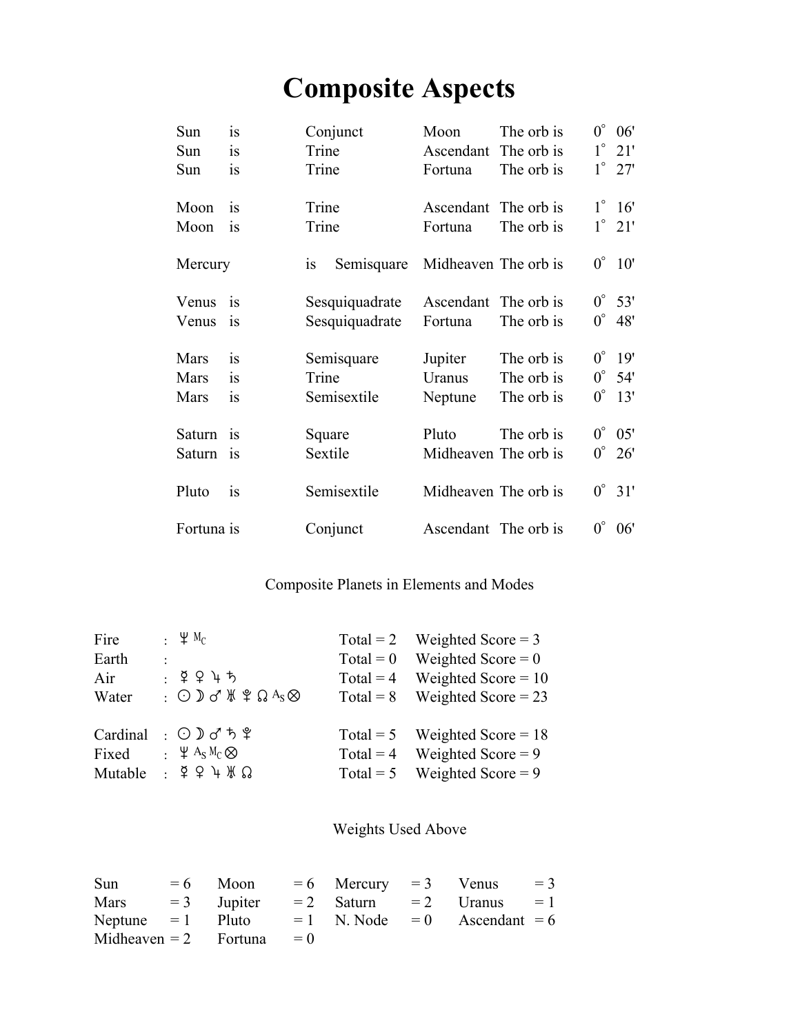# Composite Aspects

| | | | | | |
|---|---|---|---|---|---|
| Sun | is | Conjunct | Moon | The orb is | 0° 06' |
| Sun | is | Trine | Ascendant | The orb is | 1° 21' |
| Sun | is | Trine | Fortuna | The orb is | 1° 27' |
| | | | | | |
| Moon | is | Trine | Ascendant | The orb is | 1° 16' |
| Moon | is | Trine | Fortuna | The orb is | 1° 21' |
| | | | | | |
| Mercury | is | Semisquare | Midheaven | The orb is | 0° 10' |
| | | | | | |
| Venus | is | Sesquiquadrate | Ascendant | The orb is | 0° 53' |
| Venus | is | Sesquiquadrate | Fortuna | The orb is | 0° 48' |
| | | | | | |
| Mars | is | Semisquare | Jupiter | The orb is | 0° 19' |
| Mars | is | Trine | Uranus | The orb is | 0° 54' |
| Mars | is | Semisextile | Neptune | The orb is | 0° 13' |
| | | | | | |
| Saturn | is | Square | Pluto | The orb is | 0° 05' |
| Saturn | is | Sextile | Midheaven | The orb is | 0° 26' |
| | | | | | |
| Pluto | is | Semisextile | Midheaven | The orb is | 0° 31' |
| | | | | | |
| Fortuna | is | Conjunct | Ascendant | The orb is | 0° 06' |

Composite Planets in Elements and Modes

| | | | |
|---|---|---|---|
| Fire | : ♆ Mc | Total = 2 | Weighted Score = 3 |
| Earth | : | Total = 0 | Weighted Score = 0 |
| Air | : ☿ ♀ ♃ ♄ | Total = 4 | Weighted Score = 10 |
| Water | : ☉ ☽ ♂ ♅ ♇ ☊ As ⊗ | Total = 8 | Weighted Score = 23 |
| | | | |
| Cardinal | : ☉ ☽ ♂ ♄ ♇ | Total = 5 | Weighted Score = 18 |
| Fixed | : ♆ As Mc ⊗ | Total = 4 | Weighted Score = 9 |
| Mutable | : ☿ ♀ ♃ ♅ ☊ | Total = 5 | Weighted Score = 9 |

Weights Used Above

| | | | | | | | |
|---|---|---|---|---|---|---|---|
| Sun | = 6 | Moon | = 6 | Mercury | = 3 | Venus | = 3 |
| Mars | = 3 | Jupiter | = 2 | Saturn | = 2 | Uranus | = 1 |
| Neptune | = 1 | Pluto | = 1 | N. Node | = 0 | Ascendant | = 6 |
| Midheaven | = 2 | Fortuna | = 0 | | | | |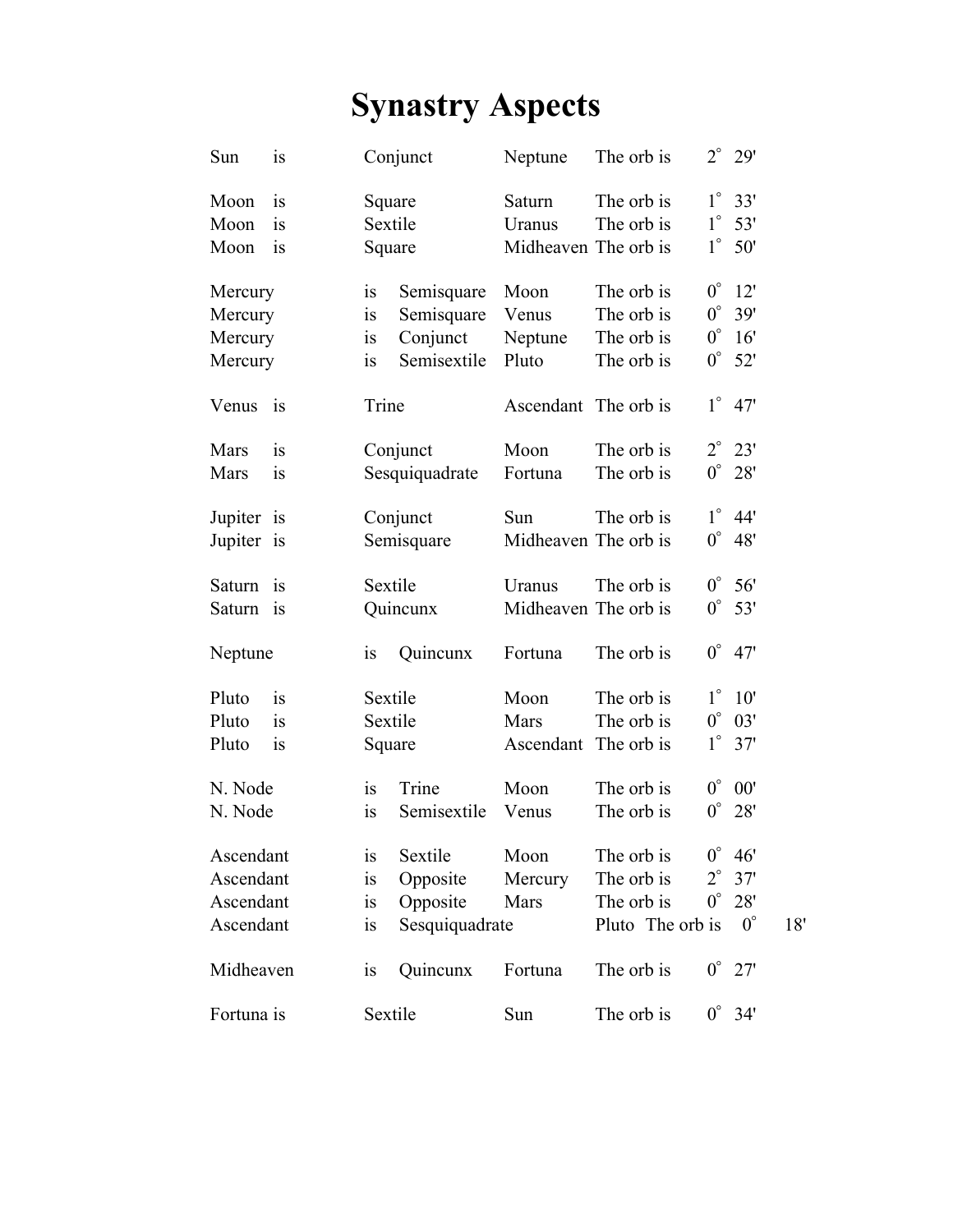# Synastry Aspects

| | | | | | |
|---|---|---|---|---|---|
| Sun | is | Conjunct | Neptune | The orb is | 2° 29' |
| Moon | is | Square | Saturn | The orb is | 1° 33' |
| Moon | is | Sextile | Uranus | The orb is | 1° 53' |
| Moon | is | Square | Midheaven | The orb is | 1° 50' |
| Mercury | is | Semisquare | Moon | The orb is | 0° 12' |
| Mercury | is | Semisquare | Venus | The orb is | 0° 39' |
| Mercury | is | Conjunct | Neptune | The orb is | 0° 16' |
| Mercury | is | Semisextile | Pluto | The orb is | 0° 52' |
| Venus | is | Trine | Ascendant | The orb is | 1° 47' |
| Mars | is | Conjunct | Moon | The orb is | 2° 23' |
| Mars | is | Sesquiquadrate | Fortuna | The orb is | 0° 28' |
| Jupiter | is | Conjunct | Sun | The orb is | 1° 44' |
| Jupiter | is | Semisquare | Midheaven | The orb is | 0° 48' |
| Saturn | is | Sextile | Uranus | The orb is | 0° 56' |
| Saturn | is | Quincunx | Midheaven | The orb is | 0° 53' |
| Neptune | is | Quincunx | Fortuna | The orb is | 0° 47' |
| Pluto | is | Sextile | Moon | The orb is | 1° 10' |
| Pluto | is | Sextile | Mars | The orb is | 0° 03' |
| Pluto | is | Square | Ascendant | The orb is | 1° 37' |
| N. Node | is | Trine | Moon | The orb is | 0° 00' |
| N. Node | is | Semisextile | Venus | The orb is | 0° 28' |
| Ascendant | is | Sextile | Moon | The orb is | 0° 46' |
| Ascendant | is | Opposite | Mercury | The orb is | 2° 37' |
| Ascendant | is | Opposite | Mars | The orb is | 0° 28' |
| Ascendant | is | Sesquiquadrate | Pluto | The orb is | 0° 18' |
| Midheaven | is | Quincunx | Fortuna | The orb is | 0° 27' |
| Fortuna | is | Sextile | Sun | The orb is | 0° 34' |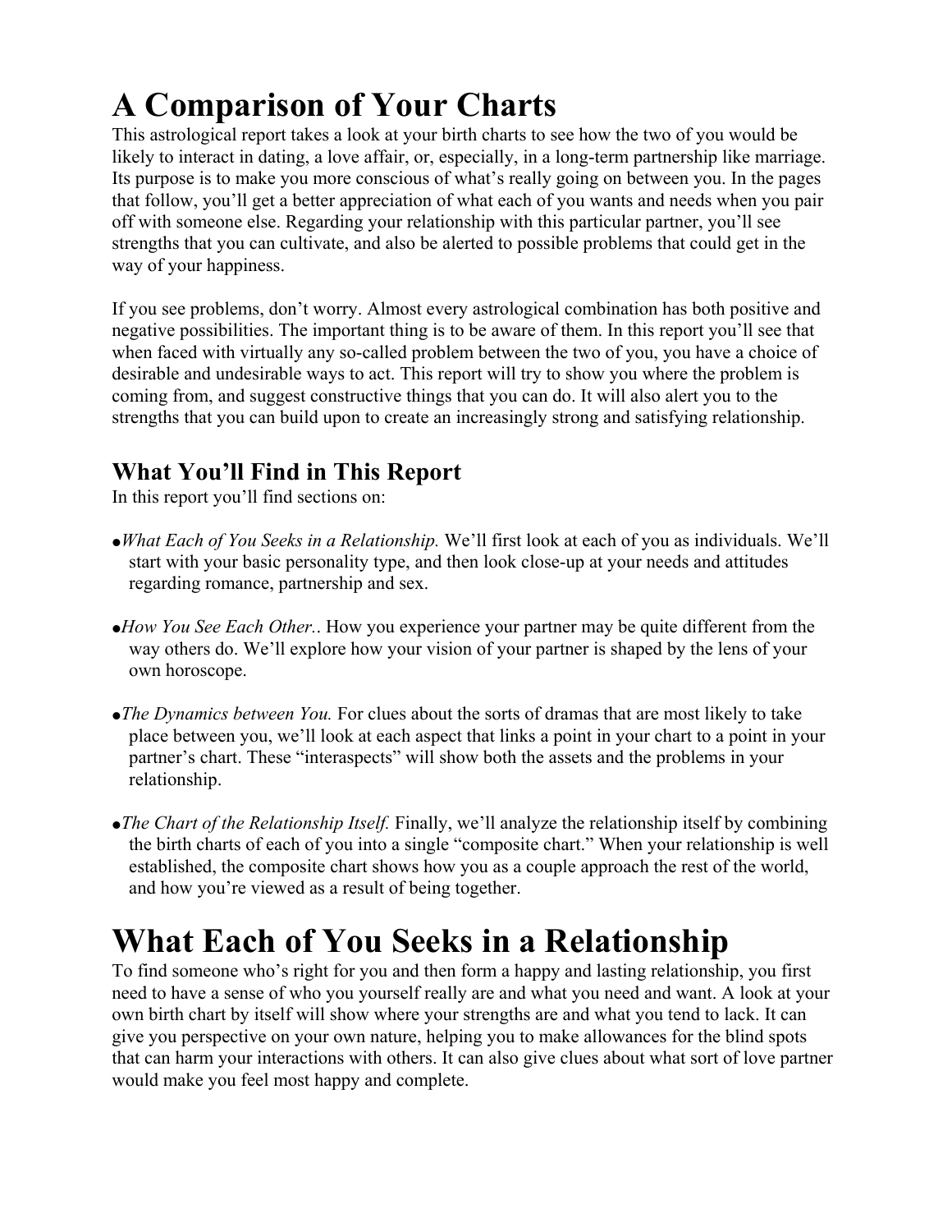# A Comparison of Your Charts

This astrological report takes a look at your birth charts to see how the two of you would be likely to interact in dating, a love affair, or, especially, in a long-term partnership like marriage. Its purpose is to make you more conscious of what's really going on between you. In the pages that follow, you'll get a better appreciation of what each of you wants and needs when you pair off with someone else. Regarding your relationship with this particular partner, you'll see strengths that you can cultivate, and also be alerted to possible problems that could get in the way of your happiness.

If you see problems, don't worry. Almost every astrological combination has both positive and negative possibilities. The important thing is to be aware of them. In this report you'll see that when faced with virtually any so-called problem between the two of you, you have a choice of desirable and undesirable ways to act. This report will try to show you where the problem is coming from, and suggest constructive things that you can do. It will also alert you to the strengths that you can build upon to create an increasingly strong and satisfying relationship.

## What You'll Find in This Report

In this report you'll find sections on:

- *What Each of You Seeks in a Relationship.* We'll first look at each of you as individuals. We'll start with your basic personality type, and then look close-up at your needs and attitudes regarding romance, partnership and sex.

- *How You See Each Other.*. How you experience your partner may be quite different from the way others do. We'll explore how your vision of your partner is shaped by the lens of your own horoscope.

- *The Dynamics between You.* For clues about the sorts of dramas that are most likely to take place between you, we'll look at each aspect that links a point in your chart to a point in your partner's chart. These "interaspects" will show both the assets and the problems in your relationship.

- *The Chart of the Relationship Itself.* Finally, we'll analyze the relationship itself by combining the birth charts of each of you into a single "composite chart." When your relationship is well established, the composite chart shows how you as a couple approach the rest of the world, and how you're viewed as a result of being together.

# What Each of You Seeks in a Relationship

To find someone who's right for you and then form a happy and lasting relationship, you first need to have a sense of who you yourself really are and what you need and want. A look at your own birth chart by itself will show where your strengths are and what you tend to lack. It can give you perspective on your own nature, helping you to make allowances for the blind spots that can harm your interactions with others. It can also give clues about what sort of love partner would make you feel most happy and complete.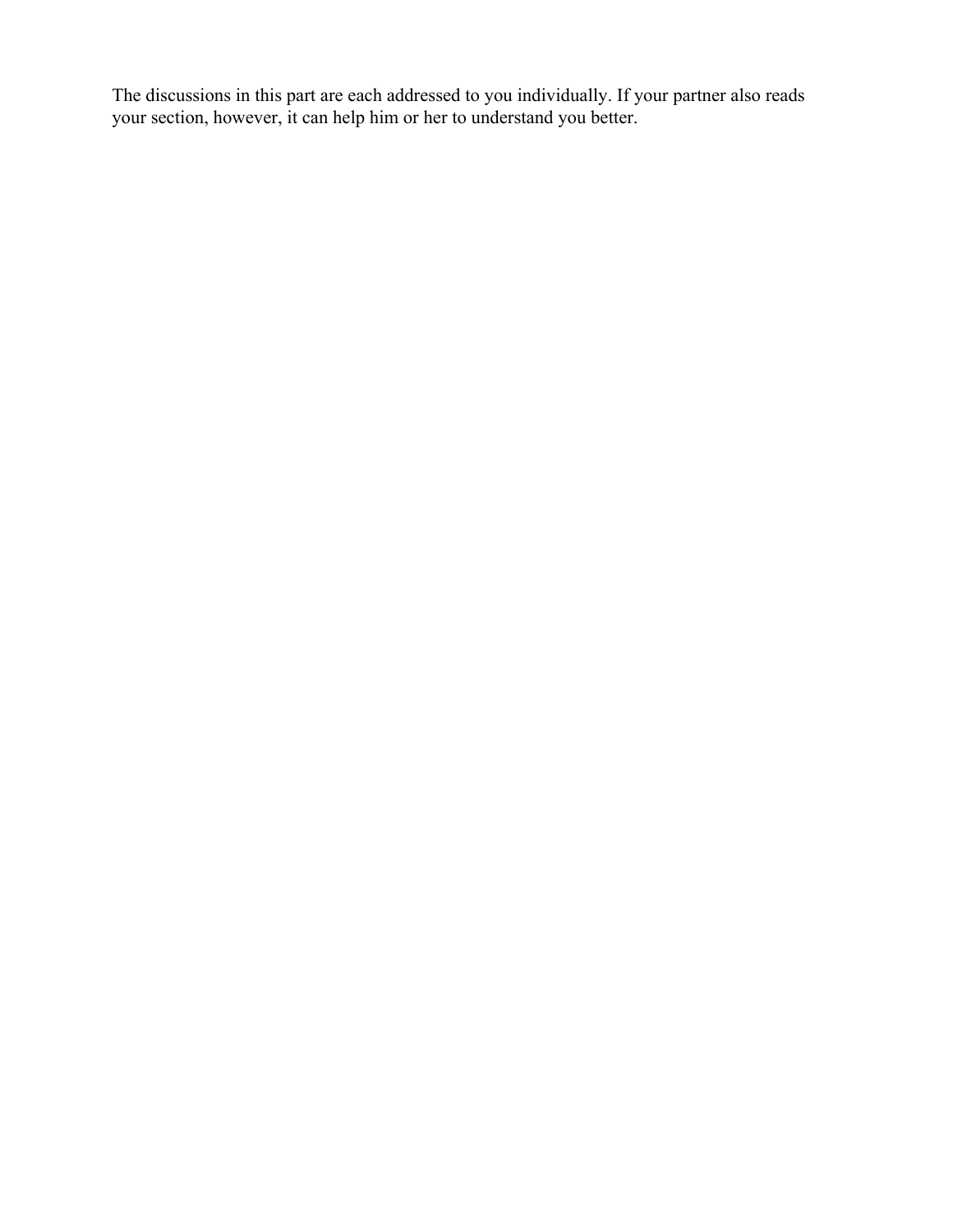The discussions in this part are each addressed to you individually. If your partner also reads your section, however, it can help him or her to understand you better.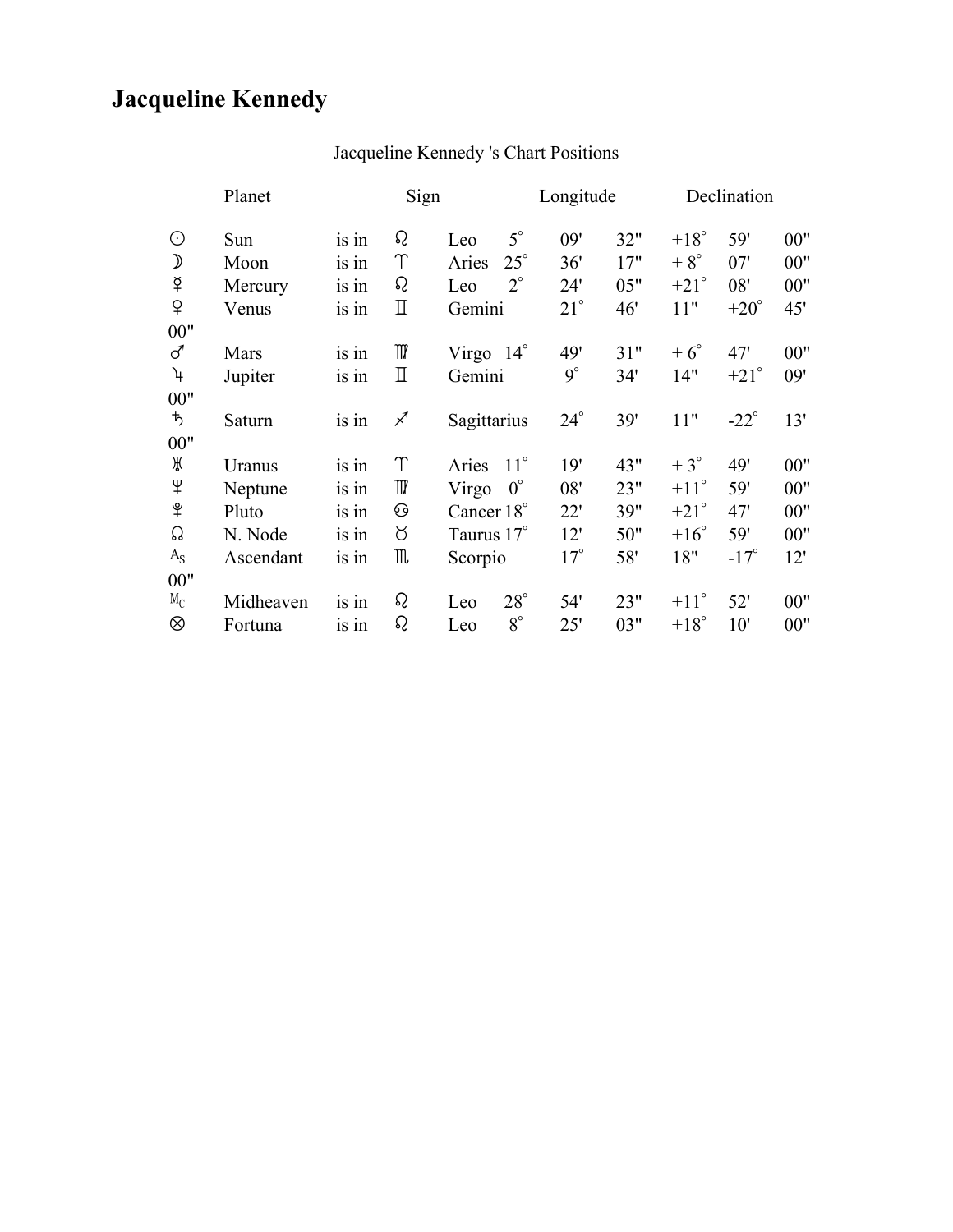# Jacqueline Kennedy

Jacqueline Kennedy 's Chart Positions

| | Planet | | Sign | | Longitude | | | Declination | | |
|---|---|---|---|---|---|---|---|---|---|---|
| ☉ | Sun | is in | ♌ | Leo | 5° | 09' | 32" | +18° | 59' | 00" |
| ☽ | Moon | is in | ♈ | Aries | 25° | 36' | 17" | + 8° | 07' | 00" |
| ☿ | Mercury | is in | ♌ | Leo | 2° | 24' | 05" | +21° | 08' | 00" |
| ♀ | Venus | is in | ♊ | Gemini | 21° | 46' | 11" | +20° | 45' | 00" |
| ♂ | Mars | is in | ♍ | Virgo | 14° | 49' | 31" | + 6° | 47' | 00" |
| ♃ | Jupiter | is in | ♊ | Gemini | 9° | 34' | 14" | +21° | 09' | 00" |
| ♄ | Saturn | is in | ♐ | Sagittarius | 24° | 39' | 11" | -22° | 13' | 00" |
| ♅ | Uranus | is in | ♈ | Aries | 11° | 19' | 43" | + 3° | 49' | 00" |
| ♆ | Neptune | is in | ♍ | Virgo | 0° | 08' | 23" | +11° | 59' | 00" |
| ♇ | Pluto | is in | ♋ | Cancer | 18° | 22' | 39" | +21° | 47' | 00" |
| ☊ | N. Node | is in | ♉ | Taurus | 17° | 12' | 50" | +16° | 59' | 00" |
| As | Ascendant | is in | ♏ | Scorpio | 17° | 58' | 18" | -17° | 12' | 00" |
| Mc | Midheaven | is in | ♌ | Leo | 28° | 54' | 23" | +11° | 52' | 00" |
| ⊗ | Fortuna | is in | ♌ | Leo | 8° | 25' | 03" | +18° | 10' | 00" |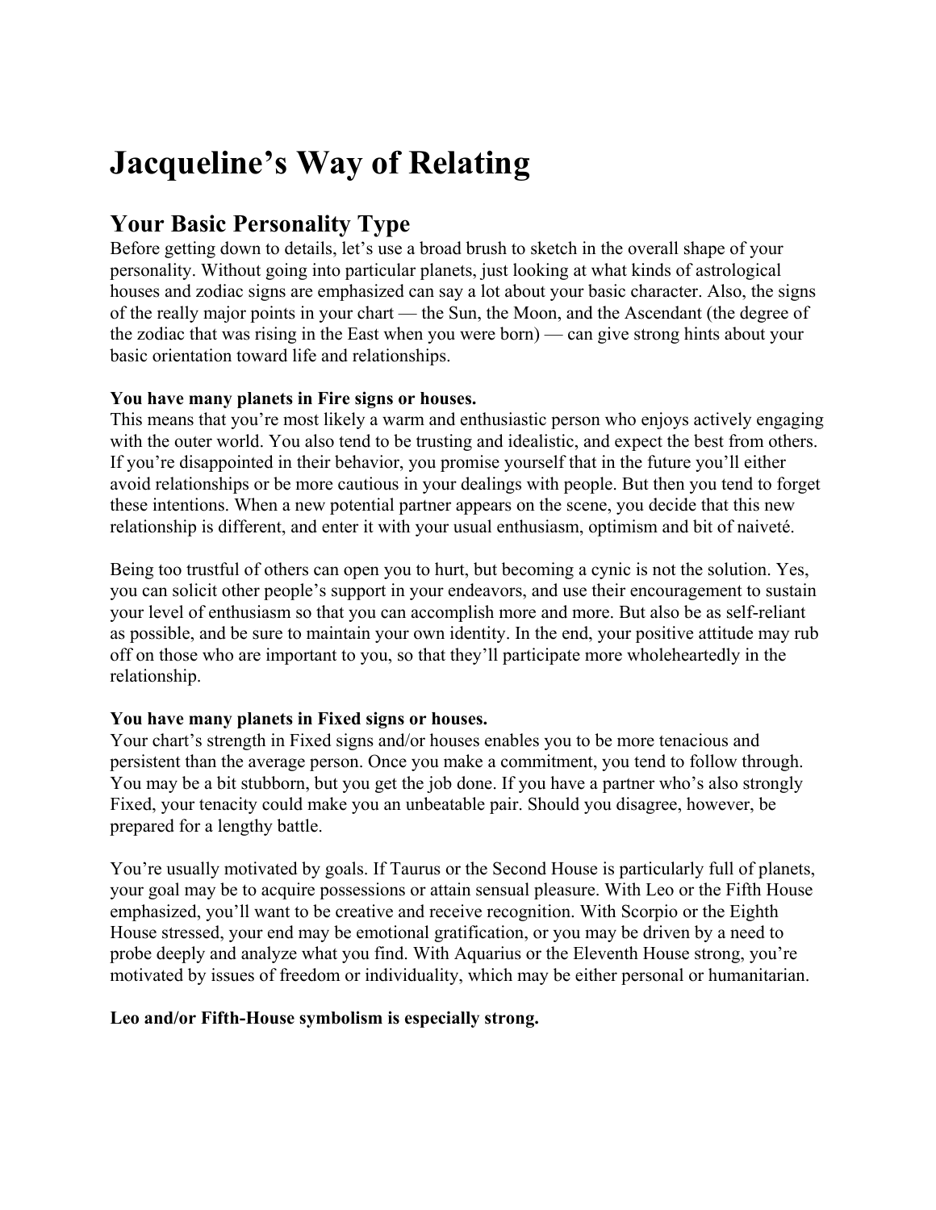# Jacqueline’s Way of Relating

## Your Basic Personality Type

Before getting down to details, let’s use a broad brush to sketch in the overall shape of your personality. Without going into particular planets, just looking at what kinds of astrological houses and zodiac signs are emphasized can say a lot about your basic character. Also, the signs of the really major points in your chart — the Sun, the Moon, and the Ascendant (the degree of the zodiac that was rising in the East when you were born) — can give strong hints about your basic orientation toward life and relationships.

**You have many planets in Fire signs or houses.**
This means that you’re most likely a warm and enthusiastic person who enjoys actively engaging with the outer world. You also tend to be trusting and idealistic, and expect the best from others. If you’re disappointed in their behavior, you promise yourself that in the future you’ll either avoid relationships or be more cautious in your dealings with people. But then you tend to forget these intentions. When a new potential partner appears on the scene, you decide that this new relationship is different, and enter it with your usual enthusiasm, optimism and bit of naiveté.

Being too trustful of others can open you to hurt, but becoming a cynic is not the solution. Yes, you can solicit other people’s support in your endeavors, and use their encouragement to sustain your level of enthusiasm so that you can accomplish more and more. But also be as self-reliant as possible, and be sure to maintain your own identity. In the end, your positive attitude may rub off on those who are important to you, so that they’ll participate more wholeheartedly in the relationship.

**You have many planets in Fixed signs or houses.**
Your chart’s strength in Fixed signs and/or houses enables you to be more tenacious and persistent than the average person. Once you make a commitment, you tend to follow through. You may be a bit stubborn, but you get the job done. If you have a partner who’s also strongly Fixed, your tenacity could make you an unbeatable pair. Should you disagree, however, be prepared for a lengthy battle.

You’re usually motivated by goals. If Taurus or the Second House is particularly full of planets, your goal may be to acquire possessions or attain sensual pleasure. With Leo or the Fifth House emphasized, you’ll want to be creative and receive recognition. With Scorpio or the Eighth House stressed, your end may be emotional gratification, or you may be driven by a need to probe deeply and analyze what you find. With Aquarius or the Eleventh House strong, you’re motivated by issues of freedom or individuality, which may be either personal or humanitarian.

**Leo and/or Fifth-House symbolism is especially strong.**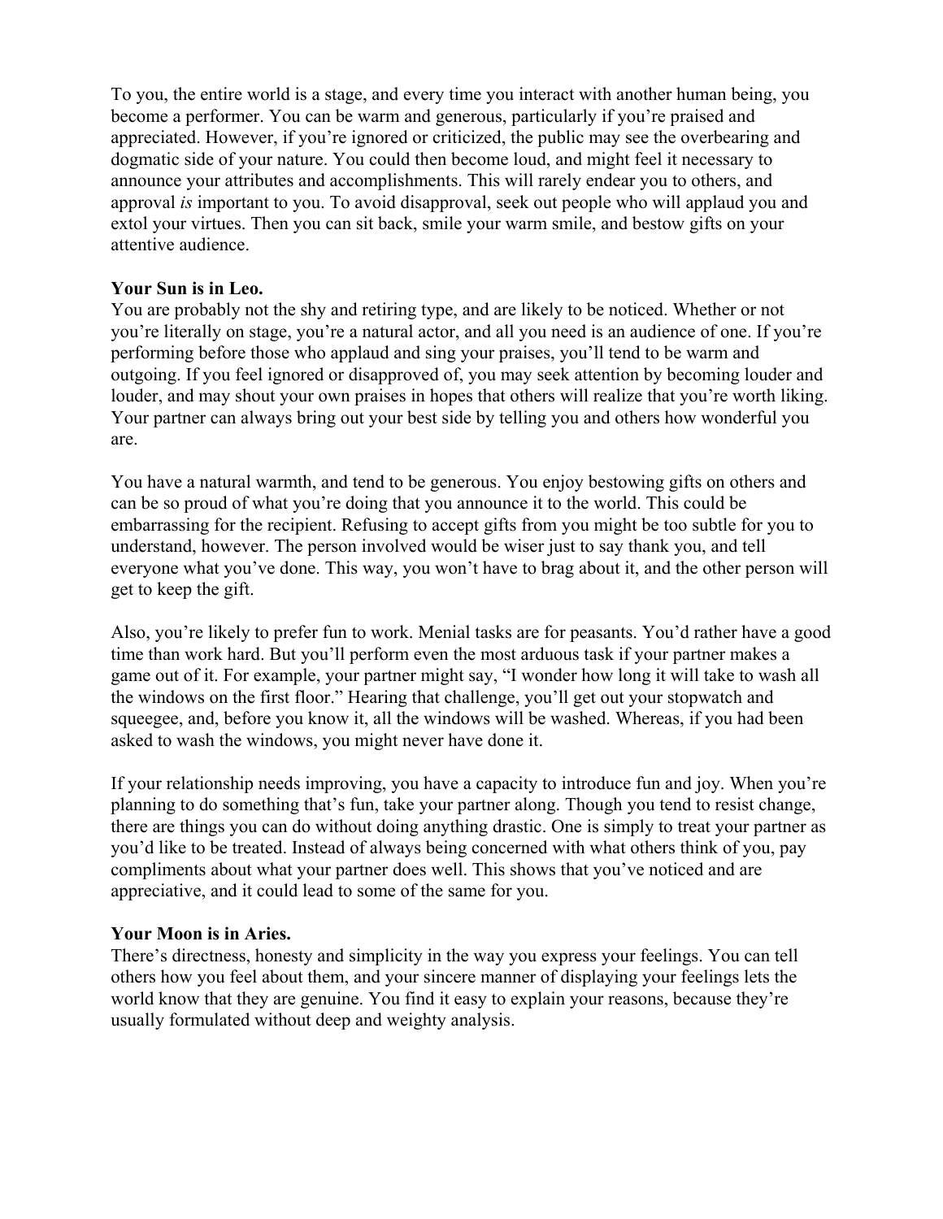To you, the entire world is a stage, and every time you interact with another human being, you become a performer. You can be warm and generous, particularly if you're praised and appreciated. However, if you're ignored or criticized, the public may see the overbearing and dogmatic side of your nature. You could then become loud, and might feel it necessary to announce your attributes and accomplishments. This will rarely endear you to others, and approval *is* important to you. To avoid disapproval, seek out people who will applaud you and extol your virtues. Then you can sit back, smile your warm smile, and bestow gifts on your attentive audience.

**Your Sun is in Leo.**
You are probably not the shy and retiring type, and are likely to be noticed. Whether or not you're literally on stage, you're a natural actor, and all you need is an audience of one. If you're performing before those who applaud and sing your praises, you'll tend to be warm and outgoing. If you feel ignored or disapproved of, you may seek attention by becoming louder and louder, and may shout your own praises in hopes that others will realize that you're worth liking. Your partner can always bring out your best side by telling you and others how wonderful you are.

You have a natural warmth, and tend to be generous. You enjoy bestowing gifts on others and can be so proud of what you're doing that you announce it to the world. This could be embarrassing for the recipient. Refusing to accept gifts from you might be too subtle for you to understand, however. The person involved would be wiser just to say thank you, and tell everyone what you've done. This way, you won't have to brag about it, and the other person will get to keep the gift.

Also, you're likely to prefer fun to work. Menial tasks are for peasants. You'd rather have a good time than work hard. But you'll perform even the most arduous task if your partner makes a game out of it. For example, your partner might say, "I wonder how long it will take to wash all the windows on the first floor." Hearing that challenge, you'll get out your stopwatch and squeegee, and, before you know it, all the windows will be washed. Whereas, if you had been asked to wash the windows, you might never have done it.

If your relationship needs improving, you have a capacity to introduce fun and joy. When you're planning to do something that's fun, take your partner along. Though you tend to resist change, there are things you can do without doing anything drastic. One is simply to treat your partner as you'd like to be treated. Instead of always being concerned with what others think of you, pay compliments about what your partner does well. This shows that you've noticed and are appreciative, and it could lead to some of the same for you.

**Your Moon is in Aries.**
There's directness, honesty and simplicity in the way you express your feelings. You can tell others how you feel about them, and your sincere manner of displaying your feelings lets the world know that they are genuine. You find it easy to explain your reasons, because they're usually formulated without deep and weighty analysis.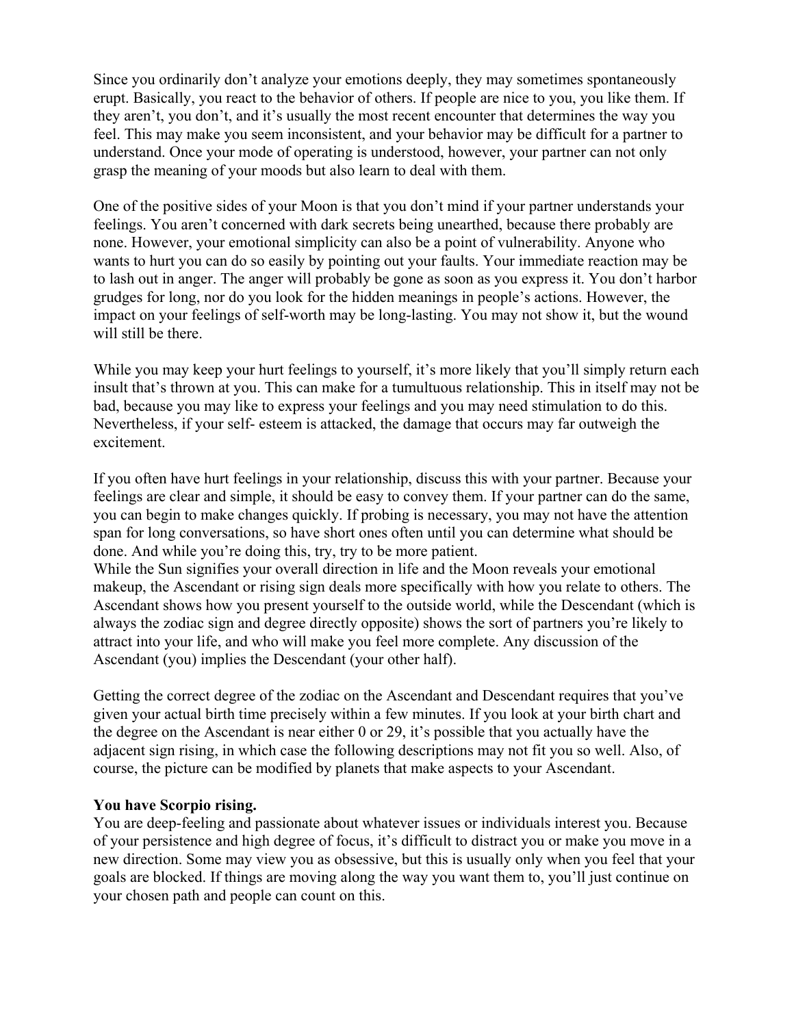Since you ordinarily don't analyze your emotions deeply, they may sometimes spontaneously erupt. Basically, you react to the behavior of others. If people are nice to you, you like them. If they aren't, you don't, and it's usually the most recent encounter that determines the way you feel. This may make you seem inconsistent, and your behavior may be difficult for a partner to understand. Once your mode of operating is understood, however, your partner can not only grasp the meaning of your moods but also learn to deal with them.

One of the positive sides of your Moon is that you don't mind if your partner understands your feelings. You aren't concerned with dark secrets being unearthed, because there probably are none. However, your emotional simplicity can also be a point of vulnerability. Anyone who wants to hurt you can do so easily by pointing out your faults. Your immediate reaction may be to lash out in anger. The anger will probably be gone as soon as you express it. You don't harbor grudges for long, nor do you look for the hidden meanings in people's actions. However, the impact on your feelings of self-worth may be long-lasting. You may not show it, but the wound will still be there.

While you may keep your hurt feelings to yourself, it's more likely that you'll simply return each insult that's thrown at you. This can make for a tumultuous relationship. This in itself may not be bad, because you may like to express your feelings and you may need stimulation to do this. Nevertheless, if your self- esteem is attacked, the damage that occurs may far outweigh the excitement.

If you often have hurt feelings in your relationship, discuss this with your partner. Because your feelings are clear and simple, it should be easy to convey them. If your partner can do the same, you can begin to make changes quickly. If probing is necessary, you may not have the attention span for long conversations, so have short ones often until you can determine what should be done. And while you're doing this, try, try to be more patient.

While the Sun signifies your overall direction in life and the Moon reveals your emotional makeup, the Ascendant or rising sign deals more specifically with how you relate to others. The Ascendant shows how you present yourself to the outside world, while the Descendant (which is always the zodiac sign and degree directly opposite) shows the sort of partners you're likely to attract into your life, and who will make you feel more complete. Any discussion of the Ascendant (you) implies the Descendant (your other half).

Getting the correct degree of the zodiac on the Ascendant and Descendant requires that you've given your actual birth time precisely within a few minutes. If you look at your birth chart and the degree on the Ascendant is near either 0 or 29, it's possible that you actually have the adjacent sign rising, in which case the following descriptions may not fit you so well. Also, of course, the picture can be modified by planets that make aspects to your Ascendant.

**You have Scorpio rising.**

You are deep-feeling and passionate about whatever issues or individuals interest you. Because of your persistence and high degree of focus, it's difficult to distract you or make you move in a new direction. Some may view you as obsessive, but this is usually only when you feel that your goals are blocked. If things are moving along the way you want them to, you'll just continue on your chosen path and people can count on this.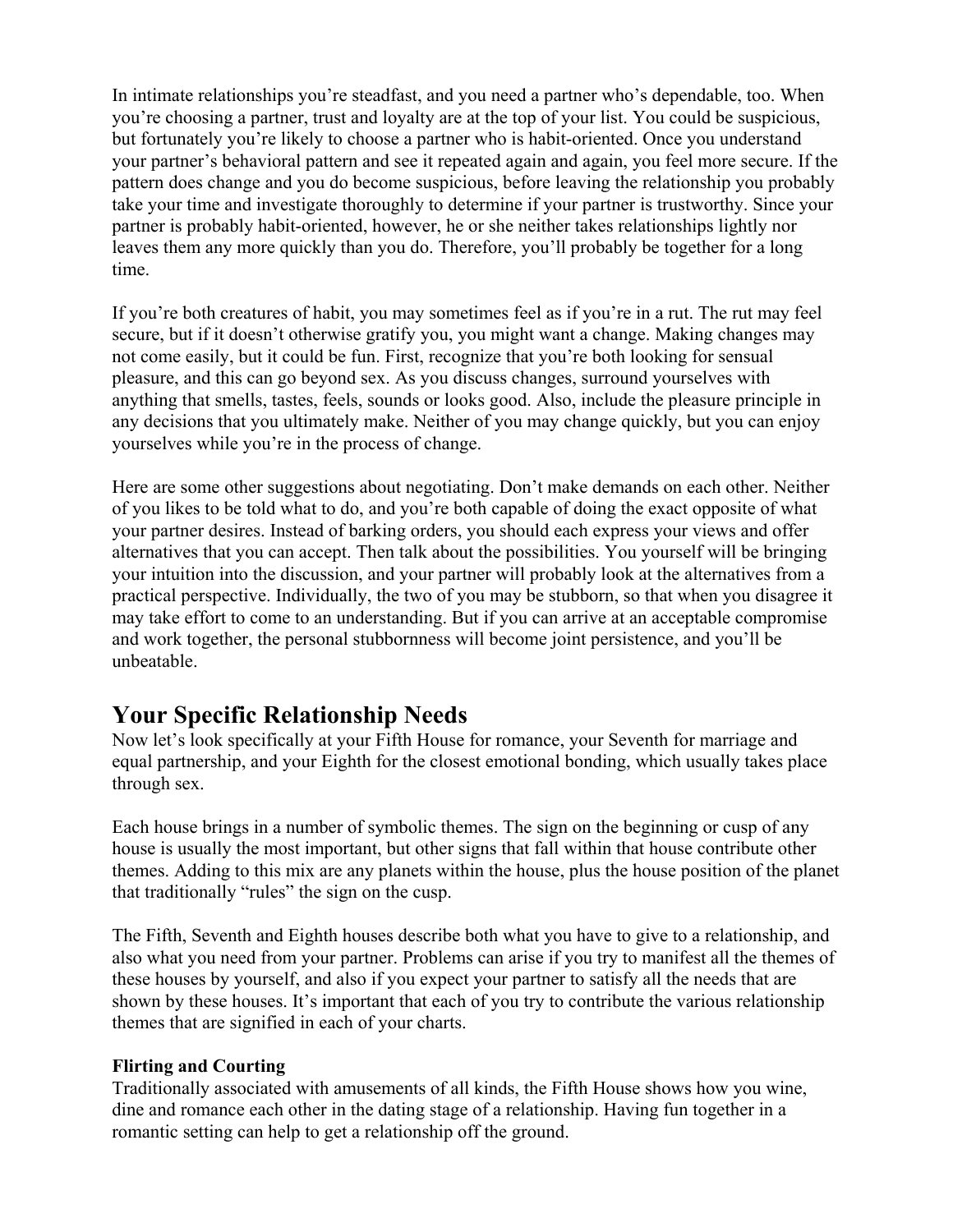In intimate relationships you're steadfast, and you need a partner who's dependable, too. When you're choosing a partner, trust and loyalty are at the top of your list. You could be suspicious, but fortunately you're likely to choose a partner who is habit-oriented. Once you understand your partner's behavioral pattern and see it repeated again and again, you feel more secure. If the pattern does change and you do become suspicious, before leaving the relationship you probably take your time and investigate thoroughly to determine if your partner is trustworthy. Since your partner is probably habit-oriented, however, he or she neither takes relationships lightly nor leaves them any more quickly than you do. Therefore, you'll probably be together for a long time.

If you're both creatures of habit, you may sometimes feel as if you're in a rut. The rut may feel secure, but if it doesn't otherwise gratify you, you might want a change. Making changes may not come easily, but it could be fun. First, recognize that you're both looking for sensual pleasure, and this can go beyond sex. As you discuss changes, surround yourselves with anything that smells, tastes, feels, sounds or looks good. Also, include the pleasure principle in any decisions that you ultimately make. Neither of you may change quickly, but you can enjoy yourselves while you're in the process of change.

Here are some other suggestions about negotiating. Don't make demands on each other. Neither of you likes to be told what to do, and you're both capable of doing the exact opposite of what your partner desires. Instead of barking orders, you should each express your views and offer alternatives that you can accept. Then talk about the possibilities. You yourself will be bringing your intuition into the discussion, and your partner will probably look at the alternatives from a practical perspective. Individually, the two of you may be stubborn, so that when you disagree it may take effort to come to an understanding. But if you can arrive at an acceptable compromise and work together, the personal stubbornness will become joint persistence, and you'll be unbeatable.

## Your Specific Relationship Needs

Now let's look specifically at your Fifth House for romance, your Seventh for marriage and equal partnership, and your Eighth for the closest emotional bonding, which usually takes place through sex.

Each house brings in a number of symbolic themes. The sign on the beginning or cusp of any house is usually the most important, but other signs that fall within that house contribute other themes. Adding to this mix are any planets within the house, plus the house position of the planet that traditionally "rules" the sign on the cusp.

The Fifth, Seventh and Eighth houses describe both what you have to give to a relationship, and also what you need from your partner. Problems can arise if you try to manifest all the themes of these houses by yourself, and also if you expect your partner to satisfy all the needs that are shown by these houses. It's important that each of you try to contribute the various relationship themes that are signified in each of your charts.

### Flirting and Courting

Traditionally associated with amusements of all kinds, the Fifth House shows how you wine, dine and romance each other in the dating stage of a relationship. Having fun together in a romantic setting can help to get a relationship off the ground.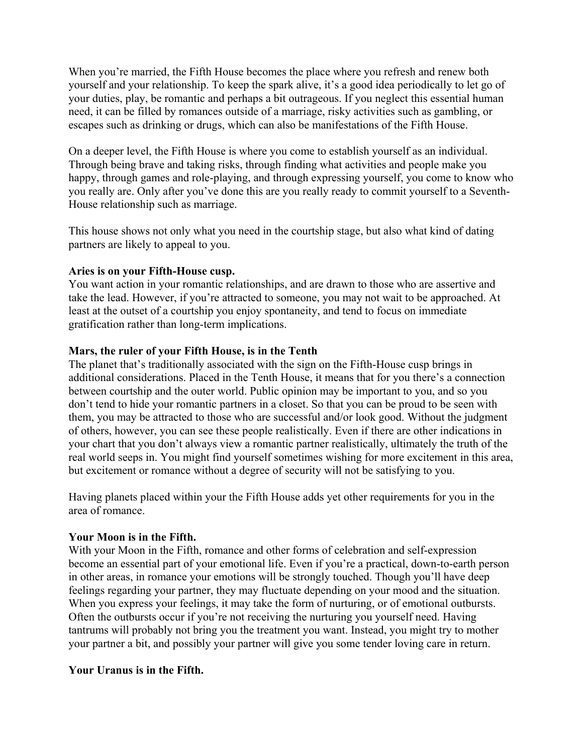When you're married, the Fifth House becomes the place where you refresh and renew both yourself and your relationship. To keep the spark alive, it's a good idea periodically to let go of your duties, play, be romantic and perhaps a bit outrageous. If you neglect this essential human need, it can be filled by romances outside of a marriage, risky activities such as gambling, or escapes such as drinking or drugs, which can also be manifestations of the Fifth House.

On a deeper level, the Fifth House is where you come to establish yourself as an individual. Through being brave and taking risks, through finding what activities and people make you happy, through games and role-playing, and through expressing yourself, you come to know who you really are. Only after you've done this are you really ready to commit yourself to a Seventh-House relationship such as marriage.

This house shows not only what you need in the courtship stage, but also what kind of dating partners are likely to appeal to you.

**Aries is on your Fifth-House cusp.**
You want action in your romantic relationships, and are drawn to those who are assertive and take the lead. However, if you're attracted to someone, you may not wait to be approached. At least at the outset of a courtship you enjoy spontaneity, and tend to focus on immediate gratification rather than long-term implications.

**Mars, the ruler of your Fifth House, is in the Tenth**
The planet that's traditionally associated with the sign on the Fifth-House cusp brings in additional considerations. Placed in the Tenth House, it means that for you there's a connection between courtship and the outer world. Public opinion may be important to you, and so you don't tend to hide your romantic partners in a closet. So that you can be proud to be seen with them, you may be attracted to those who are successful and/or look good. Without the judgment of others, however, you can see these people realistically. Even if there are other indications in your chart that you don't always view a romantic partner realistically, ultimately the truth of the real world seeps in. You might find yourself sometimes wishing for more excitement in this area, but excitement or romance without a degree of security will not be satisfying to you.

Having planets placed within your the Fifth House adds yet other requirements for you in the area of romance.

**Your Moon is in the Fifth.**
With your Moon in the Fifth, romance and other forms of celebration and self-expression become an essential part of your emotional life. Even if you're a practical, down-to-earth person in other areas, in romance your emotions will be strongly touched. Though you'll have deep feelings regarding your partner, they may fluctuate depending on your mood and the situation. When you express your feelings, it may take the form of nurturing, or of emotional outbursts. Often the outbursts occur if you're not receiving the nurturing you yourself need. Having tantrums will probably not bring you the treatment you want. Instead, you might try to mother your partner a bit, and possibly your partner will give you some tender loving care in return.

**Your Uranus is in the Fifth.**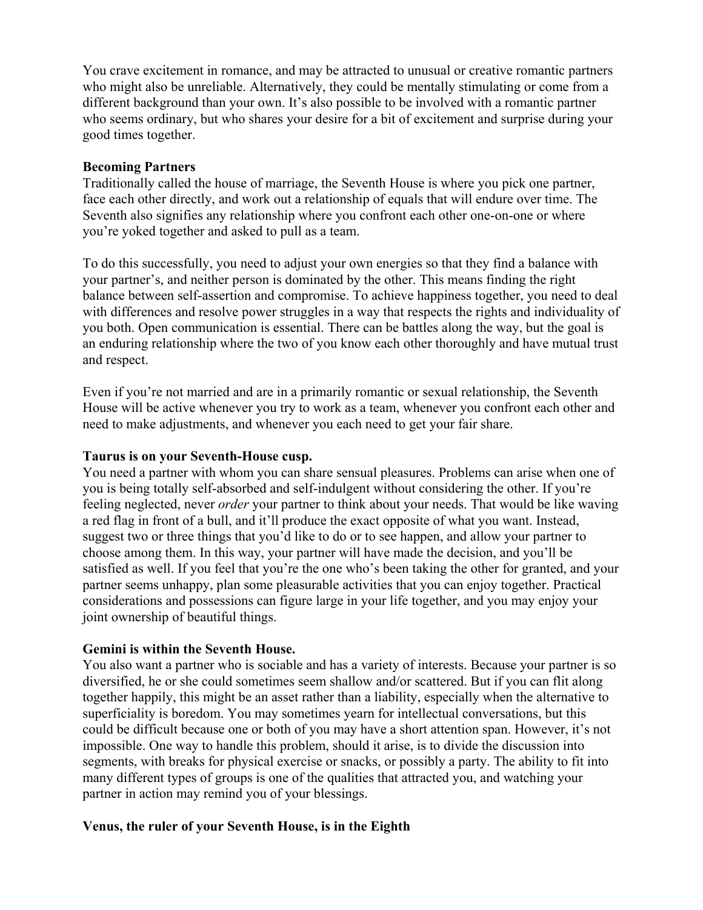You crave excitement in romance, and may be attracted to unusual or creative romantic partners who might also be unreliable. Alternatively, they could be mentally stimulating or come from a different background than your own. It's also possible to be involved with a romantic partner who seems ordinary, but who shares your desire for a bit of excitement and surprise during your good times together.

**Becoming Partners**

Traditionally called the house of marriage, the Seventh House is where you pick one partner, face each other directly, and work out a relationship of equals that will endure over time. The Seventh also signifies any relationship where you confront each other one-on-one or where you're yoked together and asked to pull as a team.

To do this successfully, you need to adjust your own energies so that they find a balance with your partner's, and neither person is dominated by the other. This means finding the right balance between self-assertion and compromise. To achieve happiness together, you need to deal with differences and resolve power struggles in a way that respects the rights and individuality of you both. Open communication is essential. There can be battles along the way, but the goal is an enduring relationship where the two of you know each other thoroughly and have mutual trust and respect.

Even if you're not married and are in a primarily romantic or sexual relationship, the Seventh House will be active whenever you try to work as a team, whenever you confront each other and need to make adjustments, and whenever you each need to get your fair share.

**Taurus is on your Seventh-House cusp.**

You need a partner with whom you can share sensual pleasures. Problems can arise when one of you is being totally self-absorbed and self-indulgent without considering the other. If you're feeling neglected, never *order* your partner to think about your needs. That would be like waving a red flag in front of a bull, and it'll produce the exact opposite of what you want. Instead, suggest two or three things that you'd like to do or to see happen, and allow your partner to choose among them. In this way, your partner will have made the decision, and you'll be satisfied as well. If you feel that you're the one who's been taking the other for granted, and your partner seems unhappy, plan some pleasurable activities that you can enjoy together. Practical considerations and possessions can figure large in your life together, and you may enjoy your joint ownership of beautiful things.

**Gemini is within the Seventh House.**

You also want a partner who is sociable and has a variety of interests. Because your partner is so diversified, he or she could sometimes seem shallow and/or scattered. But if you can flit along together happily, this might be an asset rather than a liability, especially when the alternative to superficiality is boredom. You may sometimes yearn for intellectual conversations, but this could be difficult because one or both of you may have a short attention span. However, it's not impossible. One way to handle this problem, should it arise, is to divide the discussion into segments, with breaks for physical exercise or snacks, or possibly a party. The ability to fit into many different types of groups is one of the qualities that attracted you, and watching your partner in action may remind you of your blessings.

**Venus, the ruler of your Seventh House, is in the Eighth**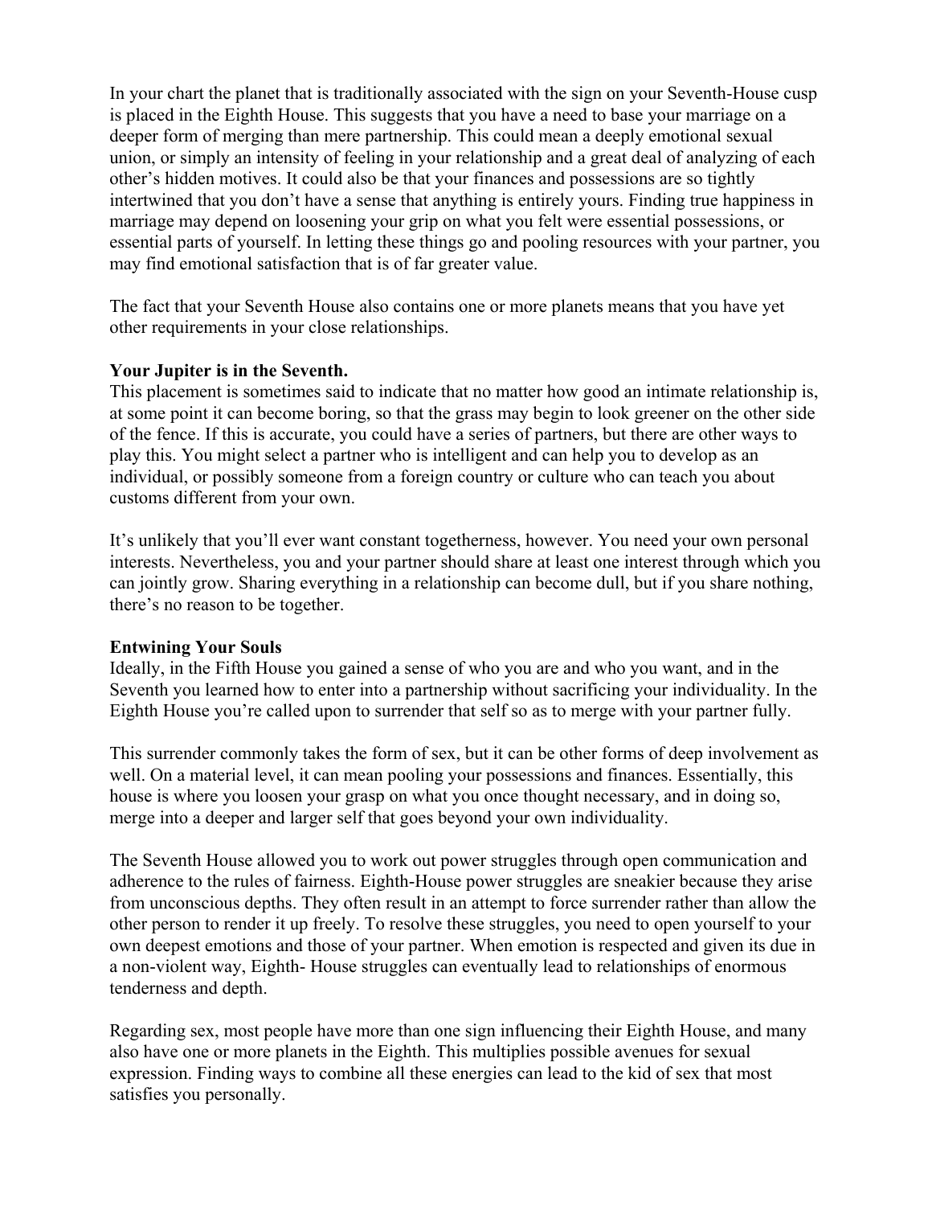In your chart the planet that is traditionally associated with the sign on your Seventh-House cusp is placed in the Eighth House. This suggests that you have a need to base your marriage on a deeper form of merging than mere partnership. This could mean a deeply emotional sexual union, or simply an intensity of feeling in your relationship and a great deal of analyzing of each other's hidden motives. It could also be that your finances and possessions are so tightly intertwined that you don't have a sense that anything is entirely yours. Finding true happiness in marriage may depend on loosening your grip on what you felt were essential possessions, or essential parts of yourself. In letting these things go and pooling resources with your partner, you may find emotional satisfaction that is of far greater value.

The fact that your Seventh House also contains one or more planets means that you have yet other requirements in your close relationships.

**Your Jupiter is in the Seventh.**
This placement is sometimes said to indicate that no matter how good an intimate relationship is, at some point it can become boring, so that the grass may begin to look greener on the other side of the fence. If this is accurate, you could have a series of partners, but there are other ways to play this. You might select a partner who is intelligent and can help you to develop as an individual, or possibly someone from a foreign country or culture who can teach you about customs different from your own.

It's unlikely that you'll ever want constant togetherness, however. You need your own personal interests. Nevertheless, you and your partner should share at least one interest through which you can jointly grow. Sharing everything in a relationship can become dull, but if you share nothing, there's no reason to be together.

**Entwining Your Souls**
Ideally, in the Fifth House you gained a sense of who you are and who you want, and in the Seventh you learned how to enter into a partnership without sacrificing your individuality. In the Eighth House you're called upon to surrender that self so as to merge with your partner fully.

This surrender commonly takes the form of sex, but it can be other forms of deep involvement as well. On a material level, it can mean pooling your possessions and finances. Essentially, this house is where you loosen your grasp on what you once thought necessary, and in doing so, merge into a deeper and larger self that goes beyond your own individuality.

The Seventh House allowed you to work out power struggles through open communication and adherence to the rules of fairness. Eighth-House power struggles are sneakier because they arise from unconscious depths. They often result in an attempt to force surrender rather than allow the other person to render it up freely. To resolve these struggles, you need to open yourself to your own deepest emotions and those of your partner. When emotion is respected and given its due in a non-violent way, Eighth- House struggles can eventually lead to relationships of enormous tenderness and depth.

Regarding sex, most people have more than one sign influencing their Eighth House, and many also have one or more planets in the Eighth. This multiplies possible avenues for sexual expression. Finding ways to combine all these energies can lead to the kid of sex that most satisfies you personally.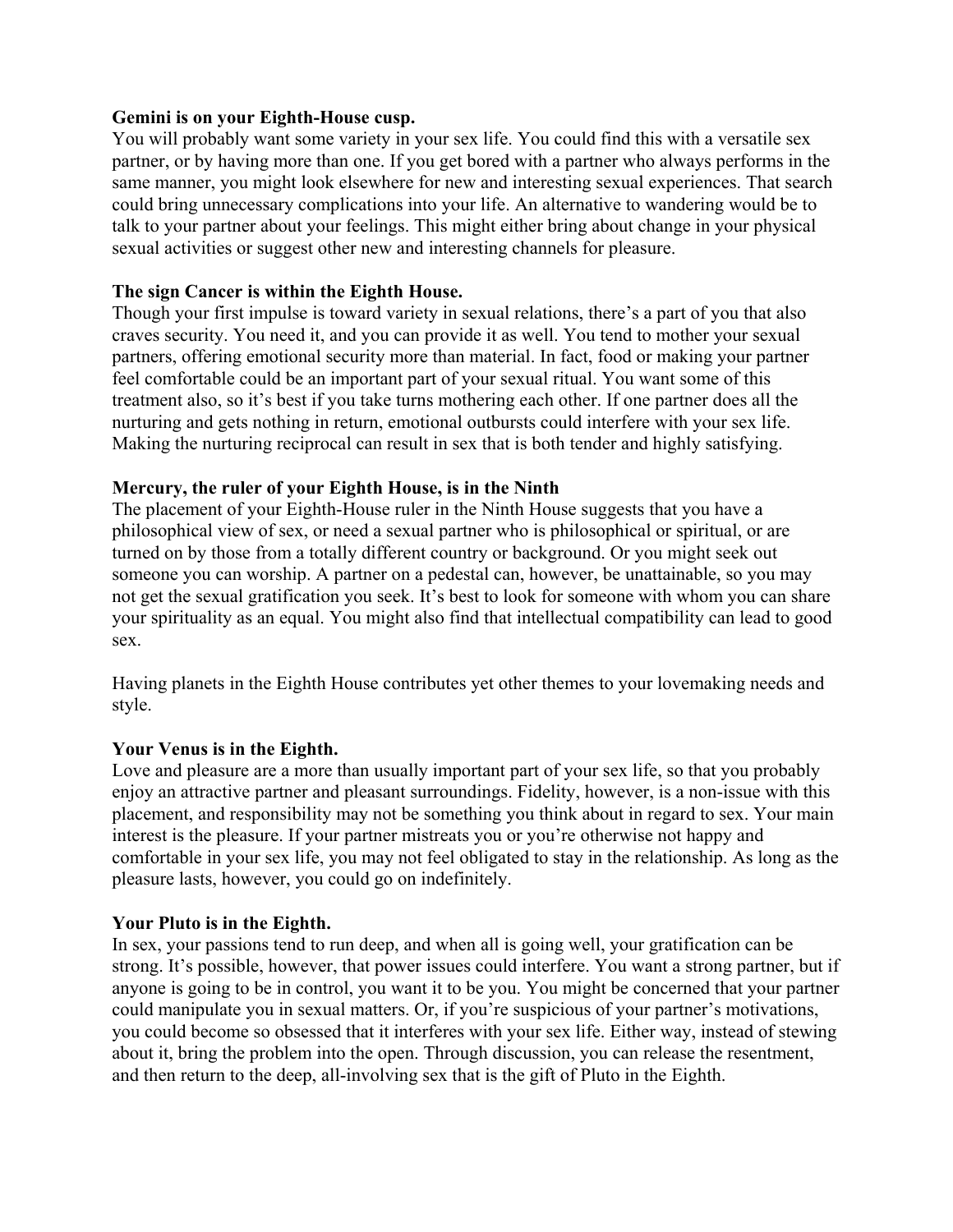**Gemini is on your Eighth-House cusp.**

You will probably want some variety in your sex life. You could find this with a versatile sex partner, or by having more than one. If you get bored with a partner who always performs in the same manner, you might look elsewhere for new and interesting sexual experiences. That search could bring unnecessary complications into your life. An alternative to wandering would be to talk to your partner about your feelings. This might either bring about change in your physical sexual activities or suggest other new and interesting channels for pleasure.

**The sign Cancer is within the Eighth House.**

Though your first impulse is toward variety in sexual relations, there's a part of you that also craves security. You need it, and you can provide it as well. You tend to mother your sexual partners, offering emotional security more than material. In fact, food or making your partner feel comfortable could be an important part of your sexual ritual. You want some of this treatment also, so it's best if you take turns mothering each other. If one partner does all the nurturing and gets nothing in return, emotional outbursts could interfere with your sex life. Making the nurturing reciprocal can result in sex that is both tender and highly satisfying.

**Mercury, the ruler of your Eighth House, is in the Ninth**

The placement of your Eighth-House ruler in the Ninth House suggests that you have a philosophical view of sex, or need a sexual partner who is philosophical or spiritual, or are turned on by those from a totally different country or background. Or you might seek out someone you can worship. A partner on a pedestal can, however, be unattainable, so you may not get the sexual gratification you seek. It's best to look for someone with whom you can share your spirituality as an equal. You might also find that intellectual compatibility can lead to good sex.

Having planets in the Eighth House contributes yet other themes to your lovemaking needs and style.

**Your Venus is in the Eighth.**

Love and pleasure are a more than usually important part of your sex life, so that you probably enjoy an attractive partner and pleasant surroundings. Fidelity, however, is a non-issue with this placement, and responsibility may not be something you think about in regard to sex. Your main interest is the pleasure. If your partner mistreats you or you're otherwise not happy and comfortable in your sex life, you may not feel obligated to stay in the relationship. As long as the pleasure lasts, however, you could go on indefinitely.

**Your Pluto is in the Eighth.**

In sex, your passions tend to run deep, and when all is going well, your gratification can be strong. It's possible, however, that power issues could interfere. You want a strong partner, but if anyone is going to be in control, you want it to be you. You might be concerned that your partner could manipulate you in sexual matters. Or, if you're suspicious of your partner's motivations, you could become so obsessed that it interferes with your sex life. Either way, instead of stewing about it, bring the problem into the open. Through discussion, you can release the resentment, and then return to the deep, all-involving sex that is the gift of Pluto in the Eighth.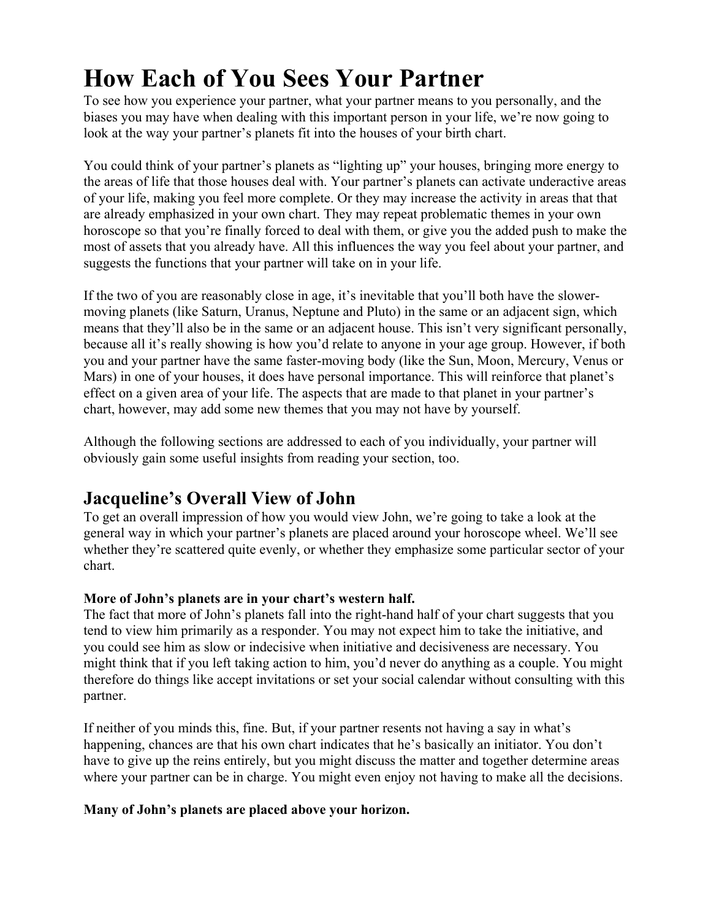# How Each of You Sees Your Partner

To see how you experience your partner, what your partner means to you personally, and the biases you may have when dealing with this important person in your life, we're now going to look at the way your partner's planets fit into the houses of your birth chart.

You could think of your partner's planets as "lighting up" your houses, bringing more energy to the areas of life that those houses deal with. Your partner's planets can activate underactive areas of your life, making you feel more complete. Or they may increase the activity in areas that that are already emphasized in your own chart. They may repeat problematic themes in your own horoscope so that you're finally forced to deal with them, or give you the added push to make the most of assets that you already have. All this influences the way you feel about your partner, and suggests the functions that your partner will take on in your life.

If the two of you are reasonably close in age, it's inevitable that you'll both have the slower-moving planets (like Saturn, Uranus, Neptune and Pluto) in the same or an adjacent sign, which means that they'll also be in the same or an adjacent house. This isn't very significant personally, because all it's really showing is how you'd relate to anyone in your age group. However, if both you and your partner have the same faster-moving body (like the Sun, Moon, Mercury, Venus or Mars) in one of your houses, it does have personal importance. This will reinforce that planet's effect on a given area of your life. The aspects that are made to that planet in your partner's chart, however, may add some new themes that you may not have by yourself.

Although the following sections are addressed to each of you individually, your partner will obviously gain some useful insights from reading your section, too.

## Jacqueline's Overall View of John

To get an overall impression of how you would view John, we're going to take a look at the general way in which your partner's planets are placed around your horoscope wheel. We'll see whether they're scattered quite evenly, or whether they emphasize some particular sector of your chart.

**More of John's planets are in your chart's western half.**

The fact that more of John's planets fall into the right-hand half of your chart suggests that you tend to view him primarily as a responder. You may not expect him to take the initiative, and you could see him as slow or indecisive when initiative and decisiveness are necessary. You might think that if you left taking action to him, you'd never do anything as a couple. You might therefore do things like accept invitations or set your social calendar without consulting with this partner.

If neither of you minds this, fine. But, if your partner resents not having a say in what's happening, chances are that his own chart indicates that he's basically an initiator. You don't have to give up the reins entirely, but you might discuss the matter and together determine areas where your partner can be in charge. You might even enjoy not having to make all the decisions.

**Many of John's planets are placed above your horizon.**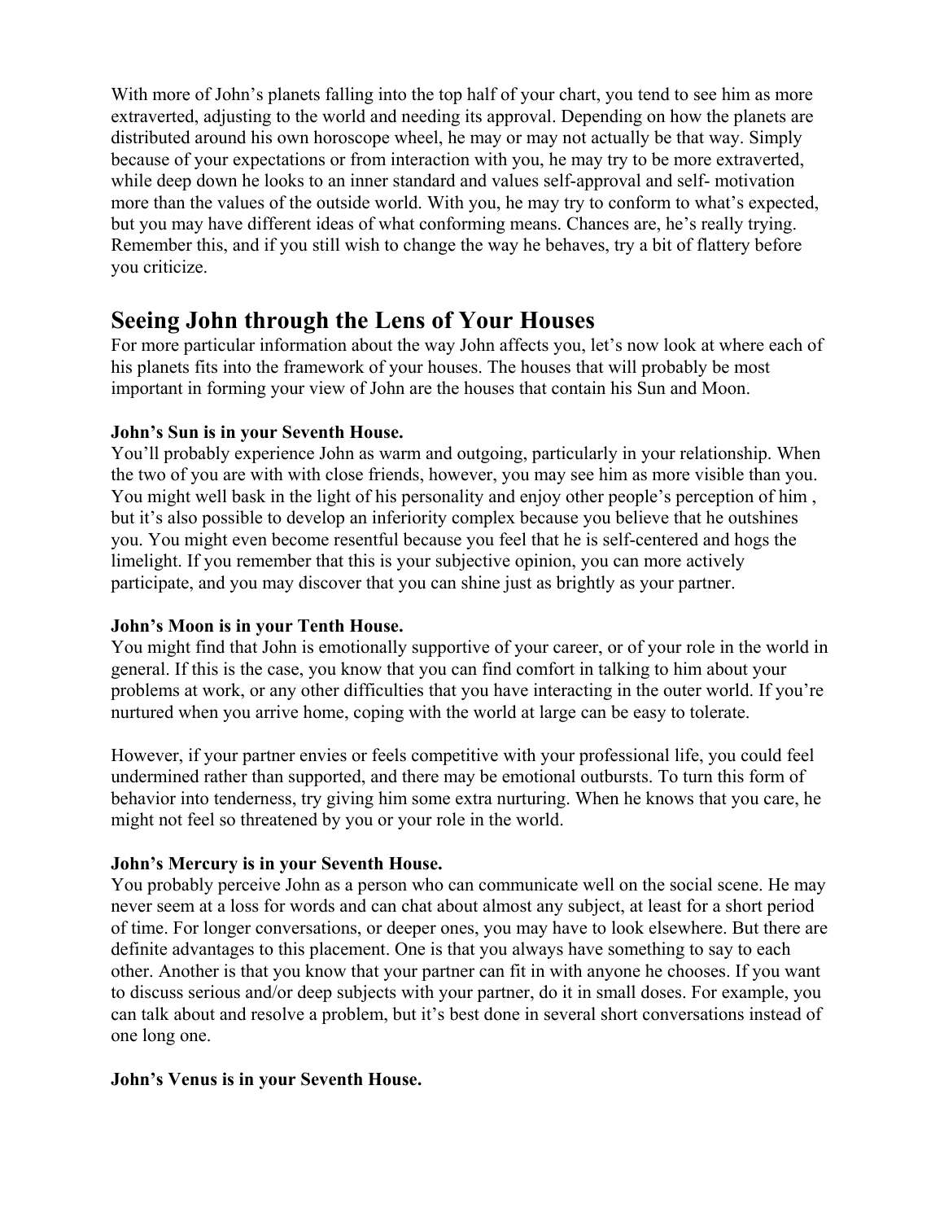With more of John's planets falling into the top half of your chart, you tend to see him as more extraverted, adjusting to the world and needing its approval. Depending on how the planets are distributed around his own horoscope wheel, he may or may not actually be that way. Simply because of your expectations or from interaction with you, he may try to be more extraverted, while deep down he looks to an inner standard and values self-approval and self- motivation more than the values of the outside world. With you, he may try to conform to what's expected, but you may have different ideas of what conforming means. Chances are, he's really trying. Remember this, and if you still wish to change the way he behaves, try a bit of flattery before you criticize.

## Seeing John through the Lens of Your Houses

For more particular information about the way John affects you, let's now look at where each of his planets fits into the framework of your houses. The houses that will probably be most important in forming your view of John are the houses that contain his Sun and Moon.

**John's Sun is in your Seventh House.**

You'll probably experience John as warm and outgoing, particularly in your relationship. When the two of you are with with close friends, however, you may see him as more visible than you. You might well bask in the light of his personality and enjoy other people's perception of him , but it's also possible to develop an inferiority complex because you believe that he outshines you. You might even become resentful because you feel that he is self-centered and hogs the limelight. If you remember that this is your subjective opinion, you can more actively participate, and you may discover that you can shine just as brightly as your partner.

**John's Moon is in your Tenth House.**

You might find that John is emotionally supportive of your career, or of your role in the world in general. If this is the case, you know that you can find comfort in talking to him about your problems at work, or any other difficulties that you have interacting in the outer world. If you're nurtured when you arrive home, coping with the world at large can be easy to tolerate.

However, if your partner envies or feels competitive with your professional life, you could feel undermined rather than supported, and there may be emotional outbursts. To turn this form of behavior into tenderness, try giving him some extra nurturing. When he knows that you care, he might not feel so threatened by you or your role in the world.

**John's Mercury is in your Seventh House.**

You probably perceive John as a person who can communicate well on the social scene. He may never seem at a loss for words and can chat about almost any subject, at least for a short period of time. For longer conversations, or deeper ones, you may have to look elsewhere. But there are definite advantages to this placement. One is that you always have something to say to each other. Another is that you know that your partner can fit in with anyone he chooses. If you want to discuss serious and/or deep subjects with your partner, do it in small doses. For example, you can talk about and resolve a problem, but it's best done in several short conversations instead of one long one.

**John's Venus is in your Seventh House.**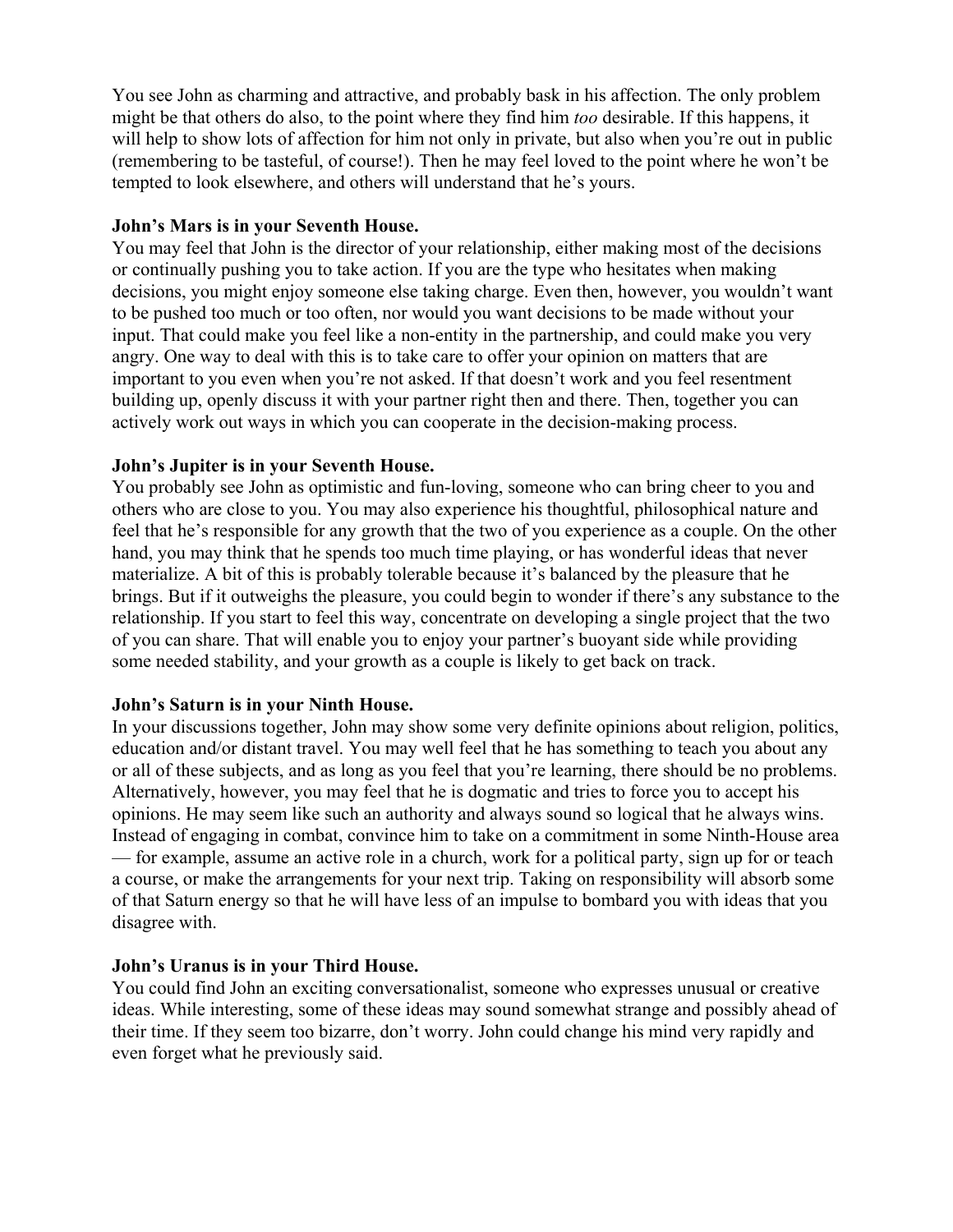You see John as charming and attractive, and probably bask in his affection. The only problem might be that others do also, to the point where they find him *too* desirable. If this happens, it will help to show lots of affection for him not only in private, but also when you're out in public (remembering to be tasteful, of course!). Then he may feel loved to the point where he won't be tempted to look elsewhere, and others will understand that he's yours.

**John's Mars is in your Seventh House.**
You may feel that John is the director of your relationship, either making most of the decisions or continually pushing you to take action. If you are the type who hesitates when making decisions, you might enjoy someone else taking charge. Even then, however, you wouldn't want to be pushed too much or too often, nor would you want decisions to be made without your input. That could make you feel like a non-entity in the partnership, and could make you very angry. One way to deal with this is to take care to offer your opinion on matters that are important to you even when you're not asked. If that doesn't work and you feel resentment building up, openly discuss it with your partner right then and there. Then, together you can actively work out ways in which you can cooperate in the decision-making process.

**John's Jupiter is in your Seventh House.**
You probably see John as optimistic and fun-loving, someone who can bring cheer to you and others who are close to you. You may also experience his thoughtful, philosophical nature and feel that he's responsible for any growth that the two of you experience as a couple. On the other hand, you may think that he spends too much time playing, or has wonderful ideas that never materialize. A bit of this is probably tolerable because it's balanced by the pleasure that he brings. But if it outweighs the pleasure, you could begin to wonder if there's any substance to the relationship. If you start to feel this way, concentrate on developing a single project that the two of you can share. That will enable you to enjoy your partner's buoyant side while providing some needed stability, and your growth as a couple is likely to get back on track.

**John's Saturn is in your Ninth House.**
In your discussions together, John may show some very definite opinions about religion, politics, education and/or distant travel. You may well feel that he has something to teach you about any or all of these subjects, and as long as you feel that you're learning, there should be no problems. Alternatively, however, you may feel that he is dogmatic and tries to force you to accept his opinions. He may seem like such an authority and always sound so logical that he always wins. Instead of engaging in combat, convince him to take on a commitment in some Ninth-House area — for example, assume an active role in a church, work for a political party, sign up for or teach a course, or make the arrangements for your next trip. Taking on responsibility will absorb some of that Saturn energy so that he will have less of an impulse to bombard you with ideas that you disagree with.

**John's Uranus is in your Third House.**
You could find John an exciting conversationalist, someone who expresses unusual or creative ideas. While interesting, some of these ideas may sound somewhat strange and possibly ahead of their time. If they seem too bizarre, don't worry. John could change his mind very rapidly and even forget what he previously said.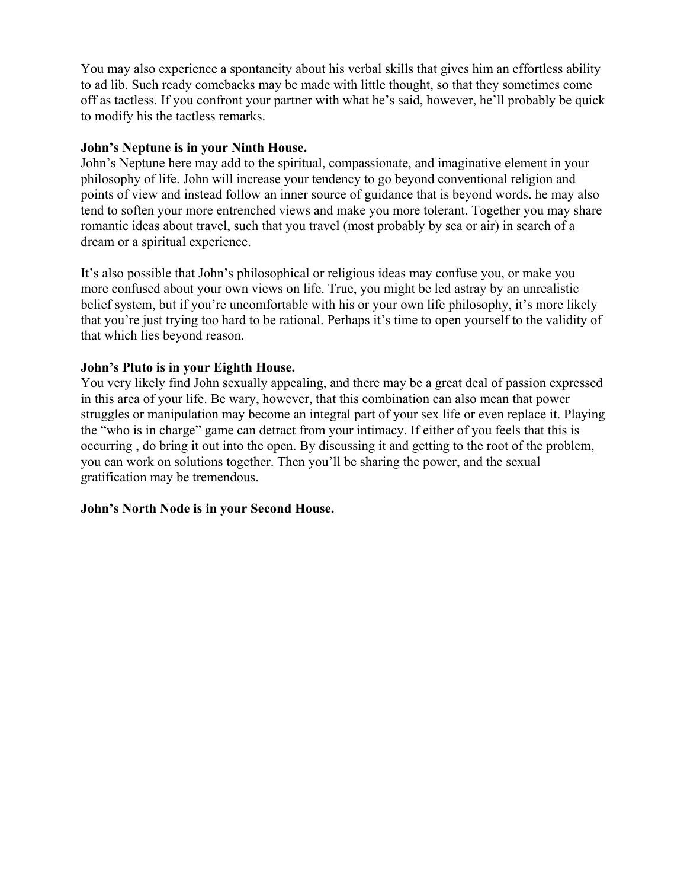You may also experience a spontaneity about his verbal skills that gives him an effortless ability to ad lib. Such ready comebacks may be made with little thought, so that they sometimes come off as tactless. If you confront your partner with what he's said, however, he'll probably be quick to modify his the tactless remarks.

**John's Neptune is in your Ninth House.**
John's Neptune here may add to the spiritual, compassionate, and imaginative element in your philosophy of life. John will increase your tendency to go beyond conventional religion and points of view and instead follow an inner source of guidance that is beyond words. he may also tend to soften your more entrenched views and make you more tolerant. Together you may share romantic ideas about travel, such that you travel (most probably by sea or air) in search of a dream or a spiritual experience.

It's also possible that John's philosophical or religious ideas may confuse you, or make you more confused about your own views on life. True, you might be led astray by an unrealistic belief system, but if you're uncomfortable with his or your own life philosophy, it's more likely that you're just trying too hard to be rational. Perhaps it's time to open yourself to the validity of that which lies beyond reason.

**John's Pluto is in your Eighth House.**
You very likely find John sexually appealing, and there may be a great deal of passion expressed in this area of your life. Be wary, however, that this combination can also mean that power struggles or manipulation may become an integral part of your sex life or even replace it. Playing the "who is in charge" game can detract from your intimacy. If either of you feels that this is occurring , do bring it out into the open. By discussing it and getting to the root of the problem, you can work on solutions together. Then you'll be sharing the power, and the sexual gratification may be tremendous.

**John's North Node is in your Second House.**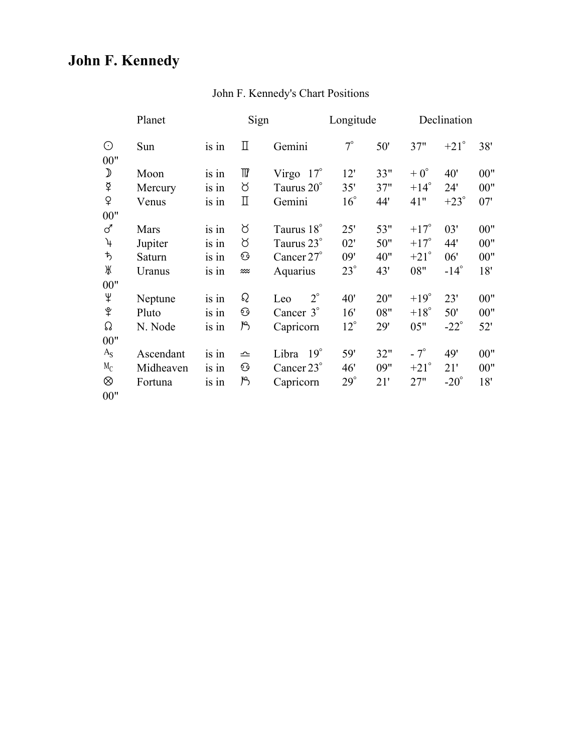# John F. Kennedy

John F. Kennedy's Chart Positions

| | Planet | | Sign | | Longitude | | | Declination | | |
|---|---|---|---|---|---|---|---|---|---|---|
| ☉ | Sun | is in | ♊ | Gemini | 7° | 50' | 37" | +21° | 38' | 00" |
| ☽ | Moon | is in | ♍ | Virgo | 17° | 12' | 33" | + 0° | 40' | 00" |
| ☿ | Mercury | is in | ♉ | Taurus | 20° | 35' | 37" | +14° | 24' | 00" |
| ♀ | Venus | is in | ♊ | Gemini | 16° | 44' | 41" | +23° | 07' | 00" |
| ♂ | Mars | is in | ♉ | Taurus | 18° | 25' | 53" | +17° | 03' | 00" |
| ♃ | Jupiter | is in | ♉ | Taurus | 23° | 02' | 50" | +17° | 44' | 00" |
| ♄ | Saturn | is in | ♋ | Cancer | 27° | 09' | 40" | +21° | 06' | 00" |
| ♅ | Uranus | is in | ♒ | Aquarius | 23° | 43' | 08" | -14° | 18' | 00" |
| ♆ | Neptune | is in | ♌ | Leo | 2° | 40' | 20" | +19° | 23' | 00" |
| ♇ | Pluto | is in | ♋ | Cancer | 3° | 16' | 08" | +18° | 50' | 00" |
| ☊ | N. Node | is in | ♑ | Capricorn | 12° | 29' | 05" | -22° | 52' | 00" |
| As | Ascendant | is in | ♎ | Libra | 19° | 59' | 32" | - 7° | 49' | 00" |
| Mc | Midheaven | is in | ♋ | Cancer | 23° | 46' | 09" | +21° | 21' | 00" |
| ⊗ | Fortuna | is in | ♑ | Capricorn | 29° | 21' | 27" | -20° | 18' | 00" |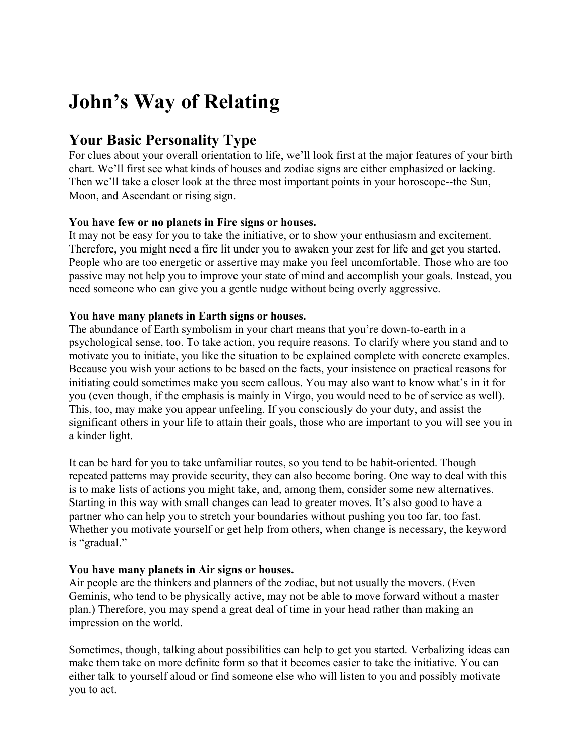# John’s Way of Relating

## Your Basic Personality Type

For clues about your overall orientation to life, we’ll look first at the major features of your birth chart. We’ll first see what kinds of houses and zodiac signs are either emphasized or lacking. Then we’ll take a closer look at the three most important points in your horoscope--the Sun, Moon, and Ascendant or rising sign.

**You have few or no planets in Fire signs or houses.**
It may not be easy for you to take the initiative, or to show your enthusiasm and excitement. Therefore, you might need a fire lit under you to awaken your zest for life and get you started. People who are too energetic or assertive may make you feel uncomfortable. Those who are too passive may not help you to improve your state of mind and accomplish your goals. Instead, you need someone who can give you a gentle nudge without being overly aggressive.

**You have many planets in Earth signs or houses.**
The abundance of Earth symbolism in your chart means that you’re down-to-earth in a psychological sense, too. To take action, you require reasons. To clarify where you stand and to motivate you to initiate, you like the situation to be explained complete with concrete examples. Because you wish your actions to be based on the facts, your insistence on practical reasons for initiating could sometimes make you seem callous. You may also want to know what’s in it for you (even though, if the emphasis is mainly in Virgo, you would need to be of service as well). This, too, may make you appear unfeeling. If you consciously do your duty, and assist the significant others in your life to attain their goals, those who are important to you will see you in a kinder light.

It can be hard for you to take unfamiliar routes, so you tend to be habit-oriented. Though repeated patterns may provide security, they can also become boring. One way to deal with this is to make lists of actions you might take, and, among them, consider some new alternatives. Starting in this way with small changes can lead to greater moves. It’s also good to have a partner who can help you to stretch your boundaries without pushing you too far, too fast. Whether you motivate yourself or get help from others, when change is necessary, the keyword is “gradual.”

**You have many planets in Air signs or houses.**
Air people are the thinkers and planners of the zodiac, but not usually the movers. (Even Geminis, who tend to be physically active, may not be able to move forward without a master plan.) Therefore, you may spend a great deal of time in your head rather than making an impression on the world.

Sometimes, though, talking about possibilities can help to get you started. Verbalizing ideas can make them take on more definite form so that it becomes easier to take the initiative. You can either talk to yourself aloud or find someone else who will listen to you and possibly motivate you to act.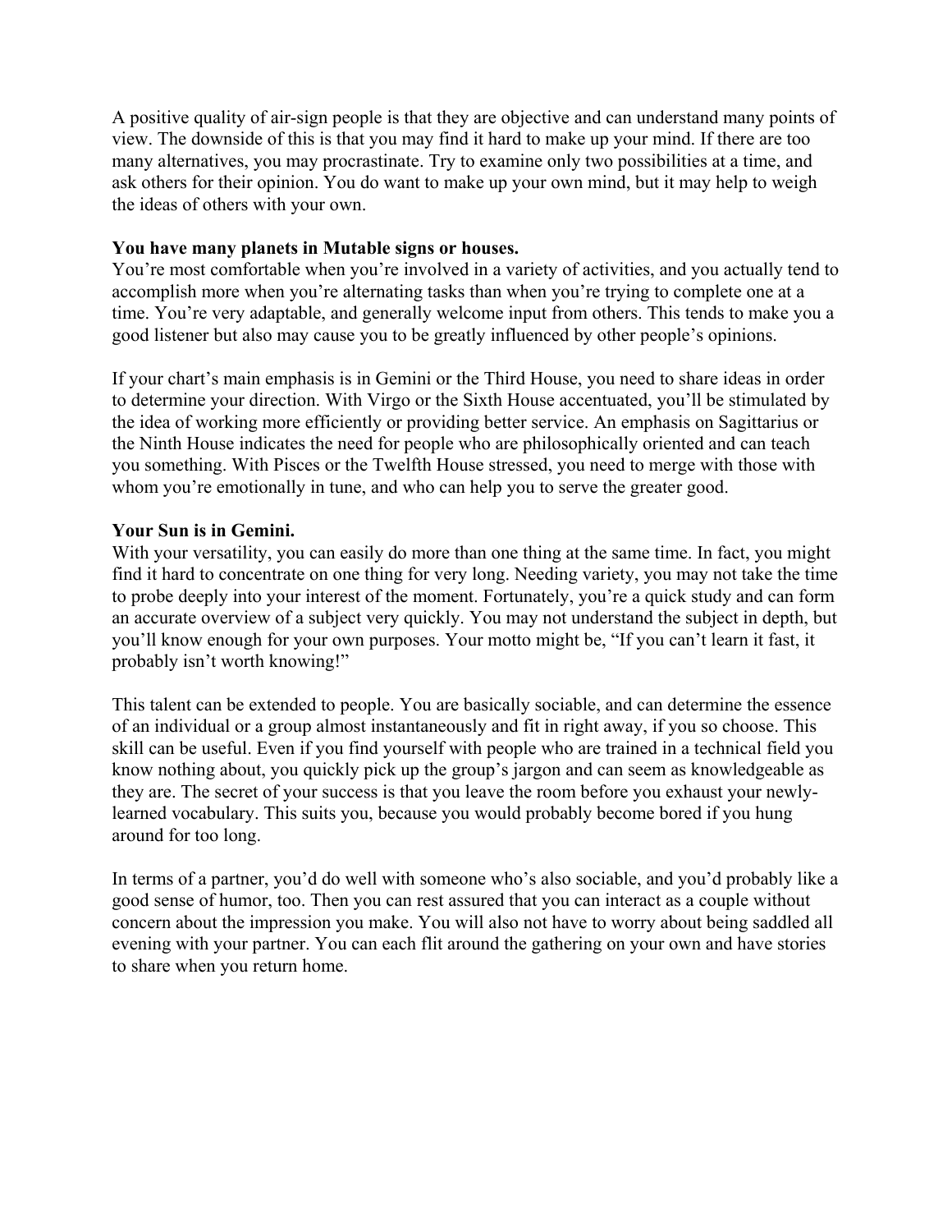A positive quality of air-sign people is that they are objective and can understand many points of view. The downside of this is that you may find it hard to make up your mind. If there are too many alternatives, you may procrastinate. Try to examine only two possibilities at a time, and ask others for their opinion. You do want to make up your own mind, but it may help to weigh the ideas of others with your own.

**You have many planets in Mutable signs or houses.**

You're most comfortable when you're involved in a variety of activities, and you actually tend to accomplish more when you're alternating tasks than when you're trying to complete one at a time. You're very adaptable, and generally welcome input from others. This tends to make you a good listener but also may cause you to be greatly influenced by other people's opinions.

If your chart's main emphasis is in Gemini or the Third House, you need to share ideas in order to determine your direction. With Virgo or the Sixth House accentuated, you'll be stimulated by the idea of working more efficiently or providing better service. An emphasis on Sagittarius or the Ninth House indicates the need for people who are philosophically oriented and can teach you something. With Pisces or the Twelfth House stressed, you need to merge with those with whom you're emotionally in tune, and who can help you to serve the greater good.

**Your Sun is in Gemini.**

With your versatility, you can easily do more than one thing at the same time. In fact, you might find it hard to concentrate on one thing for very long. Needing variety, you may not take the time to probe deeply into your interest of the moment. Fortunately, you're a quick study and can form an accurate overview of a subject very quickly. You may not understand the subject in depth, but you'll know enough for your own purposes. Your motto might be, "If you can't learn it fast, it probably isn't worth knowing!"

This talent can be extended to people. You are basically sociable, and can determine the essence of an individual or a group almost instantaneously and fit in right away, if you so choose. This skill can be useful. Even if you find yourself with people who are trained in a technical field you know nothing about, you quickly pick up the group's jargon and can seem as knowledgeable as they are. The secret of your success is that you leave the room before you exhaust your newly-learned vocabulary. This suits you, because you would probably become bored if you hung around for too long.

In terms of a partner, you'd do well with someone who's also sociable, and you'd probably like a good sense of humor, too. Then you can rest assured that you can interact as a couple without concern about the impression you make. You will also not have to worry about being saddled all evening with your partner. You can each flit around the gathering on your own and have stories to share when you return home.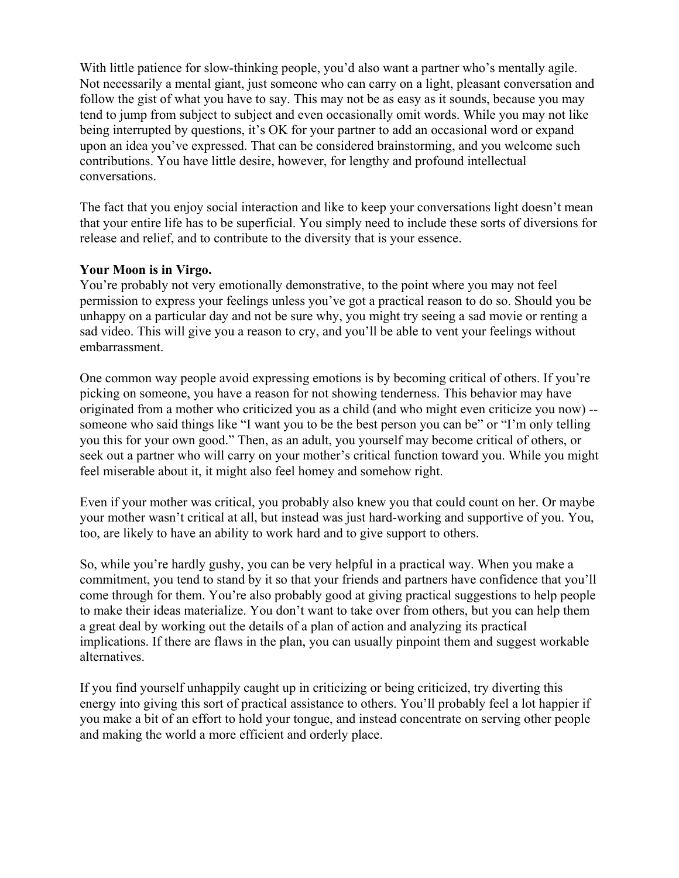With little patience for slow-thinking people, you'd also want a partner who's mentally agile. Not necessarily a mental giant, just someone who can carry on a light, pleasant conversation and follow the gist of what you have to say. This may not be as easy as it sounds, because you may tend to jump from subject to subject and even occasionally omit words. While you may not like being interrupted by questions, it's OK for your partner to add an occasional word or expand upon an idea you've expressed. That can be considered brainstorming, and you welcome such contributions. You have little desire, however, for lengthy and profound intellectual conversations.

The fact that you enjoy social interaction and like to keep your conversations light doesn't mean that your entire life has to be superficial. You simply need to include these sorts of diversions for release and relief, and to contribute to the diversity that is your essence.

**Your Moon is in Virgo.**

You're probably not very emotionally demonstrative, to the point where you may not feel permission to express your feelings unless you've got a practical reason to do so. Should you be unhappy on a particular day and not be sure why, you might try seeing a sad movie or renting a sad video. This will give you a reason to cry, and you'll be able to vent your feelings without embarrassment.

One common way people avoid expressing emotions is by becoming critical of others. If you're picking on someone, you have a reason for not showing tenderness. This behavior may have originated from a mother who criticized you as a child (and who might even criticize you now) -- someone who said things like "I want you to be the best person you can be" or "I'm only telling you this for your own good." Then, as an adult, you yourself may become critical of others, or seek out a partner who will carry on your mother's critical function toward you. While you might feel miserable about it, it might also feel homey and somehow right.

Even if your mother was critical, you probably also knew you that could count on her. Or maybe your mother wasn't critical at all, but instead was just hard-working and supportive of you. You, too, are likely to have an ability to work hard and to give support to others.

So, while you're hardly gushy, you can be very helpful in a practical way. When you make a commitment, you tend to stand by it so that your friends and partners have confidence that you'll come through for them. You're also probably good at giving practical suggestions to help people to make their ideas materialize. You don't want to take over from others, but you can help them a great deal by working out the details of a plan of action and analyzing its practical implications. If there are flaws in the plan, you can usually pinpoint them and suggest workable alternatives.

If you find yourself unhappily caught up in criticizing or being criticized, try diverting this energy into giving this sort of practical assistance to others. You'll probably feel a lot happier if you make a bit of an effort to hold your tongue, and instead concentrate on serving other people and making the world a more efficient and orderly place.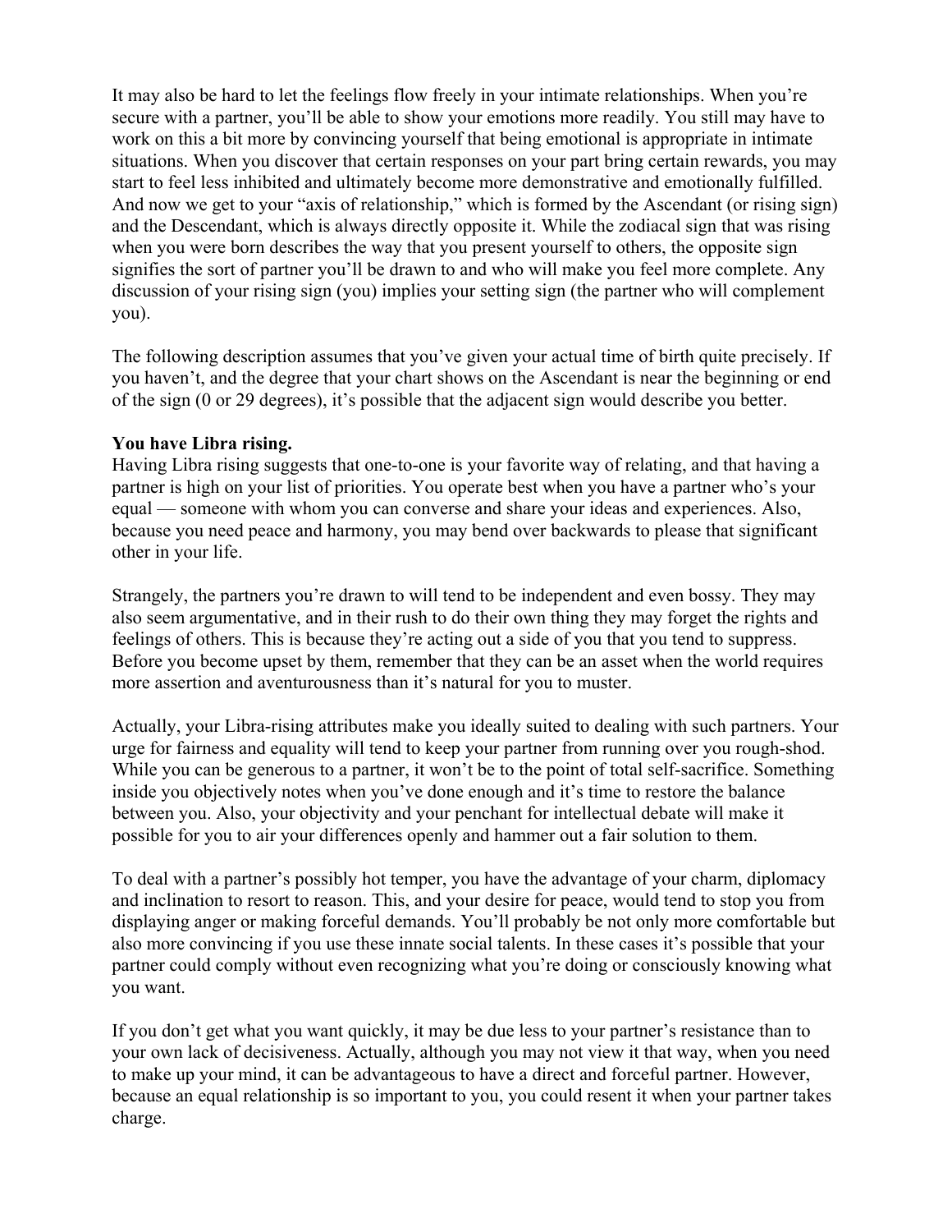It may also be hard to let the feelings flow freely in your intimate relationships. When you're secure with a partner, you'll be able to show your emotions more readily. You still may have to work on this a bit more by convincing yourself that being emotional is appropriate in intimate situations. When you discover that certain responses on your part bring certain rewards, you may start to feel less inhibited and ultimately become more demonstrative and emotionally fulfilled. And now we get to your "axis of relationship," which is formed by the Ascendant (or rising sign) and the Descendant, which is always directly opposite it. While the zodiacal sign that was rising when you were born describes the way that you present yourself to others, the opposite sign signifies the sort of partner you'll be drawn to and who will make you feel more complete. Any discussion of your rising sign (you) implies your setting sign (the partner who will complement you).

The following description assumes that you've given your actual time of birth quite precisely. If you haven't, and the degree that your chart shows on the Ascendant is near the beginning or end of the sign (0 or 29 degrees), it's possible that the adjacent sign would describe you better.

**You have Libra rising.**
Having Libra rising suggests that one-to-one is your favorite way of relating, and that having a partner is high on your list of priorities. You operate best when you have a partner who's your equal — someone with whom you can converse and share your ideas and experiences. Also, because you need peace and harmony, you may bend over backwards to please that significant other in your life.

Strangely, the partners you're drawn to will tend to be independent and even bossy. They may also seem argumentative, and in their rush to do their own thing they may forget the rights and feelings of others. This is because they're acting out a side of you that you tend to suppress. Before you become upset by them, remember that they can be an asset when the world requires more assertion and aventurousness than it's natural for you to muster.

Actually, your Libra-rising attributes make you ideally suited to dealing with such partners. Your urge for fairness and equality will tend to keep your partner from running over you rough-shod. While you can be generous to a partner, it won't be to the point of total self-sacrifice. Something inside you objectively notes when you've done enough and it's time to restore the balance between you. Also, your objectivity and your penchant for intellectual debate will make it possible for you to air your differences openly and hammer out a fair solution to them.

To deal with a partner's possibly hot temper, you have the advantage of your charm, diplomacy and inclination to resort to reason. This, and your desire for peace, would tend to stop you from displaying anger or making forceful demands. You'll probably be not only more comfortable but also more convincing if you use these innate social talents. In these cases it's possible that your partner could comply without even recognizing what you're doing or consciously knowing what you want.

If you don't get what you want quickly, it may be due less to your partner's resistance than to your own lack of decisiveness. Actually, although you may not view it that way, when you need to make up your mind, it can be advantageous to have a direct and forceful partner. However, because an equal relationship is so important to you, you could resent it when your partner takes charge.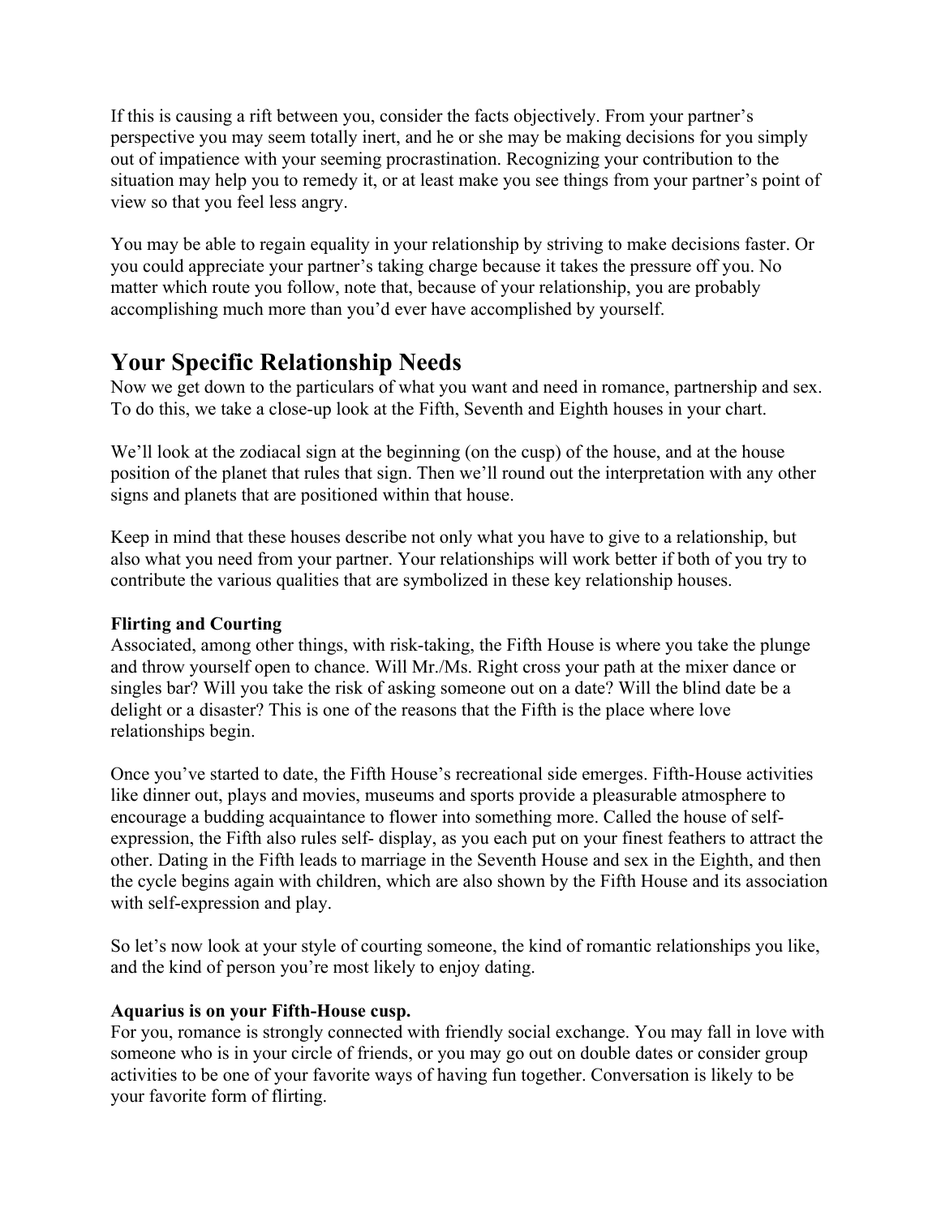If this is causing a rift between you, consider the facts objectively. From your partner's perspective you may seem totally inert, and he or she may be making decisions for you simply out of impatience with your seeming procrastination. Recognizing your contribution to the situation may help you to remedy it, or at least make you see things from your partner's point of view so that you feel less angry.

You may be able to regain equality in your relationship by striving to make decisions faster. Or you could appreciate your partner's taking charge because it takes the pressure off you. No matter which route you follow, note that, because of your relationship, you are probably accomplishing much more than you'd ever have accomplished by yourself.

## Your Specific Relationship Needs

Now we get down to the particulars of what you want and need in romance, partnership and sex. To do this, we take a close-up look at the Fifth, Seventh and Eighth houses in your chart.

We'll look at the zodiacal sign at the beginning (on the cusp) of the house, and at the house position of the planet that rules that sign. Then we'll round out the interpretation with any other signs and planets that are positioned within that house.

Keep in mind that these houses describe not only what you have to give to a relationship, but also what you need from your partner. Your relationships will work better if both of you try to contribute the various qualities that are symbolized in these key relationship houses.

**Flirting and Courting**

Associated, among other things, with risk-taking, the Fifth House is where you take the plunge and throw yourself open to chance. Will Mr./Ms. Right cross your path at the mixer dance or singles bar? Will you take the risk of asking someone out on a date? Will the blind date be a delight or a disaster? This is one of the reasons that the Fifth is the place where love relationships begin.

Once you've started to date, the Fifth House's recreational side emerges. Fifth-House activities like dinner out, plays and movies, museums and sports provide a pleasurable atmosphere to encourage a budding acquaintance to flower into something more. Called the house of self-expression, the Fifth also rules self- display, as you each put on your finest feathers to attract the other. Dating in the Fifth leads to marriage in the Seventh House and sex in the Eighth, and then the cycle begins again with children, which are also shown by the Fifth House and its association with self-expression and play.

So let's now look at your style of courting someone, the kind of romantic relationships you like, and the kind of person you're most likely to enjoy dating.

**Aquarius is on your Fifth-House cusp.**

For you, romance is strongly connected with friendly social exchange. You may fall in love with someone who is in your circle of friends, or you may go out on double dates or consider group activities to be one of your favorite ways of having fun together. Conversation is likely to be your favorite form of flirting.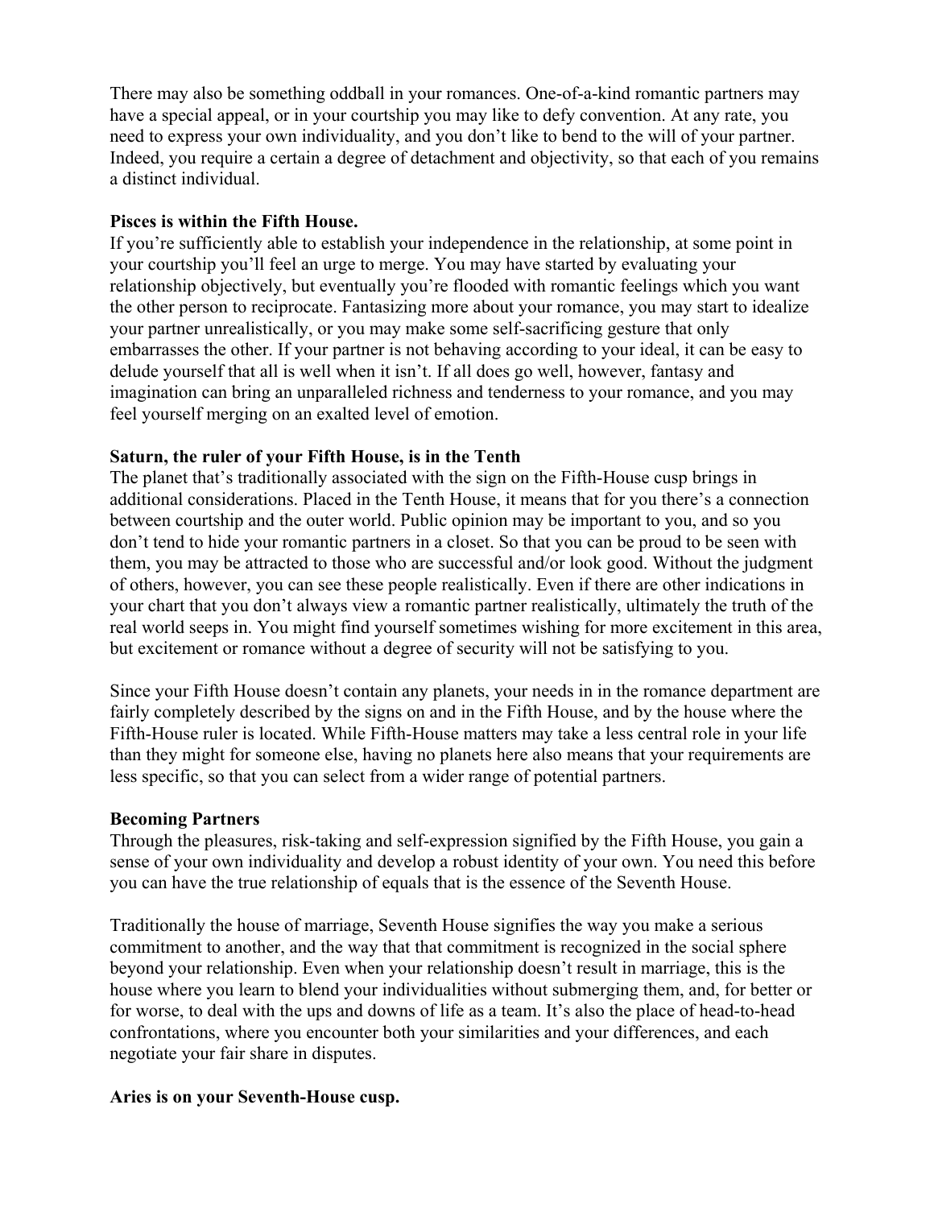There may also be something oddball in your romances. One-of-a-kind romantic partners may have a special appeal, or in your courtship you may like to defy convention. At any rate, you need to express your own individuality, and you don't like to bend to the will of your partner. Indeed, you require a certain a degree of detachment and objectivity, so that each of you remains a distinct individual.

**Pisces is within the Fifth House.**

If you're sufficiently able to establish your independence in the relationship, at some point in your courtship you'll feel an urge to merge. You may have started by evaluating your relationship objectively, but eventually you're flooded with romantic feelings which you want the other person to reciprocate. Fantasizing more about your romance, you may start to idealize your partner unrealistically, or you may make some self-sacrificing gesture that only embarrasses the other. If your partner is not behaving according to your ideal, it can be easy to delude yourself that all is well when it isn't. If all does go well, however, fantasy and imagination can bring an unparalleled richness and tenderness to your romance, and you may feel yourself merging on an exalted level of emotion.

**Saturn, the ruler of your Fifth House, is in the Tenth**

The planet that's traditionally associated with the sign on the Fifth-House cusp brings in additional considerations. Placed in the Tenth House, it means that for you there's a connection between courtship and the outer world. Public opinion may be important to you, and so you don't tend to hide your romantic partners in a closet. So that you can be proud to be seen with them, you may be attracted to those who are successful and/or look good. Without the judgment of others, however, you can see these people realistically. Even if there are other indications in your chart that you don't always view a romantic partner realistically, ultimately the truth of the real world seeps in. You might find yourself sometimes wishing for more excitement in this area, but excitement or romance without a degree of security will not be satisfying to you.

Since your Fifth House doesn't contain any planets, your needs in in the romance department are fairly completely described by the signs on and in the Fifth House, and by the house where the Fifth-House ruler is located. While Fifth-House matters may take a less central role in your life than they might for someone else, having no planets here also means that your requirements are less specific, so that you can select from a wider range of potential partners.

**Becoming Partners**

Through the pleasures, risk-taking and self-expression signified by the Fifth House, you gain a sense of your own individuality and develop a robust identity of your own. You need this before you can have the true relationship of equals that is the essence of the Seventh House.

Traditionally the house of marriage, Seventh House signifies the way you make a serious commitment to another, and the way that that commitment is recognized in the social sphere beyond your relationship. Even when your relationship doesn't result in marriage, this is the house where you learn to blend your individualities without submerging them, and, for better or for worse, to deal with the ups and downs of life as a team. It's also the place of head-to-head confrontations, where you encounter both your similarities and your differences, and each negotiate your fair share in disputes.

**Aries is on your Seventh-House cusp.**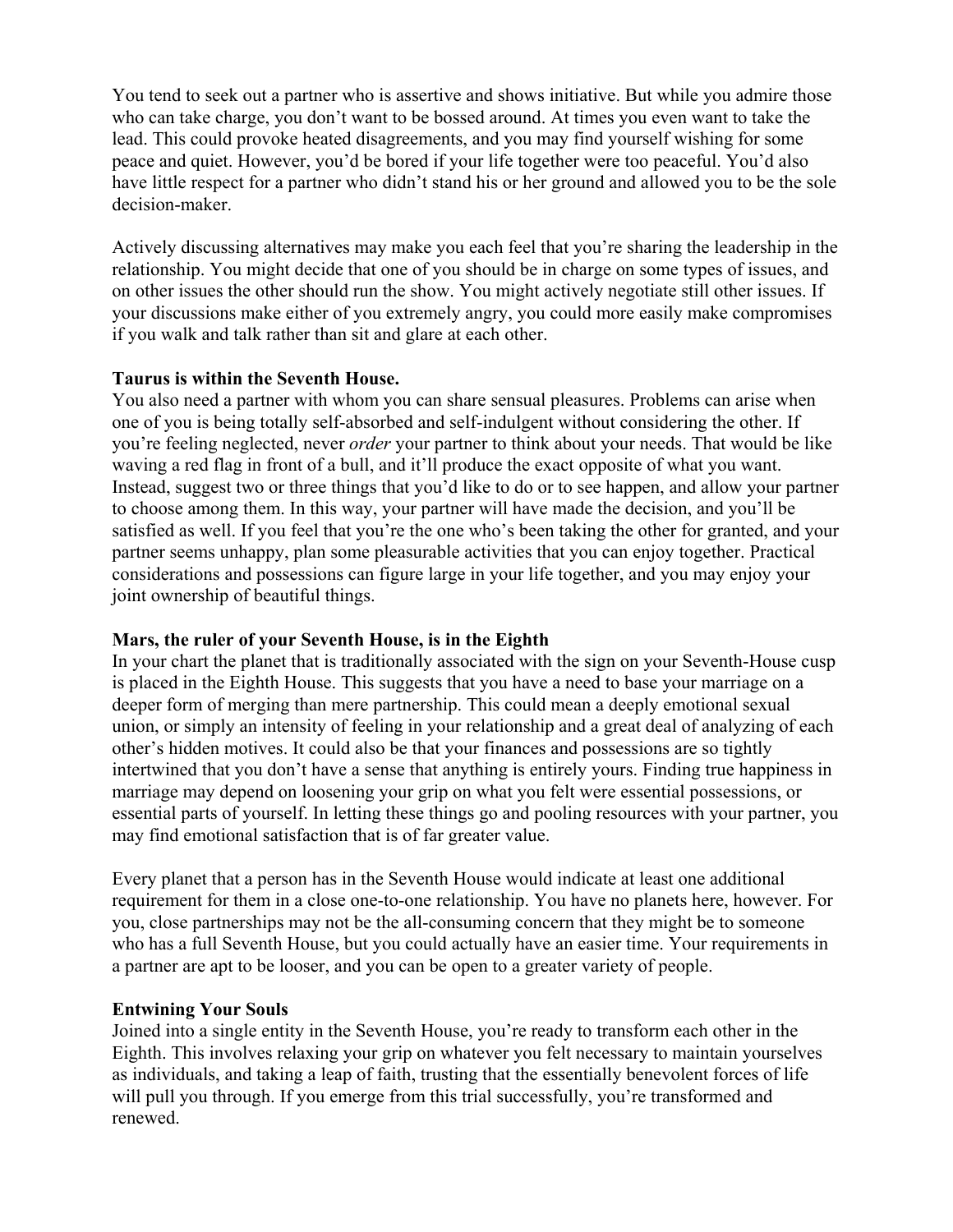You tend to seek out a partner who is assertive and shows initiative. But while you admire those who can take charge, you don't want to be bossed around. At times you even want to take the lead. This could provoke heated disagreements, and you may find yourself wishing for some peace and quiet. However, you'd be bored if your life together were too peaceful. You'd also have little respect for a partner who didn't stand his or her ground and allowed you to be the sole decision-maker.

Actively discussing alternatives may make you each feel that you're sharing the leadership in the relationship. You might decide that one of you should be in charge on some types of issues, and on other issues the other should run the show. You might actively negotiate still other issues. If your discussions make either of you extremely angry, you could more easily make compromises if you walk and talk rather than sit and glare at each other.

**Taurus is within the Seventh House.**
You also need a partner with whom you can share sensual pleasures. Problems can arise when one of you is being totally self-absorbed and self-indulgent without considering the other. If you're feeling neglected, never *order* your partner to think about your needs. That would be like waving a red flag in front of a bull, and it'll produce the exact opposite of what you want. Instead, suggest two or three things that you'd like to do or to see happen, and allow your partner to choose among them. In this way, your partner will have made the decision, and you'll be satisfied as well. If you feel that you're the one who's been taking the other for granted, and your partner seems unhappy, plan some pleasurable activities that you can enjoy together. Practical considerations and possessions can figure large in your life together, and you may enjoy your joint ownership of beautiful things.

**Mars, the ruler of your Seventh House, is in the Eighth**
In your chart the planet that is traditionally associated with the sign on your Seventh-House cusp is placed in the Eighth House. This suggests that you have a need to base your marriage on a deeper form of merging than mere partnership. This could mean a deeply emotional sexual union, or simply an intensity of feeling in your relationship and a great deal of analyzing of each other's hidden motives. It could also be that your finances and possessions are so tightly intertwined that you don't have a sense that anything is entirely yours. Finding true happiness in marriage may depend on loosening your grip on what you felt were essential possessions, or essential parts of yourself. In letting these things go and pooling resources with your partner, you may find emotional satisfaction that is of far greater value.

Every planet that a person has in the Seventh House would indicate at least one additional requirement for them in a close one-to-one relationship. You have no planets here, however. For you, close partnerships may not be the all-consuming concern that they might be to someone who has a full Seventh House, but you could actually have an easier time. Your requirements in a partner are apt to be looser, and you can be open to a greater variety of people.

**Entwining Your Souls**
Joined into a single entity in the Seventh House, you're ready to transform each other in the Eighth. This involves relaxing your grip on whatever you felt necessary to maintain yourselves as individuals, and taking a leap of faith, trusting that the essentially benevolent forces of life will pull you through. If you emerge from this trial successfully, you're transformed and renewed.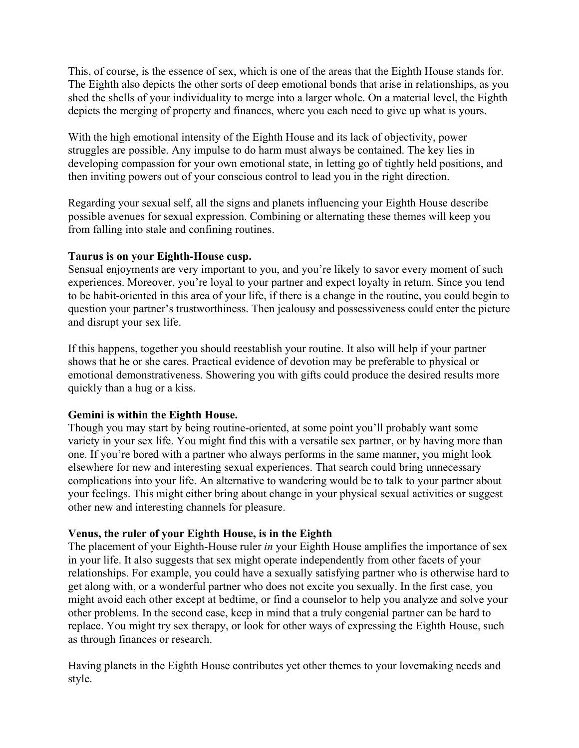This, of course, is the essence of sex, which is one of the areas that the Eighth House stands for. The Eighth also depicts the other sorts of deep emotional bonds that arise in relationships, as you shed the shells of your individuality to merge into a larger whole. On a material level, the Eighth depicts the merging of property and finances, where you each need to give up what is yours.

With the high emotional intensity of the Eighth House and its lack of objectivity, power struggles are possible. Any impulse to do harm must always be contained. The key lies in developing compassion for your own emotional state, in letting go of tightly held positions, and then inviting powers out of your conscious control to lead you in the right direction.

Regarding your sexual self, all the signs and planets influencing your Eighth House describe possible avenues for sexual expression. Combining or alternating these themes will keep you from falling into stale and confining routines.

**Taurus is on your Eighth-House cusp.**
Sensual enjoyments are very important to you, and you're likely to savor every moment of such experiences. Moreover, you're loyal to your partner and expect loyalty in return. Since you tend to be habit-oriented in this area of your life, if there is a change in the routine, you could begin to question your partner's trustworthiness. Then jealousy and possessiveness could enter the picture and disrupt your sex life.

If this happens, together you should reestablish your routine. It also will help if your partner shows that he or she cares. Practical evidence of devotion may be preferable to physical or emotional demonstrativeness. Showering you with gifts could produce the desired results more quickly than a hug or a kiss.

**Gemini is within the Eighth House.**
Though you may start by being routine-oriented, at some point you'll probably want some variety in your sex life. You might find this with a versatile sex partner, or by having more than one. If you're bored with a partner who always performs in the same manner, you might look elsewhere for new and interesting sexual experiences. That search could bring unnecessary complications into your life. An alternative to wandering would be to talk to your partner about your feelings. This might either bring about change in your physical sexual activities or suggest other new and interesting channels for pleasure.

**Venus, the ruler of your Eighth House, is in the Eighth**
The placement of your Eighth-House ruler *in* your Eighth House amplifies the importance of sex in your life. It also suggests that sex might operate independently from other facets of your relationships. For example, you could have a sexually satisfying partner who is otherwise hard to get along with, or a wonderful partner who does not excite you sexually. In the first case, you might avoid each other except at bedtime, or find a counselor to help you analyze and solve your other problems. In the second case, keep in mind that a truly congenial partner can be hard to replace. You might try sex therapy, or look for other ways of expressing the Eighth House, such as through finances or research.

Having planets in the Eighth House contributes yet other themes to your lovemaking needs and style.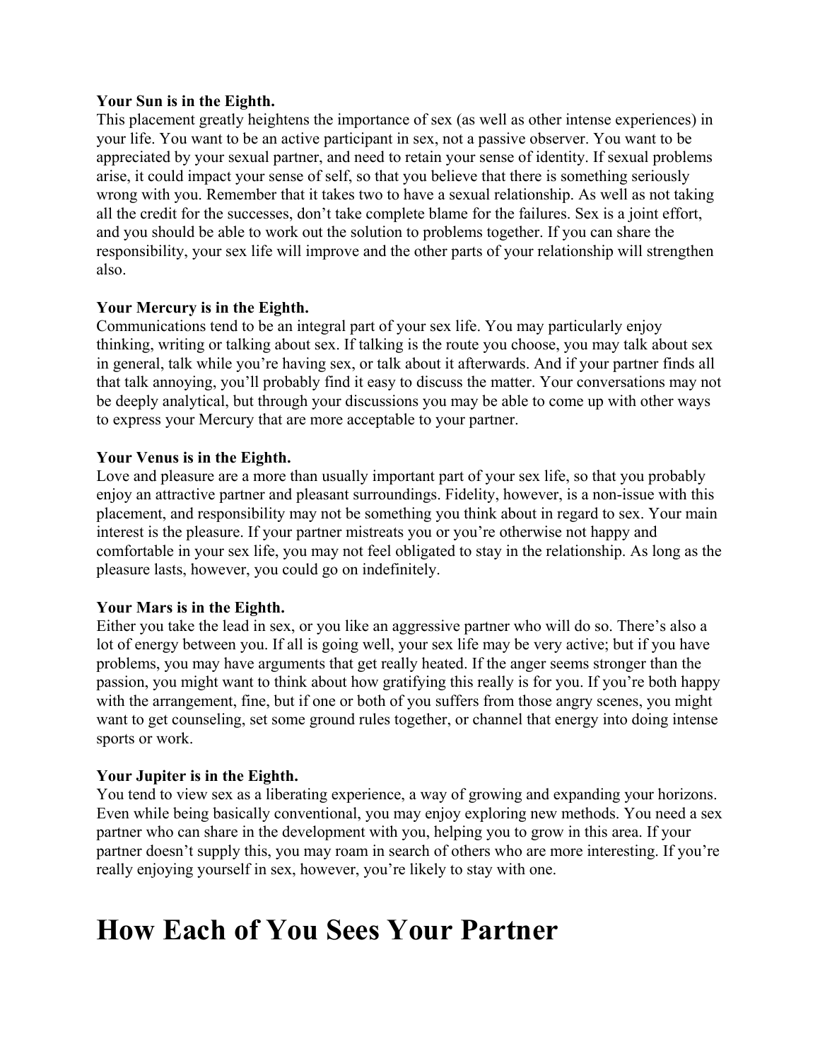**Your Sun is in the Eighth.**
This placement greatly heightens the importance of sex (as well as other intense experiences) in your life. You want to be an active participant in sex, not a passive observer. You want to be appreciated by your sexual partner, and need to retain your sense of identity. If sexual problems arise, it could impact your sense of self, so that you believe that there is something seriously wrong with you. Remember that it takes two to have a sexual relationship. As well as not taking all the credit for the successes, don't take complete blame for the failures. Sex is a joint effort, and you should be able to work out the solution to problems together. If you can share the responsibility, your sex life will improve and the other parts of your relationship will strengthen also.

**Your Mercury is in the Eighth.**
Communications tend to be an integral part of your sex life. You may particularly enjoy thinking, writing or talking about sex. If talking is the route you choose, you may talk about sex in general, talk while you're having sex, or talk about it afterwards. And if your partner finds all that talk annoying, you'll probably find it easy to discuss the matter. Your conversations may not be deeply analytical, but through your discussions you may be able to come up with other ways to express your Mercury that are more acceptable to your partner.

**Your Venus is in the Eighth.**
Love and pleasure are a more than usually important part of your sex life, so that you probably enjoy an attractive partner and pleasant surroundings. Fidelity, however, is a non-issue with this placement, and responsibility may not be something you think about in regard to sex. Your main interest is the pleasure. If your partner mistreats you or you're otherwise not happy and comfortable in your sex life, you may not feel obligated to stay in the relationship. As long as the pleasure lasts, however, you could go on indefinitely.

**Your Mars is in the Eighth.**
Either you take the lead in sex, or you like an aggressive partner who will do so. There's also a lot of energy between you. If all is going well, your sex life may be very active; but if you have problems, you may have arguments that get really heated. If the anger seems stronger than the passion, you might want to think about how gratifying this really is for you. If you're both happy with the arrangement, fine, but if one or both of you suffers from those angry scenes, you might want to get counseling, set some ground rules together, or channel that energy into doing intense sports or work.

**Your Jupiter is in the Eighth.**
You tend to view sex as a liberating experience, a way of growing and expanding your horizons. Even while being basically conventional, you may enjoy exploring new methods. You need a sex partner who can share in the development with you, helping you to grow in this area. If your partner doesn't supply this, you may roam in search of others who are more interesting. If you're really enjoying yourself in sex, however, you're likely to stay with one.

# How Each of You Sees Your Partner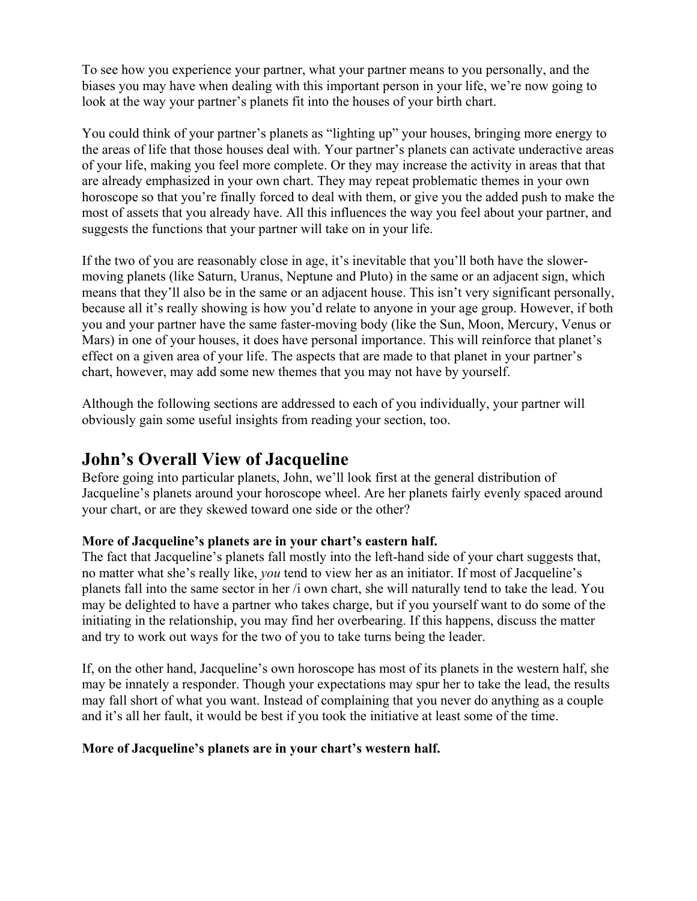To see how you experience your partner, what your partner means to you personally, and the biases you may have when dealing with this important person in your life, we're now going to look at the way your partner's planets fit into the houses of your birth chart.

You could think of your partner's planets as "lighting up" your houses, bringing more energy to the areas of life that those houses deal with. Your partner's planets can activate underactive areas of your life, making you feel more complete. Or they may increase the activity in areas that that are already emphasized in your own chart. They may repeat problematic themes in your own horoscope so that you're finally forced to deal with them, or give you the added push to make the most of assets that you already have. All this influences the way you feel about your partner, and suggests the functions that your partner will take on in your life.

If the two of you are reasonably close in age, it's inevitable that you'll both have the slower-moving planets (like Saturn, Uranus, Neptune and Pluto) in the same or an adjacent sign, which means that they'll also be in the same or an adjacent house. This isn't very significant personally, because all it's really showing is how you'd relate to anyone in your age group. However, if both you and your partner have the same faster-moving body (like the Sun, Moon, Mercury, Venus or Mars) in one of your houses, it does have personal importance. This will reinforce that planet's effect on a given area of your life. The aspects that are made to that planet in your partner's chart, however, may add some new themes that you may not have by yourself.

Although the following sections are addressed to each of you individually, your partner will obviously gain some useful insights from reading your section, too.

## John's Overall View of Jacqueline

Before going into particular planets, John, we'll look first at the general distribution of Jacqueline's planets around your horoscope wheel. Are her planets fairly evenly spaced around your chart, or are they skewed toward one side or the other?

**More of Jacqueline's planets are in your chart's eastern half.**

The fact that Jacqueline's planets fall mostly into the left-hand side of your chart suggests that, no matter what she's really like, *you* tend to view her as an initiator. If most of Jacqueline's planets fall into the same sector in her /i own chart, she will naturally tend to take the lead. You may be delighted to have a partner who takes charge, but if you yourself want to do some of the initiating in the relationship, you may find her overbearing. If this happens, discuss the matter and try to work out ways for the two of you to take turns being the leader.

If, on the other hand, Jacqueline's own horoscope has most of its planets in the western half, she may be innately a responder. Though your expectations may spur her to take the lead, the results may fall short of what you want. Instead of complaining that you never do anything as a couple and it's all her fault, it would be best if you took the initiative at least some of the time.

**More of Jacqueline's planets are in your chart's western half.**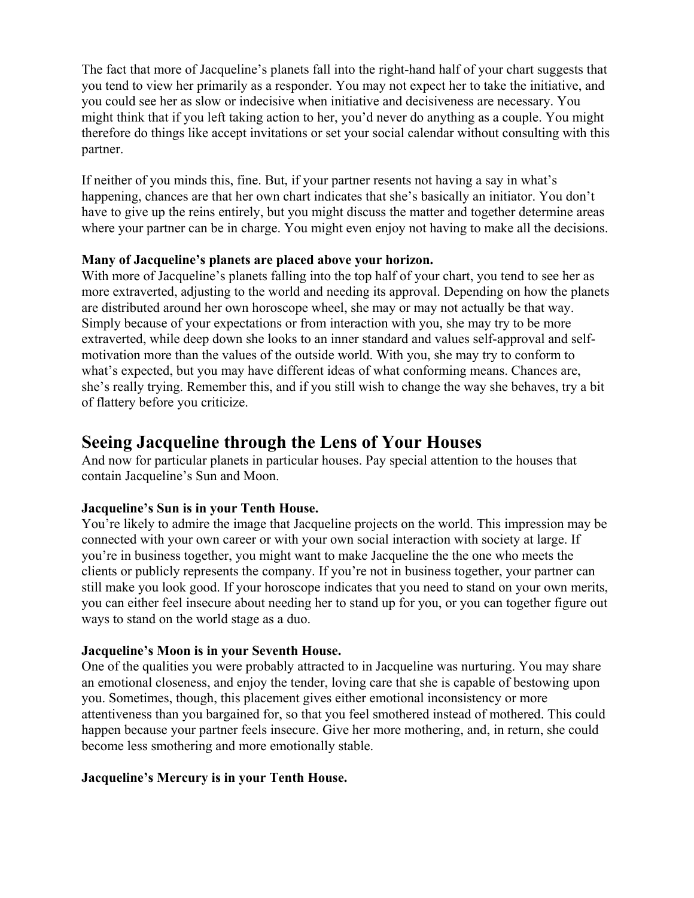The fact that more of Jacqueline's planets fall into the right-hand half of your chart suggests that you tend to view her primarily as a responder. You may not expect her to take the initiative, and you could see her as slow or indecisive when initiative and decisiveness are necessary. You might think that if you left taking action to her, you'd never do anything as a couple. You might therefore do things like accept invitations or set your social calendar without consulting with this partner.

If neither of you minds this, fine. But, if your partner resents not having a say in what's happening, chances are that her own chart indicates that she's basically an initiator. You don't have to give up the reins entirely, but you might discuss the matter and together determine areas where your partner can be in charge. You might even enjoy not having to make all the decisions.

**Many of Jacqueline's planets are placed above your horizon.**

With more of Jacqueline's planets falling into the top half of your chart, you tend to see her as more extraverted, adjusting to the world and needing its approval. Depending on how the planets are distributed around her own horoscope wheel, she may or may not actually be that way. Simply because of your expectations or from interaction with you, she may try to be more extraverted, while deep down she looks to an inner standard and values self-approval and self-motivation more than the values of the outside world. With you, she may try to conform to what's expected, but you may have different ideas of what conforming means. Chances are, she's really trying. Remember this, and if you still wish to change the way she behaves, try a bit of flattery before you criticize.

## Seeing Jacqueline through the Lens of Your Houses

And now for particular planets in particular houses. Pay special attention to the houses that contain Jacqueline's Sun and Moon.

**Jacqueline's Sun is in your Tenth House.**

You're likely to admire the image that Jacqueline projects on the world. This impression may be connected with your own career or with your own social interaction with society at large. If you're in business together, you might want to make Jacqueline the the one who meets the clients or publicly represents the company. If you're not in business together, your partner can still make you look good. If your horoscope indicates that you need to stand on your own merits, you can either feel insecure about needing her to stand up for you, or you can together figure out ways to stand on the world stage as a duo.

**Jacqueline's Moon is in your Seventh House.**

One of the qualities you were probably attracted to in Jacqueline was nurturing. You may share an emotional closeness, and enjoy the tender, loving care that she is capable of bestowing upon you. Sometimes, though, this placement gives either emotional inconsistency or more attentiveness than you bargained for, so that you feel smothered instead of mothered. This could happen because your partner feels insecure. Give her more mothering, and, in return, she could become less smothering and more emotionally stable.

**Jacqueline's Mercury is in your Tenth House.**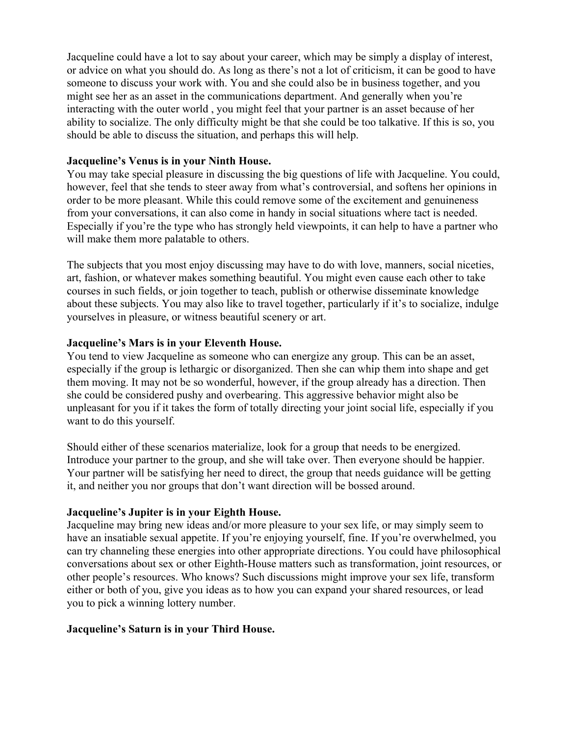Jacqueline could have a lot to say about your career, which may be simply a display of interest, or advice on what you should do. As long as there's not a lot of criticism, it can be good to have someone to discuss your work with. You and she could also be in business together, and you might see her as an asset in the communications department. And generally when you're interacting with the outer world , you might feel that your partner is an asset because of her ability to socialize. The only difficulty might be that she could be too talkative. If this is so, you should be able to discuss the situation, and perhaps this will help.

**Jacqueline's Venus is in your Ninth House.**

You may take special pleasure in discussing the big questions of life with Jacqueline. You could, however, feel that she tends to steer away from what's controversial, and softens her opinions in order to be more pleasant. While this could remove some of the excitement and genuineness from your conversations, it can also come in handy in social situations where tact is needed. Especially if you're the type who has strongly held viewpoints, it can help to have a partner who will make them more palatable to others.

The subjects that you most enjoy discussing may have to do with love, manners, social niceties, art, fashion, or whatever makes something beautiful. You might even cause each other to take courses in such fields, or join together to teach, publish or otherwise disseminate knowledge about these subjects. You may also like to travel together, particularly if it's to socialize, indulge yourselves in pleasure, or witness beautiful scenery or art.

**Jacqueline's Mars is in your Eleventh House.**

You tend to view Jacqueline as someone who can energize any group. This can be an asset, especially if the group is lethargic or disorganized. Then she can whip them into shape and get them moving. It may not be so wonderful, however, if the group already has a direction. Then she could be considered pushy and overbearing. This aggressive behavior might also be unpleasant for you if it takes the form of totally directing your joint social life, especially if you want to do this yourself.

Should either of these scenarios materialize, look for a group that needs to be energized. Introduce your partner to the group, and she will take over. Then everyone should be happier. Your partner will be satisfying her need to direct, the group that needs guidance will be getting it, and neither you nor groups that don't want direction will be bossed around.

**Jacqueline's Jupiter is in your Eighth House.**

Jacqueline may bring new ideas and/or more pleasure to your sex life, or may simply seem to have an insatiable sexual appetite. If you're enjoying yourself, fine. If you're overwhelmed, you can try channeling these energies into other appropriate directions. You could have philosophical conversations about sex or other Eighth-House matters such as transformation, joint resources, or other people's resources. Who knows? Such discussions might improve your sex life, transform either or both of you, give you ideas as to how you can expand your shared resources, or lead you to pick a winning lottery number.

**Jacqueline's Saturn is in your Third House.**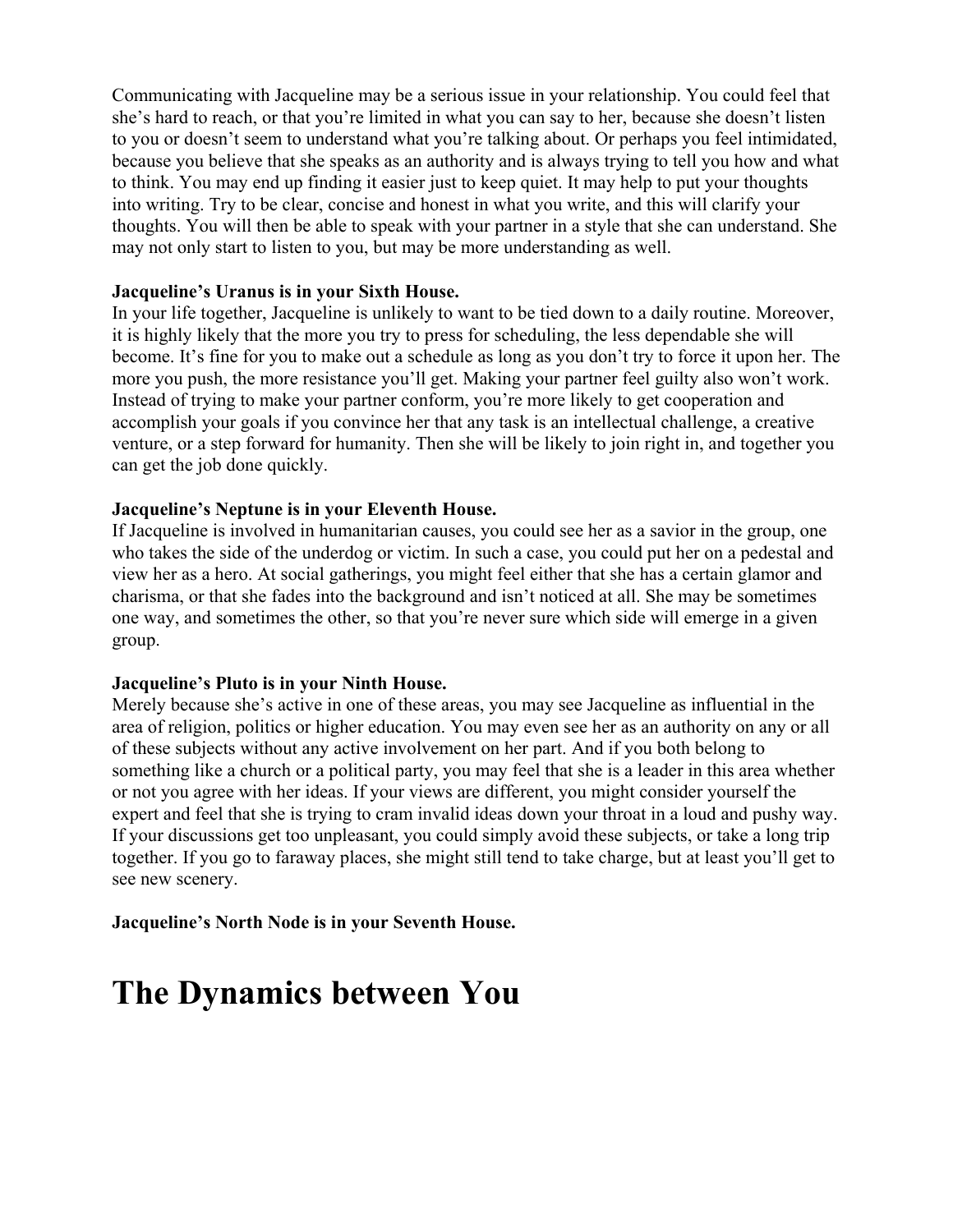Communicating with Jacqueline may be a serious issue in your relationship. You could feel that she's hard to reach, or that you're limited in what you can say to her, because she doesn't listen to you or doesn't seem to understand what you're talking about. Or perhaps you feel intimidated, because you believe that she speaks as an authority and is always trying to tell you how and what to think. You may end up finding it easier just to keep quiet. It may help to put your thoughts into writing. Try to be clear, concise and honest in what you write, and this will clarify your thoughts. You will then be able to speak with your partner in a style that she can understand. She may not only start to listen to you, but may be more understanding as well.

**Jacqueline's Uranus is in your Sixth House.**
In your life together, Jacqueline is unlikely to want to be tied down to a daily routine. Moreover, it is highly likely that the more you try to press for scheduling, the less dependable she will become. It's fine for you to make out a schedule as long as you don't try to force it upon her. The more you push, the more resistance you'll get. Making your partner feel guilty also won't work. Instead of trying to make your partner conform, you're more likely to get cooperation and accomplish your goals if you convince her that any task is an intellectual challenge, a creative venture, or a step forward for humanity. Then she will be likely to join right in, and together you can get the job done quickly.

**Jacqueline's Neptune is in your Eleventh House.**
If Jacqueline is involved in humanitarian causes, you could see her as a savior in the group, one who takes the side of the underdog or victim. In such a case, you could put her on a pedestal and view her as a hero. At social gatherings, you might feel either that she has a certain glamor and charisma, or that she fades into the background and isn't noticed at all. She may be sometimes one way, and sometimes the other, so that you're never sure which side will emerge in a given group.

**Jacqueline's Pluto is in your Ninth House.**
Merely because she's active in one of these areas, you may see Jacqueline as influential in the area of religion, politics or higher education. You may even see her as an authority on any or all of these subjects without any active involvement on her part. And if you both belong to something like a church or a political party, you may feel that she is a leader in this area whether or not you agree with her ideas. If your views are different, you might consider yourself the expert and feel that she is trying to cram invalid ideas down your throat in a loud and pushy way. If your discussions get too unpleasant, you could simply avoid these subjects, or take a long trip together. If you go to faraway places, she might still tend to take charge, but at least you'll get to see new scenery.

**Jacqueline's North Node is in your Seventh House.**

# The Dynamics between You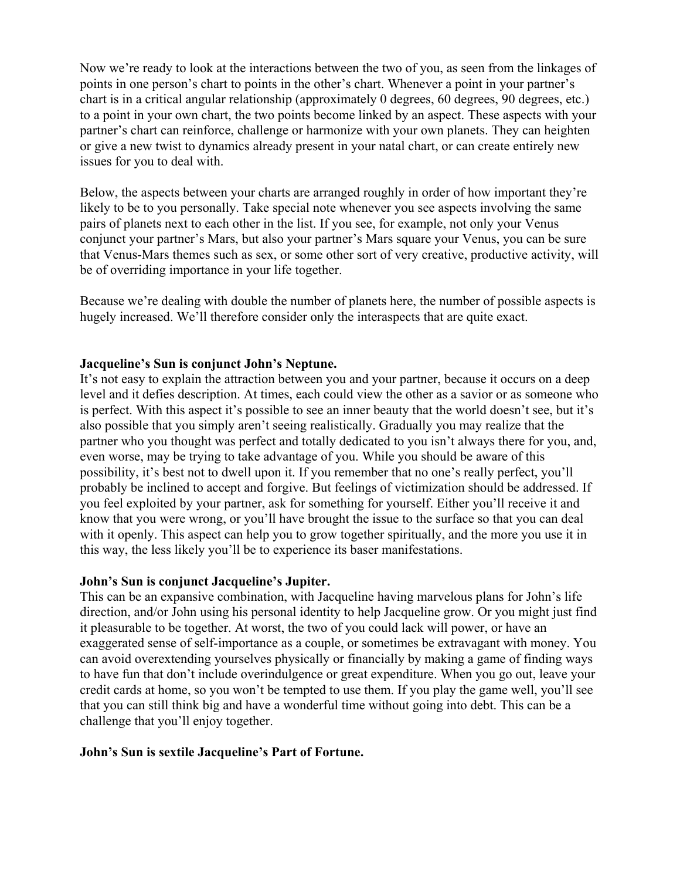Now we're ready to look at the interactions between the two of you, as seen from the linkages of points in one person's chart to points in the other's chart. Whenever a point in your partner's chart is in a critical angular relationship (approximately 0 degrees, 60 degrees, 90 degrees, etc.) to a point in your own chart, the two points become linked by an aspect. These aspects with your partner's chart can reinforce, challenge or harmonize with your own planets. They can heighten or give a new twist to dynamics already present in your natal chart, or can create entirely new issues for you to deal with.

Below, the aspects between your charts are arranged roughly in order of how important they're likely to be to you personally. Take special note whenever you see aspects involving the same pairs of planets next to each other in the list. If you see, for example, not only your Venus conjunct your partner's Mars, but also your partner's Mars square your Venus, you can be sure that Venus-Mars themes such as sex, or some other sort of very creative, productive activity, will be of overriding importance in your life together.

Because we're dealing with double the number of planets here, the number of possible aspects is hugely increased. We'll therefore consider only the interaspects that are quite exact.

**Jacqueline's Sun is conjunct John's Neptune.**

It's not easy to explain the attraction between you and your partner, because it occurs on a deep level and it defies description. At times, each could view the other as a savior or as someone who is perfect. With this aspect it's possible to see an inner beauty that the world doesn't see, but it's also possible that you simply aren't seeing realistically. Gradually you may realize that the partner who you thought was perfect and totally dedicated to you isn't always there for you, and, even worse, may be trying to take advantage of you. While you should be aware of this possibility, it's best not to dwell upon it. If you remember that no one's really perfect, you'll probably be inclined to accept and forgive. But feelings of victimization should be addressed. If you feel exploited by your partner, ask for something for yourself. Either you'll receive it and know that you were wrong, or you'll have brought the issue to the surface so that you can deal with it openly. This aspect can help you to grow together spiritually, and the more you use it in this way, the less likely you'll be to experience its baser manifestations.

**John's Sun is conjunct Jacqueline's Jupiter.**

This can be an expansive combination, with Jacqueline having marvelous plans for John's life direction, and/or John using his personal identity to help Jacqueline grow. Or you might just find it pleasurable to be together. At worst, the two of you could lack will power, or have an exaggerated sense of self-importance as a couple, or sometimes be extravagant with money. You can avoid overextending yourselves physically or financially by making a game of finding ways to have fun that don't include overindulgence or great expenditure. When you go out, leave your credit cards at home, so you won't be tempted to use them. If you play the game well, you'll see that you can still think big and have a wonderful time without going into debt. This can be a challenge that you'll enjoy together.

**John's Sun is sextile Jacqueline's Part of Fortune.**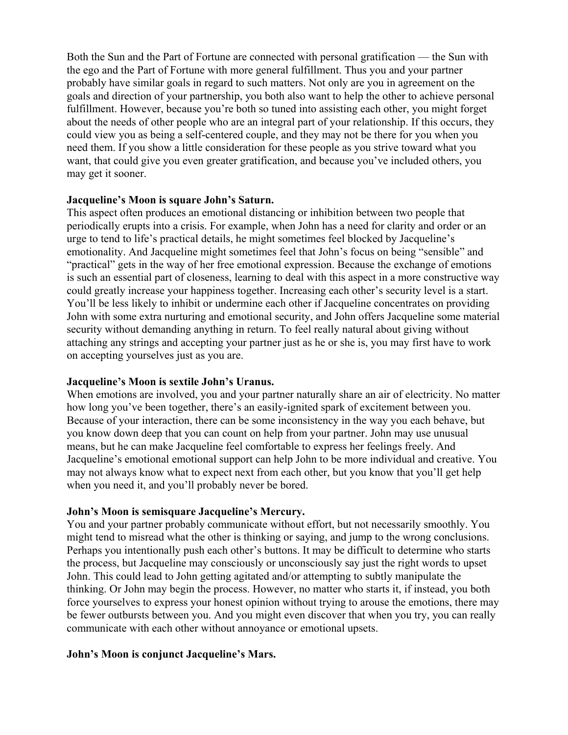Both the Sun and the Part of Fortune are connected with personal gratification — the Sun with the ego and the Part of Fortune with more general fulfillment. Thus you and your partner probably have similar goals in regard to such matters. Not only are you in agreement on the goals and direction of your partnership, you both also want to help the other to achieve personal fulfillment. However, because you're both so tuned into assisting each other, you might forget about the needs of other people who are an integral part of your relationship. If this occurs, they could view you as being a self-centered couple, and they may not be there for you when you need them. If you show a little consideration for these people as you strive toward what you want, that could give you even greater gratification, and because you've included others, you may get it sooner.

**Jacqueline's Moon is square John's Saturn.**
This aspect often produces an emotional distancing or inhibition between two people that periodically erupts into a crisis. For example, when John has a need for clarity and order or an urge to tend to life's practical details, he might sometimes feel blocked by Jacqueline's emotionality. And Jacqueline might sometimes feel that John's focus on being "sensible" and "practical" gets in the way of her free emotional expression. Because the exchange of emotions is such an essential part of closeness, learning to deal with this aspect in a more constructive way could greatly increase your happiness together. Increasing each other's security level is a start. You'll be less likely to inhibit or undermine each other if Jacqueline concentrates on providing John with some extra nurturing and emotional security, and John offers Jacqueline some material security without demanding anything in return. To feel really natural about giving without attaching any strings and accepting your partner just as he or she is, you may first have to work on accepting yourselves just as you are.

**Jacqueline's Moon is sextile John's Uranus.**
When emotions are involved, you and your partner naturally share an air of electricity. No matter how long you've been together, there's an easily-ignited spark of excitement between you. Because of your interaction, there can be some inconsistency in the way you each behave, but you know down deep that you can count on help from your partner. John may use unusual means, but he can make Jacqueline feel comfortable to express her feelings freely. And Jacqueline's emotional emotional support can help John to be more individual and creative. You may not always know what to expect next from each other, but you know that you'll get help when you need it, and you'll probably never be bored.

**John's Moon is semisquare Jacqueline's Mercury.**
You and your partner probably communicate without effort, but not necessarily smoothly. You might tend to misread what the other is thinking or saying, and jump to the wrong conclusions. Perhaps you intentionally push each other's buttons. It may be difficult to determine who starts the process, but Jacqueline may consciously or unconsciously say just the right words to upset John. This could lead to John getting agitated and/or attempting to subtly manipulate the thinking. Or John may begin the process. However, no matter who starts it, if instead, you both force yourselves to express your honest opinion without trying to arouse the emotions, there may be fewer outbursts between you. And you might even discover that when you try, you can really communicate with each other without annoyance or emotional upsets.

**John's Moon is conjunct Jacqueline's Mars.**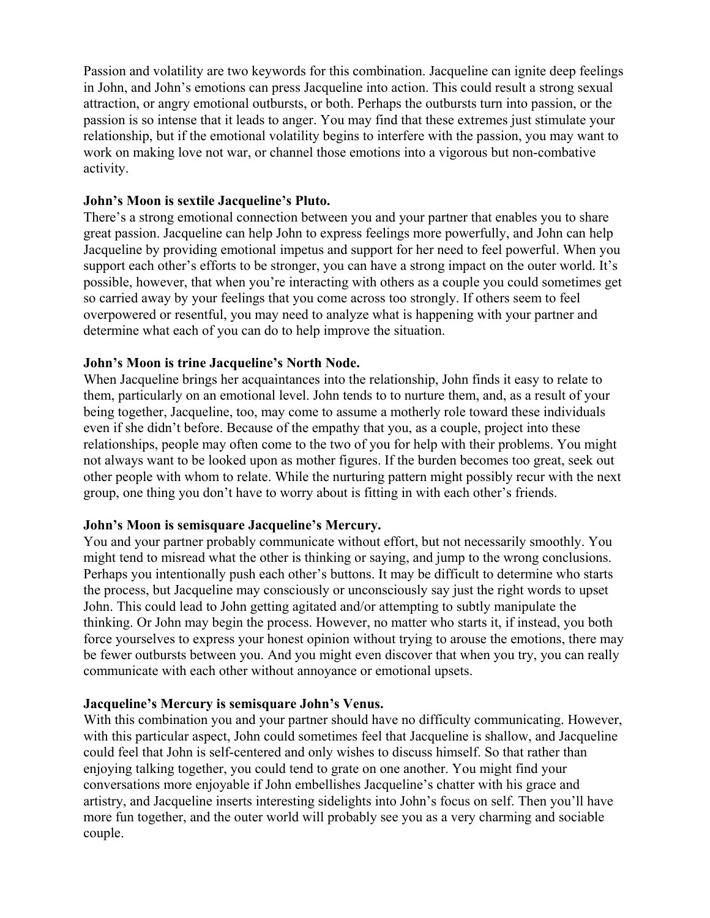Passion and volatility are two keywords for this combination. Jacqueline can ignite deep feelings in John, and John's emotions can press Jacqueline into action. This could result a strong sexual attraction, or angry emotional outbursts, or both. Perhaps the outbursts turn into passion, or the passion is so intense that it leads to anger. You may find that these extremes just stimulate your relationship, but if the emotional volatility begins to interfere with the passion, you may want to work on making love not war, or channel those emotions into a vigorous but non-combative activity.

**John's Moon is sextile Jacqueline's Pluto.**
There's a strong emotional connection between you and your partner that enables you to share great passion. Jacqueline can help John to express feelings more powerfully, and John can help Jacqueline by providing emotional impetus and support for her need to feel powerful. When you support each other's efforts to be stronger, you can have a strong impact on the outer world. It's possible, however, that when you're interacting with others as a couple you could sometimes get so carried away by your feelings that you come across too strongly. If others seem to feel overpowered or resentful, you may need to analyze what is happening with your partner and determine what each of you can do to help improve the situation.

**John's Moon is trine Jacqueline's North Node.**
When Jacqueline brings her acquaintances into the relationship, John finds it easy to relate to them, particularly on an emotional level. John tends to to nurture them, and, as a result of your being together, Jacqueline, too, may come to assume a motherly role toward these individuals even if she didn't before. Because of the empathy that you, as a couple, project into these relationships, people may often come to the two of you for help with their problems. You might not always want to be looked upon as mother figures. If the burden becomes too great, seek out other people with whom to relate. While the nurturing pattern might possibly recur with the next group, one thing you don't have to worry about is fitting in with each other's friends.

**John's Moon is semisquare Jacqueline's Mercury.**
You and your partner probably communicate without effort, but not necessarily smoothly. You might tend to misread what the other is thinking or saying, and jump to the wrong conclusions. Perhaps you intentionally push each other's buttons. It may be difficult to determine who starts the process, but Jacqueline may consciously or unconsciously say just the right words to upset John. This could lead to John getting agitated and/or attempting to subtly manipulate the thinking. Or John may begin the process. However, no matter who starts it, if instead, you both force yourselves to express your honest opinion without trying to arouse the emotions, there may be fewer outbursts between you. And you might even discover that when you try, you can really communicate with each other without annoyance or emotional upsets.

**Jacqueline's Mercury is semisquare John's Venus.**
With this combination you and your partner should have no difficulty communicating. However, with this particular aspect, John could sometimes feel that Jacqueline is shallow, and Jacqueline could feel that John is self-centered and only wishes to discuss himself. So that rather than enjoying talking together, you could tend to grate on one another. You might find your conversations more enjoyable if John embellishes Jacqueline's chatter with his grace and artistry, and Jacqueline inserts interesting sidelights into John's focus on self. Then you'll have more fun together, and the outer world will probably see you as a very charming and sociable couple.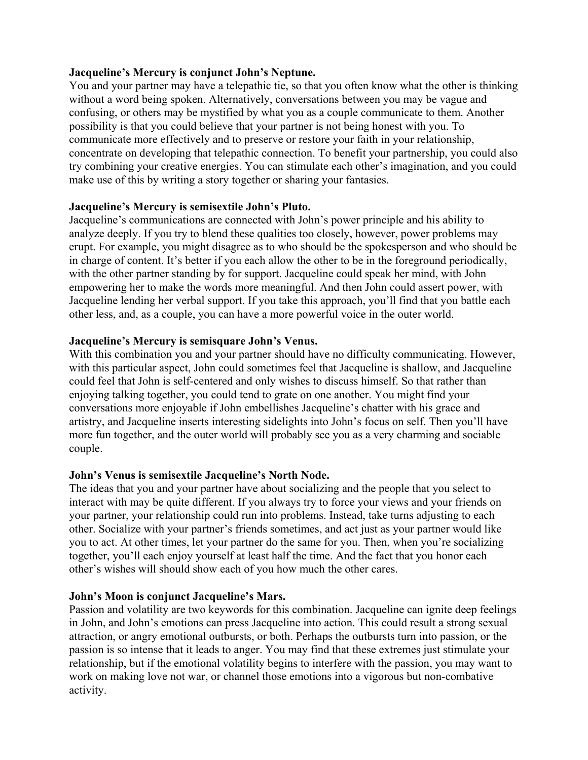**Jacqueline's Mercury is conjunct John's Neptune.**
You and your partner may have a telepathic tie, so that you often know what the other is thinking without a word being spoken. Alternatively, conversations between you may be vague and confusing, or others may be mystified by what you as a couple communicate to them. Another possibility is that you could believe that your partner is not being honest with you. To communicate more effectively and to preserve or restore your faith in your relationship, concentrate on developing that telepathic connection. To benefit your partnership, you could also try combining your creative energies. You can stimulate each other's imagination, and you could make use of this by writing a story together or sharing your fantasies.

**Jacqueline's Mercury is semisextile John's Pluto.**
Jacqueline's communications are connected with John's power principle and his ability to analyze deeply. If you try to blend these qualities too closely, however, power problems may erupt. For example, you might disagree as to who should be the spokesperson and who should be in charge of content. It's better if you each allow the other to be in the foreground periodically, with the other partner standing by for support. Jacqueline could speak her mind, with John empowering her to make the words more meaningful. And then John could assert power, with Jacqueline lending her verbal support. If you take this approach, you'll find that you battle each other less, and, as a couple, you can have a more powerful voice in the outer world.

**Jacqueline's Mercury is semisquare John's Venus.**
With this combination you and your partner should have no difficulty communicating. However, with this particular aspect, John could sometimes feel that Jacqueline is shallow, and Jacqueline could feel that John is self-centered and only wishes to discuss himself. So that rather than enjoying talking together, you could tend to grate on one another. You might find your conversations more enjoyable if John embellishes Jacqueline's chatter with his grace and artistry, and Jacqueline inserts interesting sidelights into John's focus on self. Then you'll have more fun together, and the outer world will probably see you as a very charming and sociable couple.

**John's Venus is semisextile Jacqueline's North Node.**
The ideas that you and your partner have about socializing and the people that you select to interact with may be quite different. If you always try to force your views and your friends on your partner, your relationship could run into problems. Instead, take turns adjusting to each other. Socialize with your partner's friends sometimes, and act just as your partner would like you to act. At other times, let your partner do the same for you. Then, when you're socializing together, you'll each enjoy yourself at least half the time. And the fact that you honor each other's wishes will should show each of you how much the other cares.

**John's Moon is conjunct Jacqueline's Mars.**
Passion and volatility are two keywords for this combination. Jacqueline can ignite deep feelings in John, and John's emotions can press Jacqueline into action. This could result a strong sexual attraction, or angry emotional outbursts, or both. Perhaps the outbursts turn into passion, or the passion is so intense that it leads to anger. You may find that these extremes just stimulate your relationship, but if the emotional volatility begins to interfere with the passion, you may want to work on making love not war, or channel those emotions into a vigorous but non-combative activity.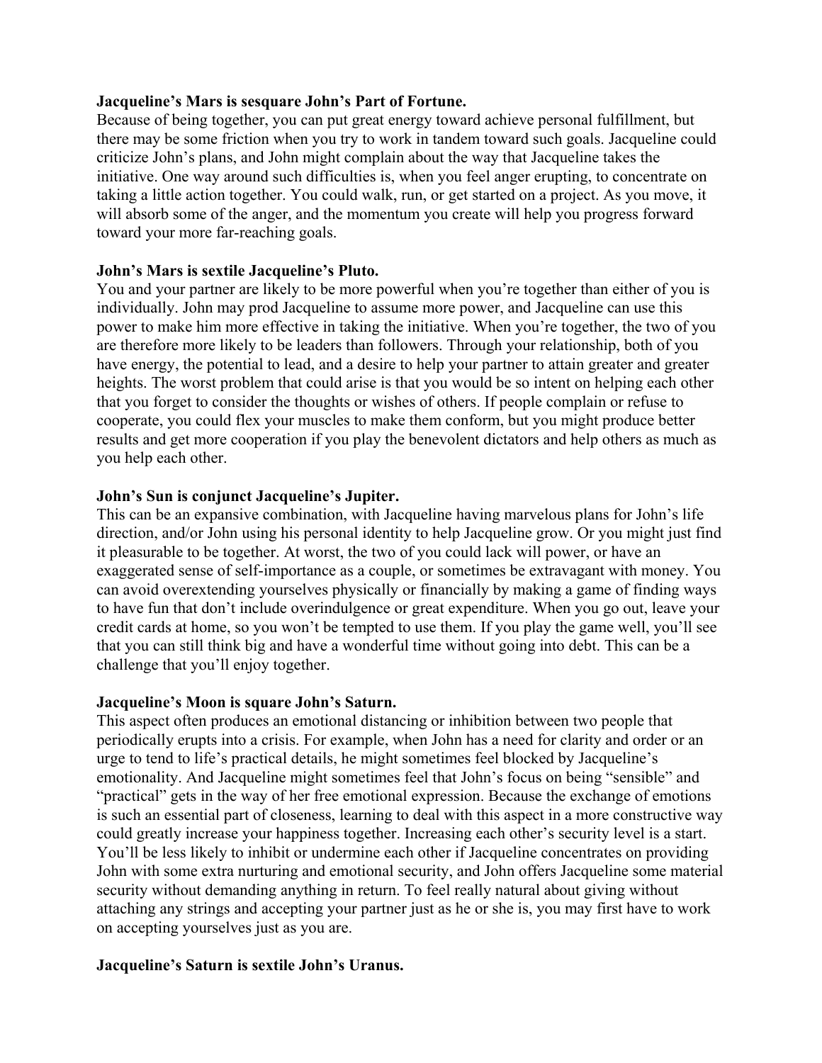**Jacqueline's Mars is sesquare John's Part of Fortune.**

Because of being together, you can put great energy toward achieve personal fulfillment, but there may be some friction when you try to work in tandem toward such goals. Jacqueline could criticize John's plans, and John might complain about the way that Jacqueline takes the initiative. One way around such difficulties is, when you feel anger erupting, to concentrate on taking a little action together. You could walk, run, or get started on a project. As you move, it will absorb some of the anger, and the momentum you create will help you progress forward toward your more far-reaching goals.

**John's Mars is sextile Jacqueline's Pluto.**

You and your partner are likely to be more powerful when you're together than either of you is individually. John may prod Jacqueline to assume more power, and Jacqueline can use this power to make him more effective in taking the initiative. When you're together, the two of you are therefore more likely to be leaders than followers. Through your relationship, both of you have energy, the potential to lead, and a desire to help your partner to attain greater and greater heights. The worst problem that could arise is that you would be so intent on helping each other that you forget to consider the thoughts or wishes of others. If people complain or refuse to cooperate, you could flex your muscles to make them conform, but you might produce better results and get more cooperation if you play the benevolent dictators and help others as much as you help each other.

**John's Sun is conjunct Jacqueline's Jupiter.**

This can be an expansive combination, with Jacqueline having marvelous plans for John's life direction, and/or John using his personal identity to help Jacqueline grow. Or you might just find it pleasurable to be together. At worst, the two of you could lack will power, or have an exaggerated sense of self-importance as a couple, or sometimes be extravagant with money. You can avoid overextending yourselves physically or financially by making a game of finding ways to have fun that don't include overindulgence or great expenditure. When you go out, leave your credit cards at home, so you won't be tempted to use them. If you play the game well, you'll see that you can still think big and have a wonderful time without going into debt. This can be a challenge that you'll enjoy together.

**Jacqueline's Moon is square John's Saturn.**

This aspect often produces an emotional distancing or inhibition between two people that periodically erupts into a crisis. For example, when John has a need for clarity and order or an urge to tend to life's practical details, he might sometimes feel blocked by Jacqueline's emotionality. And Jacqueline might sometimes feel that John's focus on being "sensible" and "practical" gets in the way of her free emotional expression. Because the exchange of emotions is such an essential part of closeness, learning to deal with this aspect in a more constructive way could greatly increase your happiness together. Increasing each other's security level is a start. You'll be less likely to inhibit or undermine each other if Jacqueline concentrates on providing John with some extra nurturing and emotional security, and John offers Jacqueline some material security without demanding anything in return. To feel really natural about giving without attaching any strings and accepting your partner just as he or she is, you may first have to work on accepting yourselves just as you are.

**Jacqueline's Saturn is sextile John's Uranus.**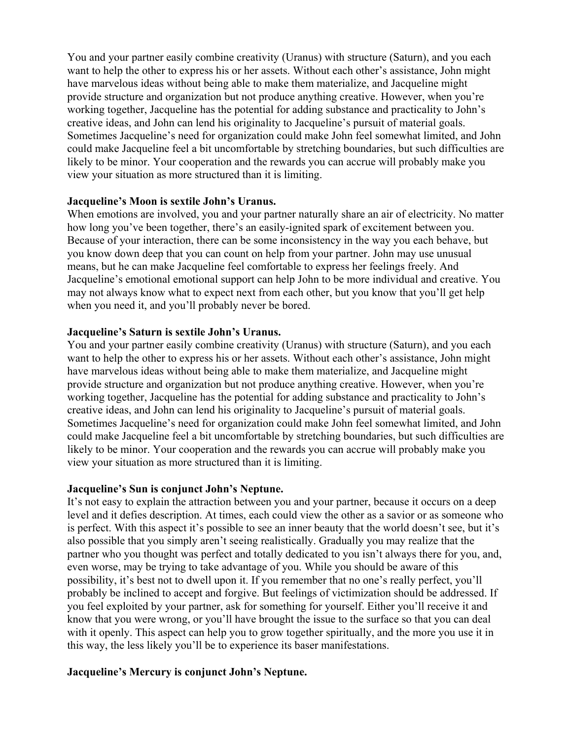You and your partner easily combine creativity (Uranus) with structure (Saturn), and you each want to help the other to express his or her assets. Without each other's assistance, John might have marvelous ideas without being able to make them materialize, and Jacqueline might provide structure and organization but not produce anything creative. However, when you're working together, Jacqueline has the potential for adding substance and practicality to John's creative ideas, and John can lend his originality to Jacqueline's pursuit of material goals. Sometimes Jacqueline's need for organization could make John feel somewhat limited, and John could make Jacqueline feel a bit uncomfortable by stretching boundaries, but such difficulties are likely to be minor. Your cooperation and the rewards you can accrue will probably make you view your situation as more structured than it is limiting.

**Jacqueline's Moon is sextile John's Uranus.**

When emotions are involved, you and your partner naturally share an air of electricity. No matter how long you've been together, there's an easily-ignited spark of excitement between you. Because of your interaction, there can be some inconsistency in the way you each behave, but you know down deep that you can count on help from your partner. John may use unusual means, but he can make Jacqueline feel comfortable to express her feelings freely. And Jacqueline's emotional emotional support can help John to be more individual and creative. You may not always know what to expect next from each other, but you know that you'll get help when you need it, and you'll probably never be bored.

**Jacqueline's Saturn is sextile John's Uranus.**

You and your partner easily combine creativity (Uranus) with structure (Saturn), and you each want to help the other to express his or her assets. Without each other's assistance, John might have marvelous ideas without being able to make them materialize, and Jacqueline might provide structure and organization but not produce anything creative. However, when you're working together, Jacqueline has the potential for adding substance and practicality to John's creative ideas, and John can lend his originality to Jacqueline's pursuit of material goals. Sometimes Jacqueline's need for organization could make John feel somewhat limited, and John could make Jacqueline feel a bit uncomfortable by stretching boundaries, but such difficulties are likely to be minor. Your cooperation and the rewards you can accrue will probably make you view your situation as more structured than it is limiting.

**Jacqueline's Sun is conjunct John's Neptune.**

It's not easy to explain the attraction between you and your partner, because it occurs on a deep level and it defies description. At times, each could view the other as a savior or as someone who is perfect. With this aspect it's possible to see an inner beauty that the world doesn't see, but it's also possible that you simply aren't seeing realistically. Gradually you may realize that the partner who you thought was perfect and totally dedicated to you isn't always there for you, and, even worse, may be trying to take advantage of you. While you should be aware of this possibility, it's best not to dwell upon it. If you remember that no one's really perfect, you'll probably be inclined to accept and forgive. But feelings of victimization should be addressed. If you feel exploited by your partner, ask for something for yourself. Either you'll receive it and know that you were wrong, or you'll have brought the issue to the surface so that you can deal with it openly. This aspect can help you to grow together spiritually, and the more you use it in this way, the less likely you'll be to experience its baser manifestations.

**Jacqueline's Mercury is conjunct John's Neptune.**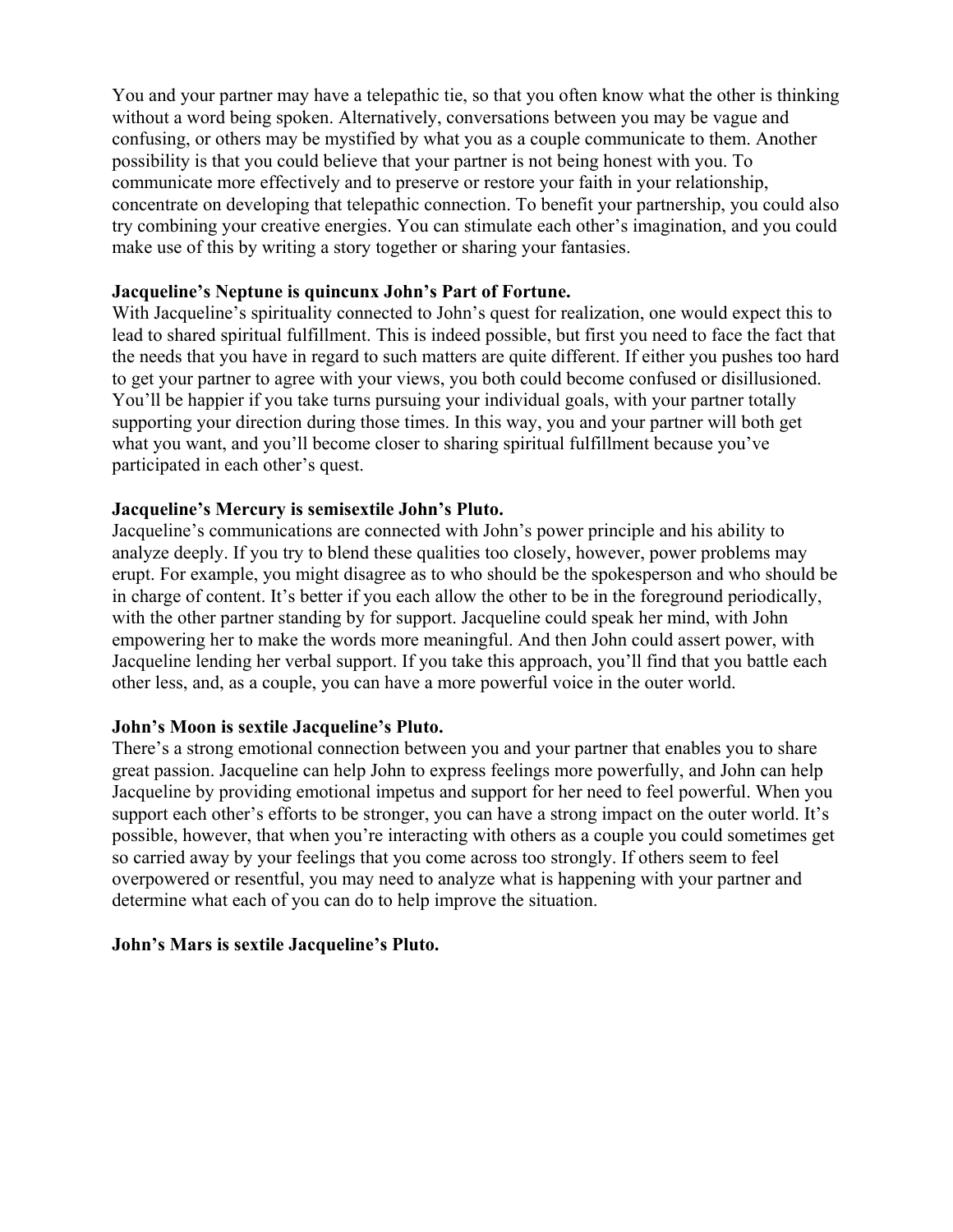You and your partner may have a telepathic tie, so that you often know what the other is thinking without a word being spoken. Alternatively, conversations between you may be vague and confusing, or others may be mystified by what you as a couple communicate to them. Another possibility is that you could believe that your partner is not being honest with you. To communicate more effectively and to preserve or restore your faith in your relationship, concentrate on developing that telepathic connection. To benefit your partnership, you could also try combining your creative energies. You can stimulate each other's imagination, and you could make use of this by writing a story together or sharing your fantasies.

**Jacqueline's Neptune is quincunx John's Part of Fortune.**
With Jacqueline's spirituality connected to John's quest for realization, one would expect this to lead to shared spiritual fulfillment. This is indeed possible, but first you need to face the fact that the needs that you have in regard to such matters are quite different. If either you pushes too hard to get your partner to agree with your views, you both could become confused or disillusioned. You'll be happier if you take turns pursuing your individual goals, with your partner totally supporting your direction during those times. In this way, you and your partner will both get what you want, and you'll become closer to sharing spiritual fulfillment because you've participated in each other's quest.

**Jacqueline's Mercury is semisextile John's Pluto.**
Jacqueline's communications are connected with John's power principle and his ability to analyze deeply. If you try to blend these qualities too closely, however, power problems may erupt. For example, you might disagree as to who should be the spokesperson and who should be in charge of content. It's better if you each allow the other to be in the foreground periodically, with the other partner standing by for support. Jacqueline could speak her mind, with John empowering her to make the words more meaningful. And then John could assert power, with Jacqueline lending her verbal support. If you take this approach, you'll find that you battle each other less, and, as a couple, you can have a more powerful voice in the outer world.

**John's Moon is sextile Jacqueline's Pluto.**
There's a strong emotional connection between you and your partner that enables you to share great passion. Jacqueline can help John to express feelings more powerfully, and John can help Jacqueline by providing emotional impetus and support for her need to feel powerful. When you support each other's efforts to be stronger, you can have a strong impact on the outer world. It's possible, however, that when you're interacting with others as a couple you could sometimes get so carried away by your feelings that you come across too strongly. If others seem to feel overpowered or resentful, you may need to analyze what is happening with your partner and determine what each of you can do to help improve the situation.

**John's Mars is sextile Jacqueline's Pluto.**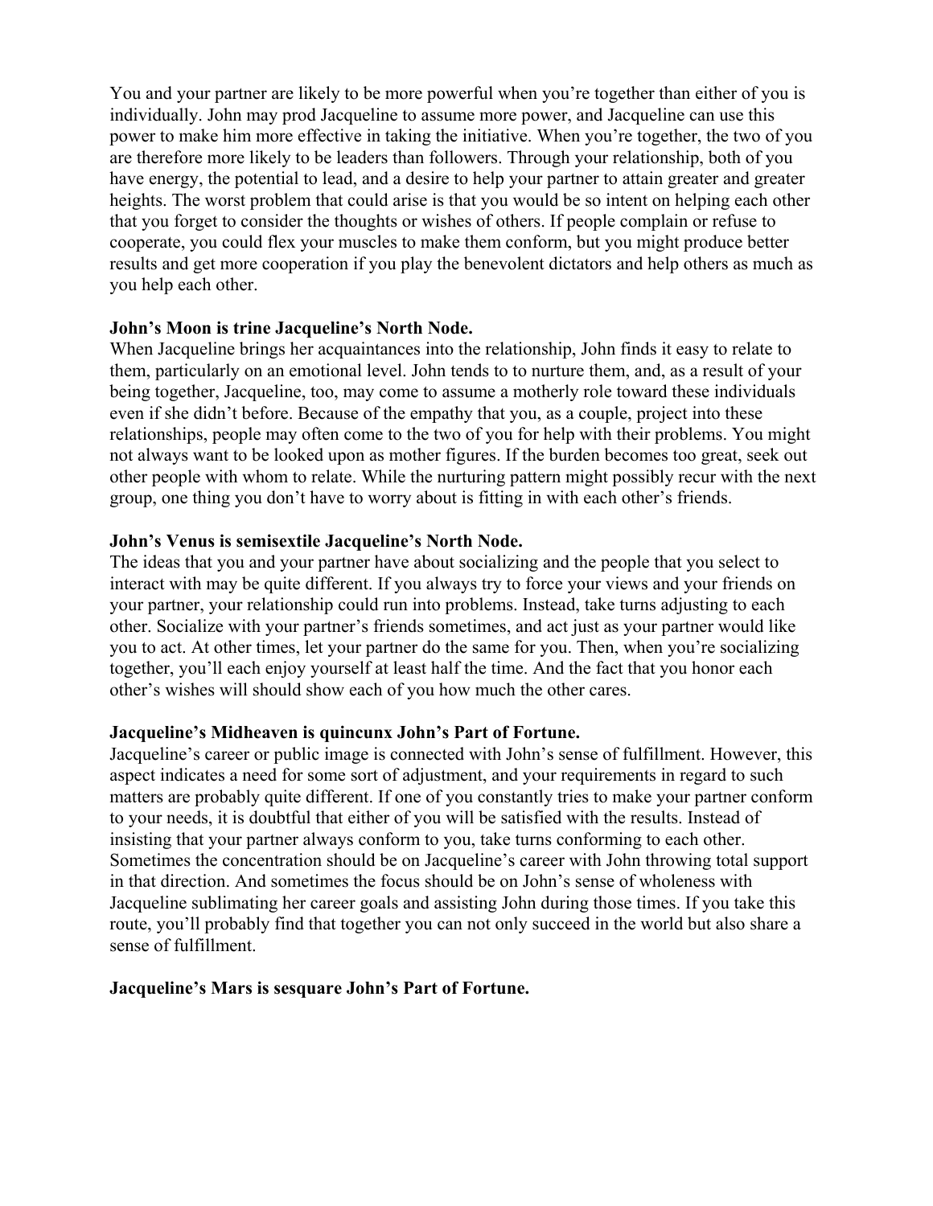You and your partner are likely to be more powerful when you're together than either of you is individually. John may prod Jacqueline to assume more power, and Jacqueline can use this power to make him more effective in taking the initiative. When you're together, the two of you are therefore more likely to be leaders than followers. Through your relationship, both of you have energy, the potential to lead, and a desire to help your partner to attain greater and greater heights. The worst problem that could arise is that you would be so intent on helping each other that you forget to consider the thoughts or wishes of others. If people complain or refuse to cooperate, you could flex your muscles to make them conform, but you might produce better results and get more cooperation if you play the benevolent dictators and help others as much as you help each other.

**John's Moon is trine Jacqueline's North Node.**

When Jacqueline brings her acquaintances into the relationship, John finds it easy to relate to them, particularly on an emotional level. John tends to to nurture them, and, as a result of your being together, Jacqueline, too, may come to assume a motherly role toward these individuals even if she didn't before. Because of the empathy that you, as a couple, project into these relationships, people may often come to the two of you for help with their problems. You might not always want to be looked upon as mother figures. If the burden becomes too great, seek out other people with whom to relate. While the nurturing pattern might possibly recur with the next group, one thing you don't have to worry about is fitting in with each other's friends.

**John's Venus is semisextile Jacqueline's North Node.**

The ideas that you and your partner have about socializing and the people that you select to interact with may be quite different. If you always try to force your views and your friends on your partner, your relationship could run into problems. Instead, take turns adjusting to each other. Socialize with your partner's friends sometimes, and act just as your partner would like you to act. At other times, let your partner do the same for you. Then, when you're socializing together, you'll each enjoy yourself at least half the time. And the fact that you honor each other's wishes will should show each of you how much the other cares.

**Jacqueline's Midheaven is quincunx John's Part of Fortune.**

Jacqueline's career or public image is connected with John's sense of fulfillment. However, this aspect indicates a need for some sort of adjustment, and your requirements in regard to such matters are probably quite different. If one of you constantly tries to make your partner conform to your needs, it is doubtful that either of you will be satisfied with the results. Instead of insisting that your partner always conform to you, take turns conforming to each other. Sometimes the concentration should be on Jacqueline's career with John throwing total support in that direction. And sometimes the focus should be on John's sense of wholeness with Jacqueline sublimating her career goals and assisting John during those times. If you take this route, you'll probably find that together you can not only succeed in the world but also share a sense of fulfillment.

**Jacqueline's Mars is sesquare John's Part of Fortune.**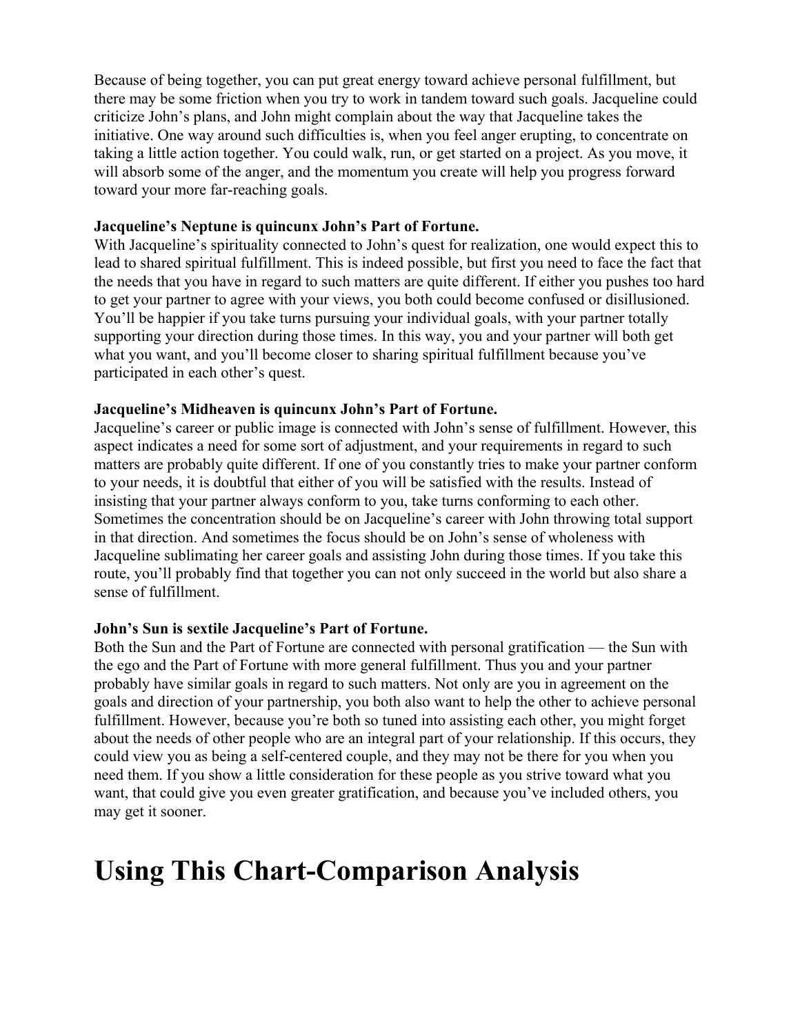Because of being together, you can put great energy toward achieve personal fulfillment, but there may be some friction when you try to work in tandem toward such goals. Jacqueline could criticize John's plans, and John might complain about the way that Jacqueline takes the initiative. One way around such difficulties is, when you feel anger erupting, to concentrate on taking a little action together. You could walk, run, or get started on a project. As you move, it will absorb some of the anger, and the momentum you create will help you progress forward toward your more far-reaching goals.

**Jacqueline's Neptune is quincunx John's Part of Fortune.**
With Jacqueline's spirituality connected to John's quest for realization, one would expect this to lead to shared spiritual fulfillment. This is indeed possible, but first you need to face the fact that the needs that you have in regard to such matters are quite different. If either you pushes too hard to get your partner to agree with your views, you both could become confused or disillusioned. You'll be happier if you take turns pursuing your individual goals, with your partner totally supporting your direction during those times. In this way, you and your partner will both get what you want, and you'll become closer to sharing spiritual fulfillment because you've participated in each other's quest.

**Jacqueline's Midheaven is quincunx John's Part of Fortune.**
Jacqueline's career or public image is connected with John's sense of fulfillment. However, this aspect indicates a need for some sort of adjustment, and your requirements in regard to such matters are probably quite different. If one of you constantly tries to make your partner conform to your needs, it is doubtful that either of you will be satisfied with the results. Instead of insisting that your partner always conform to you, take turns conforming to each other. Sometimes the concentration should be on Jacqueline's career with John throwing total support in that direction. And sometimes the focus should be on John's sense of wholeness with Jacqueline sublimating her career goals and assisting John during those times. If you take this route, you'll probably find that together you can not only succeed in the world but also share a sense of fulfillment.

**John's Sun is sextile Jacqueline's Part of Fortune.**
Both the Sun and the Part of Fortune are connected with personal gratification — the Sun with the ego and the Part of Fortune with more general fulfillment. Thus you and your partner probably have similar goals in regard to such matters. Not only are you in agreement on the goals and direction of your partnership, you both also want to help the other to achieve personal fulfillment. However, because you're both so tuned into assisting each other, you might forget about the needs of other people who are an integral part of your relationship. If this occurs, they could view you as being a self-centered couple, and they may not be there for you when you need them. If you show a little consideration for these people as you strive toward what you want, that could give you even greater gratification, and because you've included others, you may get it sooner.

# Using This Chart-Comparison Analysis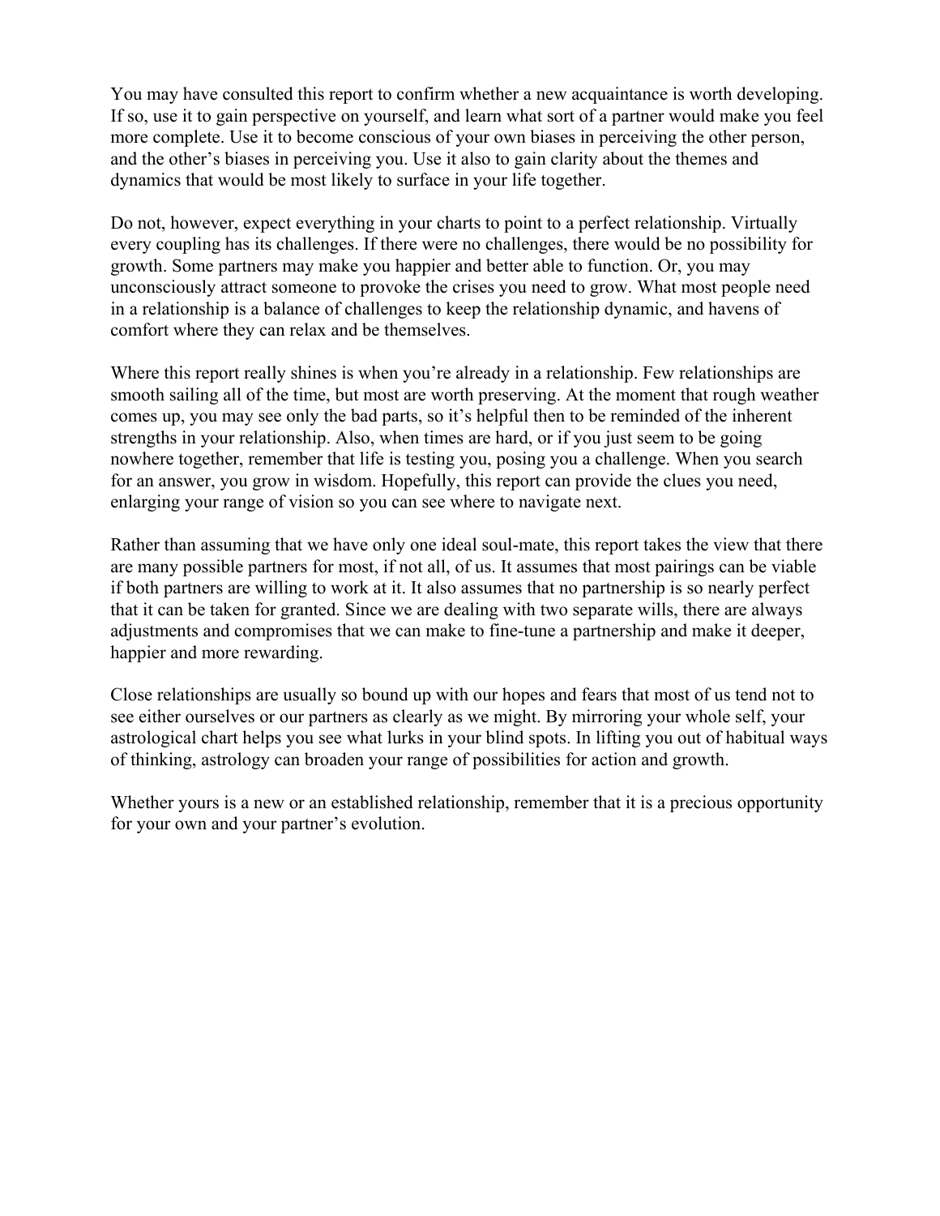You may have consulted this report to confirm whether a new acquaintance is worth developing. If so, use it to gain perspective on yourself, and learn what sort of a partner would make you feel more complete. Use it to become conscious of your own biases in perceiving the other person, and the other's biases in perceiving you. Use it also to gain clarity about the themes and dynamics that would be most likely to surface in your life together.

Do not, however, expect everything in your charts to point to a perfect relationship. Virtually every coupling has its challenges. If there were no challenges, there would be no possibility for growth. Some partners may make you happier and better able to function. Or, you may unconsciously attract someone to provoke the crises you need to grow. What most people need in a relationship is a balance of challenges to keep the relationship dynamic, and havens of comfort where they can relax and be themselves.

Where this report really shines is when you're already in a relationship. Few relationships are smooth sailing all of the time, but most are worth preserving. At the moment that rough weather comes up, you may see only the bad parts, so it's helpful then to be reminded of the inherent strengths in your relationship. Also, when times are hard, or if you just seem to be going nowhere together, remember that life is testing you, posing you a challenge. When you search for an answer, you grow in wisdom. Hopefully, this report can provide the clues you need, enlarging your range of vision so you can see where to navigate next.

Rather than assuming that we have only one ideal soul-mate, this report takes the view that there are many possible partners for most, if not all, of us. It assumes that most pairings can be viable if both partners are willing to work at it. It also assumes that no partnership is so nearly perfect that it can be taken for granted. Since we are dealing with two separate wills, there are always adjustments and compromises that we can make to fine-tune a partnership and make it deeper, happier and more rewarding.

Close relationships are usually so bound up with our hopes and fears that most of us tend not to see either ourselves or our partners as clearly as we might. By mirroring your whole self, your astrological chart helps you see what lurks in your blind spots. In lifting you out of habitual ways of thinking, astrology can broaden your range of possibilities for action and growth.

Whether yours is a new or an established relationship, remember that it is a precious opportunity for your own and your partner's evolution.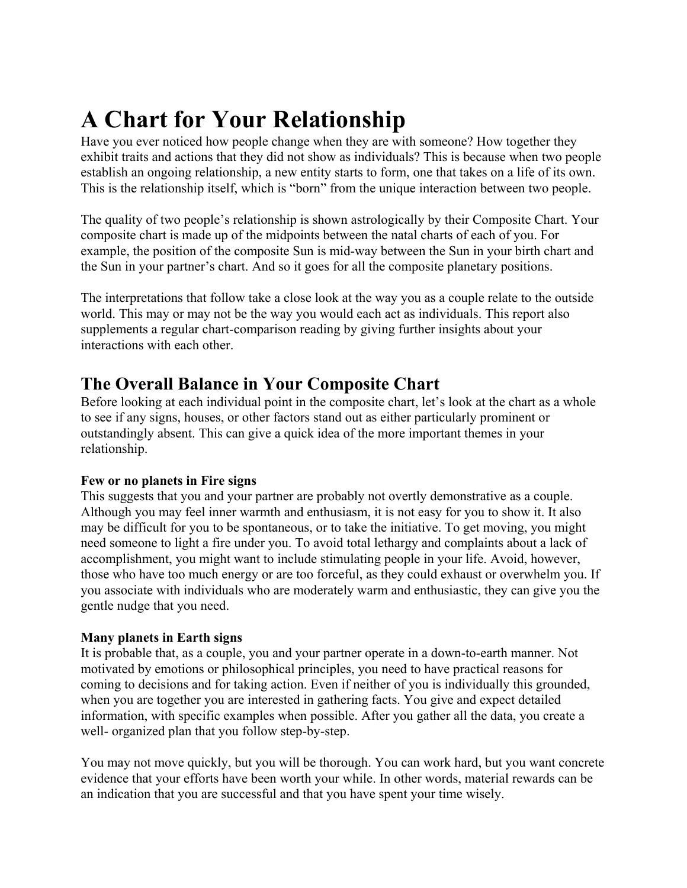# A Chart for Your Relationship

Have you ever noticed how people change when they are with someone? How together they exhibit traits and actions that they did not show as individuals? This is because when two people establish an ongoing relationship, a new entity starts to form, one that takes on a life of its own. This is the relationship itself, which is "born" from the unique interaction between two people.

The quality of two people's relationship is shown astrologically by their Composite Chart. Your composite chart is made up of the midpoints between the natal charts of each of you. For example, the position of the composite Sun is mid-way between the Sun in your birth chart and the Sun in your partner's chart. And so it goes for all the composite planetary positions.

The interpretations that follow take a close look at the way you as a couple relate to the outside world. This may or may not be the way you would each act as individuals. This report also supplements a regular chart-comparison reading by giving further insights about your interactions with each other.

## The Overall Balance in Your Composite Chart

Before looking at each individual point in the composite chart, let's look at the chart as a whole to see if any signs, houses, or other factors stand out as either particularly prominent or outstandingly absent. This can give a quick idea of the more important themes in your relationship.

**Few or no planets in Fire signs**

This suggests that you and your partner are probably not overtly demonstrative as a couple. Although you may feel inner warmth and enthusiasm, it is not easy for you to show it. It also may be difficult for you to be spontaneous, or to take the initiative. To get moving, you might need someone to light a fire under you. To avoid total lethargy and complaints about a lack of accomplishment, you might want to include stimulating people in your life. Avoid, however, those who have too much energy or are too forceful, as they could exhaust or overwhelm you. If you associate with individuals who are moderately warm and enthusiastic, they can give you the gentle nudge that you need.

**Many planets in Earth signs**

It is probable that, as a couple, you and your partner operate in a down-to-earth manner. Not motivated by emotions or philosophical principles, you need to have practical reasons for coming to decisions and for taking action. Even if neither of you is individually this grounded, when you are together you are interested in gathering facts. You give and expect detailed information, with specific examples when possible. After you gather all the data, you create a well- organized plan that you follow step-by-step.

You may not move quickly, but you will be thorough. You can work hard, but you want concrete evidence that your efforts have been worth your while. In other words, material rewards can be an indication that you are successful and that you have spent your time wisely.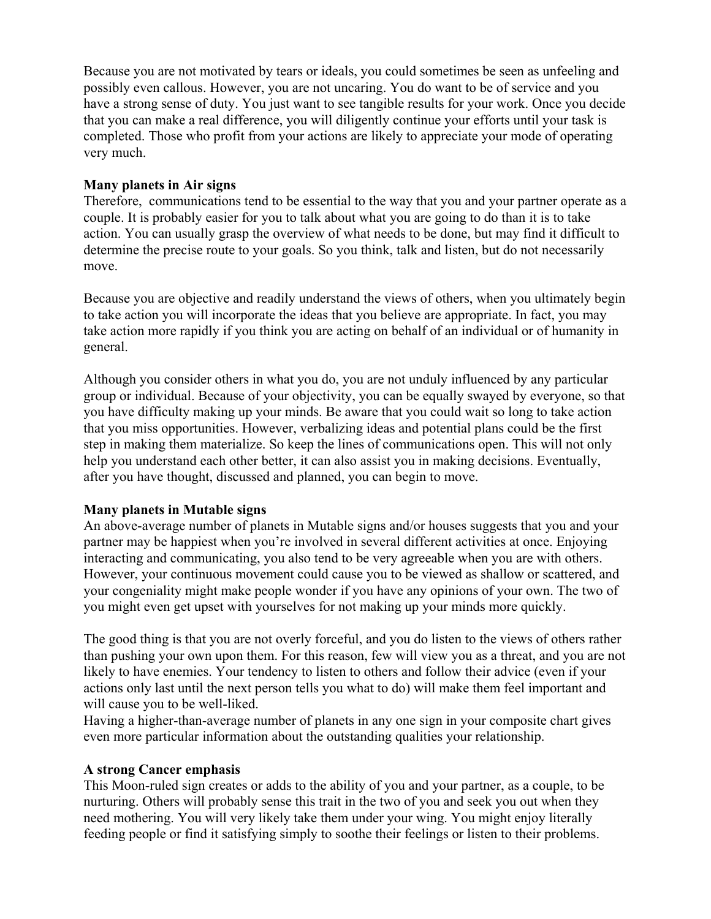Because you are not motivated by tears or ideals, you could sometimes be seen as unfeeling and possibly even callous. However, you are not uncaring. You do want to be of service and you have a strong sense of duty. You just want to see tangible results for your work. Once you decide that you can make a real difference, you will diligently continue your efforts until your task is completed. Those who profit from your actions are likely to appreciate your mode of operating very much.

**Many planets in Air signs**

Therefore, communications tend to be essential to the way that you and your partner operate as a couple. It is probably easier for you to talk about what you are going to do than it is to take action. You can usually grasp the overview of what needs to be done, but may find it difficult to determine the precise route to your goals. So you think, talk and listen, but do not necessarily move.

Because you are objective and readily understand the views of others, when you ultimately begin to take action you will incorporate the ideas that you believe are appropriate. In fact, you may take action more rapidly if you think you are acting on behalf of an individual or of humanity in general.

Although you consider others in what you do, you are not unduly influenced by any particular group or individual. Because of your objectivity, you can be equally swayed by everyone, so that you have difficulty making up your minds. Be aware that you could wait so long to take action that you miss opportunities. However, verbalizing ideas and potential plans could be the first step in making them materialize. So keep the lines of communications open. This will not only help you understand each other better, it can also assist you in making decisions. Eventually, after you have thought, discussed and planned, you can begin to move.

**Many planets in Mutable signs**

An above-average number of planets in Mutable signs and/or houses suggests that you and your partner may be happiest when you're involved in several different activities at once. Enjoying interacting and communicating, you also tend to be very agreeable when you are with others. However, your continuous movement could cause you to be viewed as shallow or scattered, and your congeniality might make people wonder if you have any opinions of your own. The two of you might even get upset with yourselves for not making up your minds more quickly.

The good thing is that you are not overly forceful, and you do listen to the views of others rather than pushing your own upon them. For this reason, few will view you as a threat, and you are not likely to have enemies. Your tendency to listen to others and follow their advice (even if your actions only last until the next person tells you what to do) will make them feel important and will cause you to be well-liked.

Having a higher-than-average number of planets in any one sign in your composite chart gives even more particular information about the outstanding qualities your relationship.

**A strong Cancer emphasis**

This Moon-ruled sign creates or adds to the ability of you and your partner, as a couple, to be nurturing. Others will probably sense this trait in the two of you and seek you out when they need mothering. You will very likely take them under your wing. You might enjoy literally feeding people or find it satisfying simply to soothe their feelings or listen to their problems.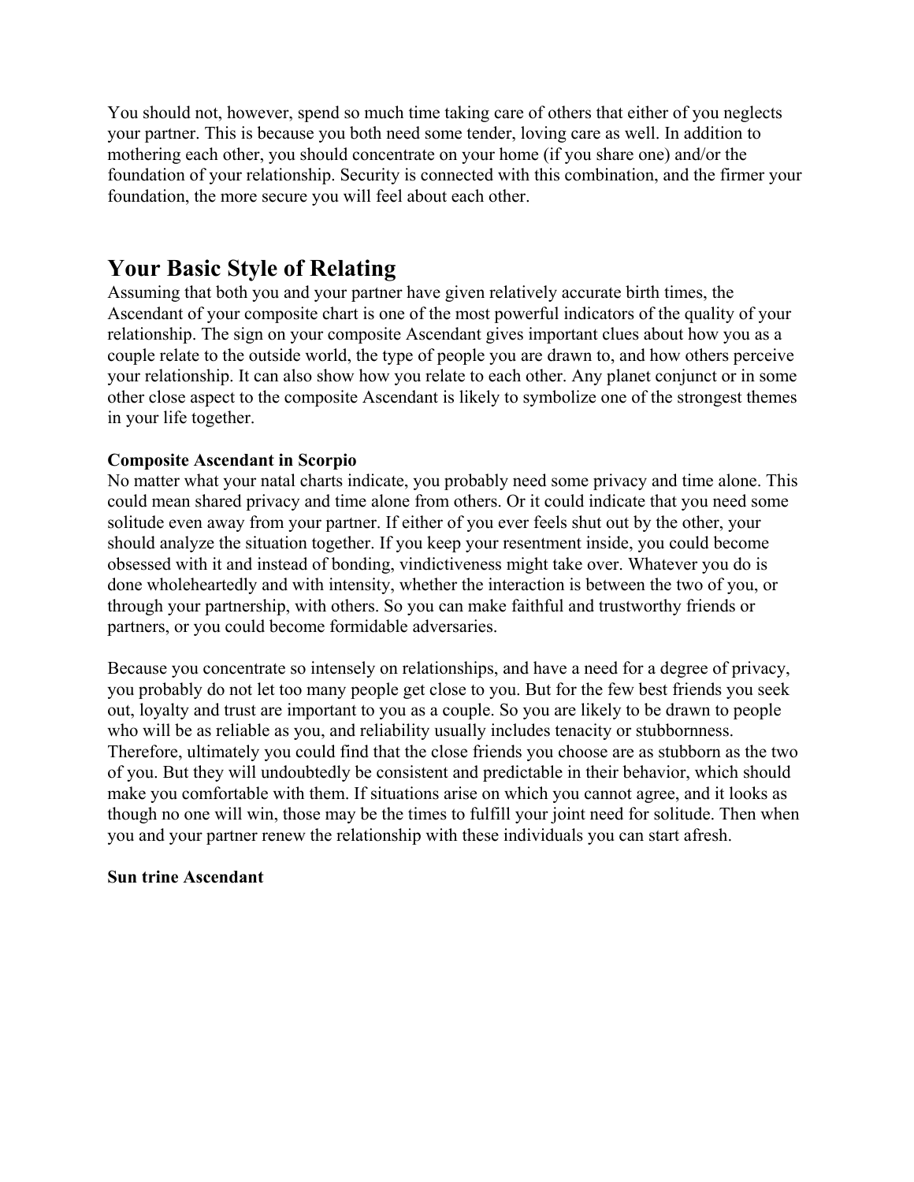You should not, however, spend so much time taking care of others that either of you neglects your partner. This is because you both need some tender, loving care as well. In addition to mothering each other, you should concentrate on your home (if you share one) and/or the foundation of your relationship. Security is connected with this combination, and the firmer your foundation, the more secure you will feel about each other.

## Your Basic Style of Relating

Assuming that both you and your partner have given relatively accurate birth times, the Ascendant of your composite chart is one of the most powerful indicators of the quality of your relationship. The sign on your composite Ascendant gives important clues about how you as a couple relate to the outside world, the type of people you are drawn to, and how others perceive your relationship. It can also show how you relate to each other. Any planet conjunct or in some other close aspect to the composite Ascendant is likely to symbolize one of the strongest themes in your life together.

**Composite Ascendant in Scorpio**

No matter what your natal charts indicate, you probably need some privacy and time alone. This could mean shared privacy and time alone from others. Or it could indicate that you need some solitude even away from your partner. If either of you ever feels shut out by the other, your should analyze the situation together. If you keep your resentment inside, you could become obsessed with it and instead of bonding, vindictiveness might take over. Whatever you do is done wholeheartedly and with intensity, whether the interaction is between the two of you, or through your partnership, with others. So you can make faithful and trustworthy friends or partners, or you could become formidable adversaries.

Because you concentrate so intensely on relationships, and have a need for a degree of privacy, you probably do not let too many people get close to you. But for the few best friends you seek out, loyalty and trust are important to you as a couple. So you are likely to be drawn to people who will be as reliable as you, and reliability usually includes tenacity or stubbornness. Therefore, ultimately you could find that the close friends you choose are as stubborn as the two of you. But they will undoubtedly be consistent and predictable in their behavior, which should make you comfortable with them. If situations arise on which you cannot agree, and it looks as though no one will win, those may be the times to fulfill your joint need for solitude. Then when you and your partner renew the relationship with these individuals you can start afresh.

**Sun trine Ascendant**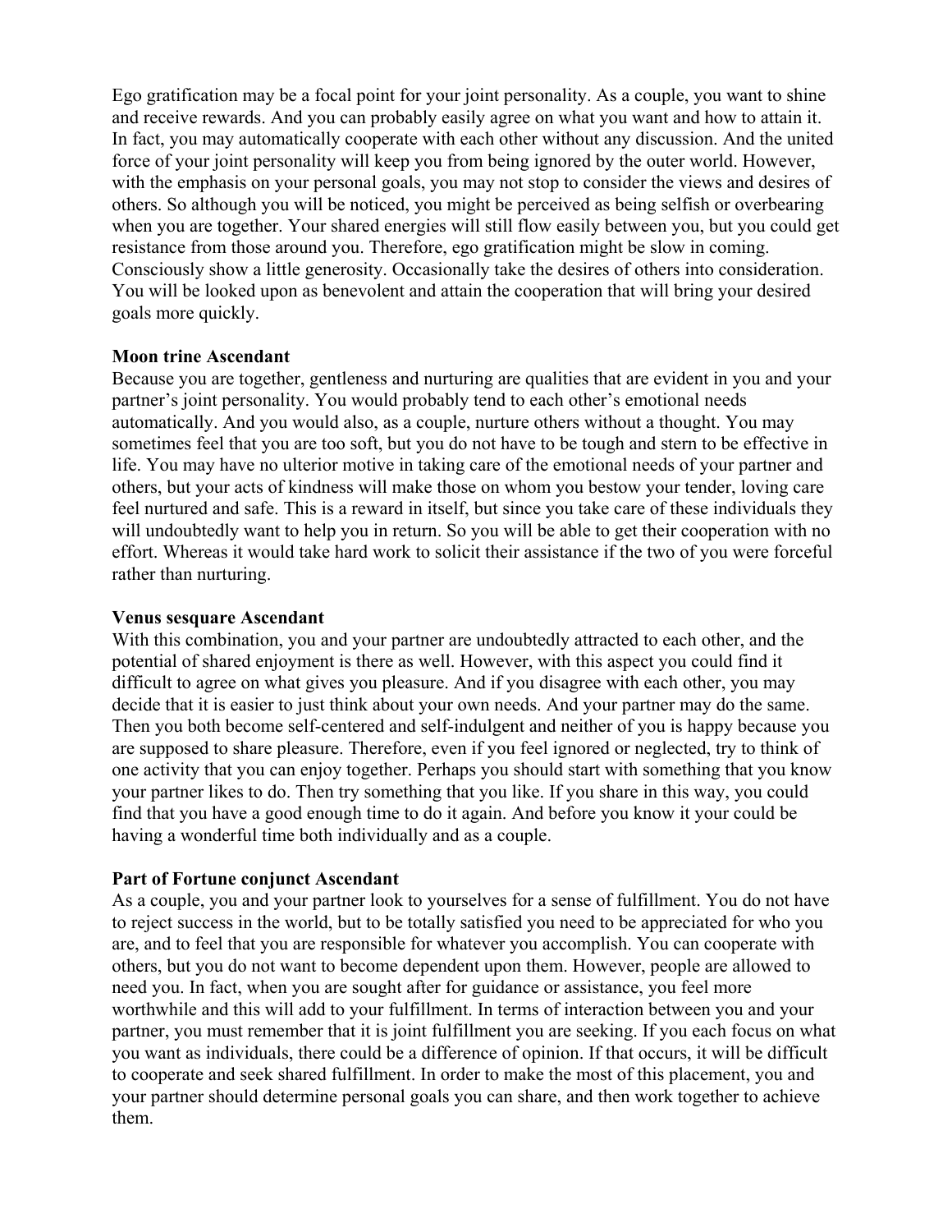Ego gratification may be a focal point for your joint personality. As a couple, you want to shine and receive rewards. And you can probably easily agree on what you want and how to attain it. In fact, you may automatically cooperate with each other without any discussion. And the united force of your joint personality will keep you from being ignored by the outer world. However, with the emphasis on your personal goals, you may not stop to consider the views and desires of others. So although you will be noticed, you might be perceived as being selfish or overbearing when you are together. Your shared energies will still flow easily between you, but you could get resistance from those around you. Therefore, ego gratification might be slow in coming. Consciously show a little generosity. Occasionally take the desires of others into consideration. You will be looked upon as benevolent and attain the cooperation that will bring your desired goals more quickly.

**Moon trine Ascendant**
Because you are together, gentleness and nurturing are qualities that are evident in you and your partner's joint personality. You would probably tend to each other's emotional needs automatically. And you would also, as a couple, nurture others without a thought. You may sometimes feel that you are too soft, but you do not have to be tough and stern to be effective in life. You may have no ulterior motive in taking care of the emotional needs of your partner and others, but your acts of kindness will make those on whom you bestow your tender, loving care feel nurtured and safe. This is a reward in itself, but since you take care of these individuals they will undoubtedly want to help you in return. So you will be able to get their cooperation with no effort. Whereas it would take hard work to solicit their assistance if the two of you were forceful rather than nurturing.

**Venus sesquare Ascendant**
With this combination, you and your partner are undoubtedly attracted to each other, and the potential of shared enjoyment is there as well. However, with this aspect you could find it difficult to agree on what gives you pleasure. And if you disagree with each other, you may decide that it is easier to just think about your own needs. And your partner may do the same. Then you both become self-centered and self-indulgent and neither of you is happy because you are supposed to share pleasure. Therefore, even if you feel ignored or neglected, try to think of one activity that you can enjoy together. Perhaps you should start with something that you know your partner likes to do. Then try something that you like. If you share in this way, you could find that you have a good enough time to do it again. And before you know it your could be having a wonderful time both individually and as a couple.

**Part of Fortune conjunct Ascendant**
As a couple, you and your partner look to yourselves for a sense of fulfillment. You do not have to reject success in the world, but to be totally satisfied you need to be appreciated for who you are, and to feel that you are responsible for whatever you accomplish. You can cooperate with others, but you do not want to become dependent upon them. However, people are allowed to need you. In fact, when you are sought after for guidance or assistance, you feel more worthwhile and this will add to your fulfillment. In terms of interaction between you and your partner, you must remember that it is joint fulfillment you are seeking. If you each focus on what you want as individuals, there could be a difference of opinion. If that occurs, it will be difficult to cooperate and seek shared fulfillment. In order to make the most of this placement, you and your partner should determine personal goals you can share, and then work together to achieve them.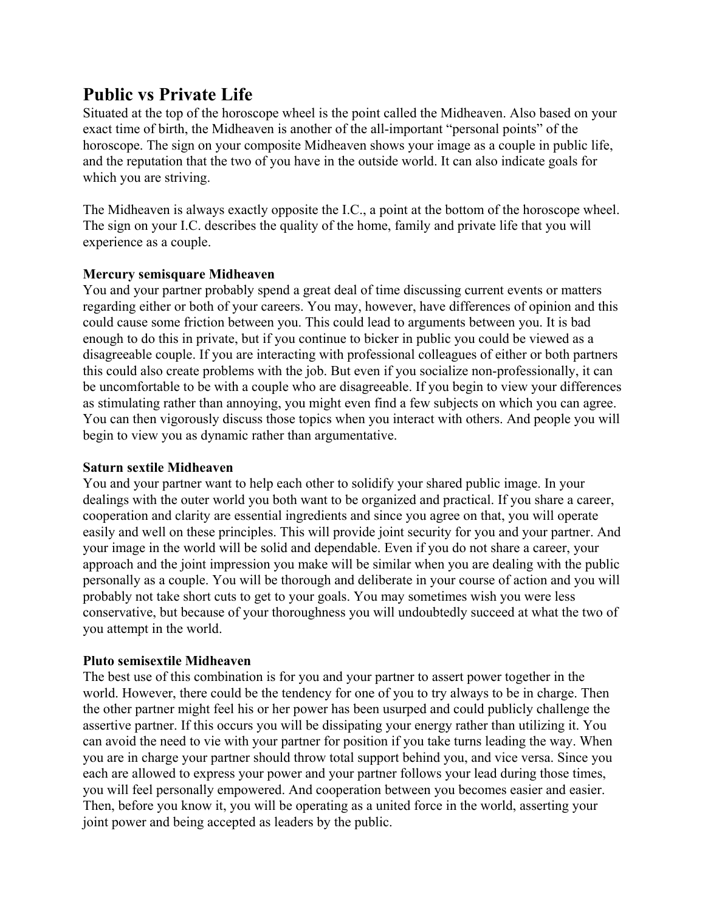## Public vs Private Life

Situated at the top of the horoscope wheel is the point called the Midheaven. Also based on your exact time of birth, the Midheaven is another of the all-important "personal points" of the horoscope. The sign on your composite Midheaven shows your image as a couple in public life, and the reputation that the two of you have in the outside world. It can also indicate goals for which you are striving.

The Midheaven is always exactly opposite the I.C., a point at the bottom of the horoscope wheel. The sign on your I.C. describes the quality of the home, family and private life that you will experience as a couple.

**Mercury semisquare Midheaven**
You and your partner probably spend a great deal of time discussing current events or matters regarding either or both of your careers. You may, however, have differences of opinion and this could cause some friction between you. This could lead to arguments between you. It is bad enough to do this in private, but if you continue to bicker in public you could be viewed as a disagreeable couple. If you are interacting with professional colleagues of either or both partners this could also create problems with the job. But even if you socialize non-professionally, it can be uncomfortable to be with a couple who are disagreeable. If you begin to view your differences as stimulating rather than annoying, you might even find a few subjects on which you can agree. You can then vigorously discuss those topics when you interact with others. And people you will begin to view you as dynamic rather than argumentative.

**Saturn sextile Midheaven**
You and your partner want to help each other to solidify your shared public image. In your dealings with the outer world you both want to be organized and practical. If you share a career, cooperation and clarity are essential ingredients and since you agree on that, you will operate easily and well on these principles. This will provide joint security for you and your partner. And your image in the world will be solid and dependable. Even if you do not share a career, your approach and the joint impression you make will be similar when you are dealing with the public personally as a couple. You will be thorough and deliberate in your course of action and you will probably not take short cuts to get to your goals. You may sometimes wish you were less conservative, but because of your thoroughness you will undoubtedly succeed at what the two of you attempt in the world.

**Pluto semisextile Midheaven**
The best use of this combination is for you and your partner to assert power together in the world. However, there could be the tendency for one of you to try always to be in charge. Then the other partner might feel his or her power has been usurped and could publicly challenge the assertive partner. If this occurs you will be dissipating your energy rather than utilizing it. You can avoid the need to vie with your partner for position if you take turns leading the way. When you are in charge your partner should throw total support behind you, and vice versa. Since you each are allowed to express your power and your partner follows your lead during those times, you will feel personally empowered. And cooperation between you becomes easier and easier. Then, before you know it, you will be operating as a united force in the world, asserting your joint power and being accepted as leaders by the public.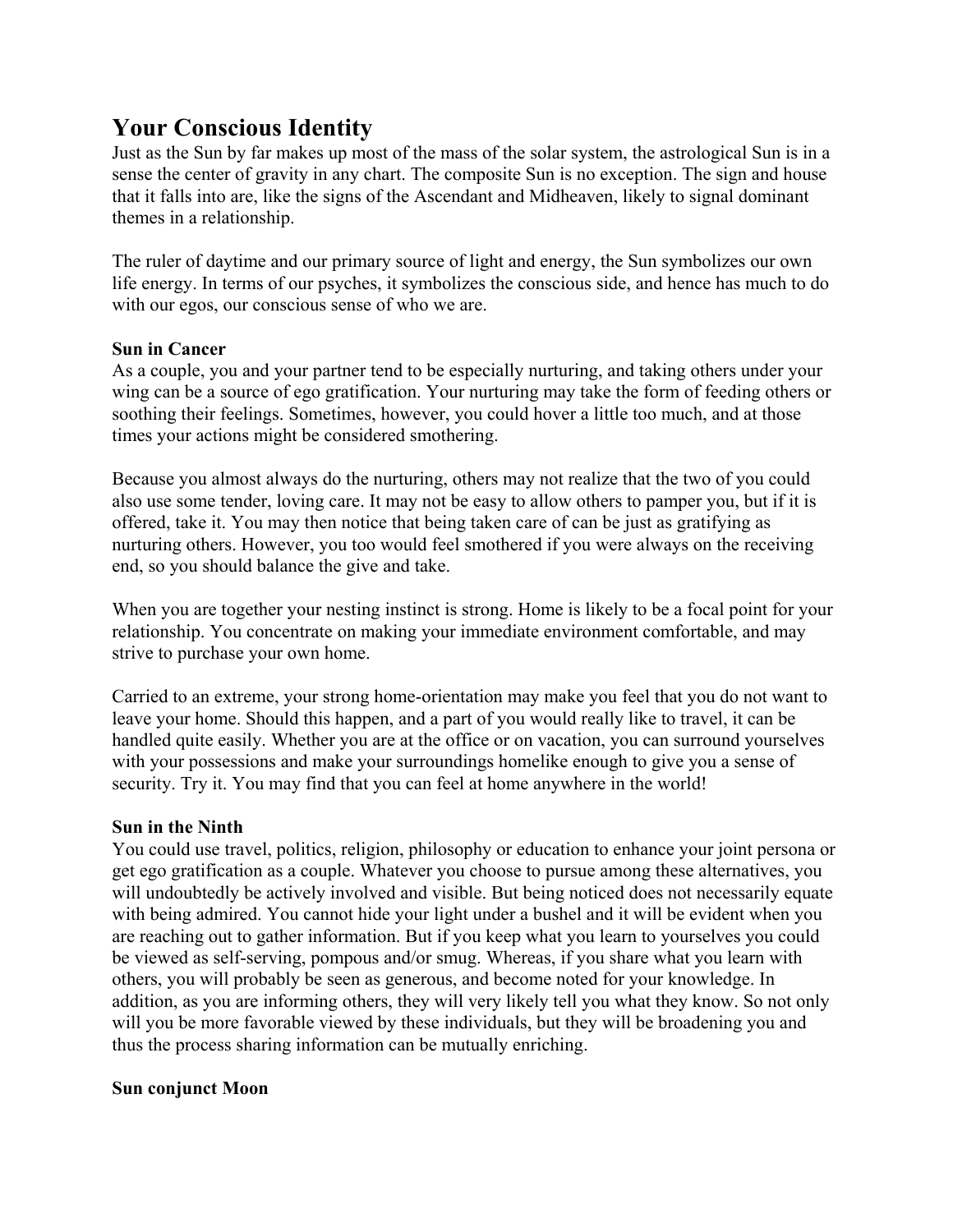## Your Conscious Identity

Just as the Sun by far makes up most of the mass of the solar system, the astrological Sun is in a sense the center of gravity in any chart. The composite Sun is no exception. The sign and house that it falls into are, like the signs of the Ascendant and Midheaven, likely to signal dominant themes in a relationship.

The ruler of daytime and our primary source of light and energy, the Sun symbolizes our own life energy. In terms of our psyches, it symbolizes the conscious side, and hence has much to do with our egos, our conscious sense of who we are.

**Sun in Cancer**

As a couple, you and your partner tend to be especially nurturing, and taking others under your wing can be a source of ego gratification. Your nurturing may take the form of feeding others or soothing their feelings. Sometimes, however, you could hover a little too much, and at those times your actions might be considered smothering.

Because you almost always do the nurturing, others may not realize that the two of you could also use some tender, loving care. It may not be easy to allow others to pamper you, but if it is offered, take it. You may then notice that being taken care of can be just as gratifying as nurturing others. However, you too would feel smothered if you were always on the receiving end, so you should balance the give and take.

When you are together your nesting instinct is strong. Home is likely to be a focal point for your relationship. You concentrate on making your immediate environment comfortable, and may strive to purchase your own home.

Carried to an extreme, your strong home-orientation may make you feel that you do not want to leave your home. Should this happen, and a part of you would really like to travel, it can be handled quite easily. Whether you are at the office or on vacation, you can surround yourselves with your possessions and make your surroundings homelike enough to give you a sense of security. Try it. You may find that you can feel at home anywhere in the world!

**Sun in the Ninth**

You could use travel, politics, religion, philosophy or education to enhance your joint persona or get ego gratification as a couple. Whatever you choose to pursue among these alternatives, you will undoubtedly be actively involved and visible. But being noticed does not necessarily equate with being admired. You cannot hide your light under a bushel and it will be evident when you are reaching out to gather information. But if you keep what you learn to yourselves you could be viewed as self-serving, pompous and/or smug. Whereas, if you share what you learn with others, you will probably be seen as generous, and become noted for your knowledge. In addition, as you are informing others, they will very likely tell you what they know. So not only will you be more favorable viewed by these individuals, but they will be broadening you and thus the process sharing information can be mutually enriching.

**Sun conjunct Moon**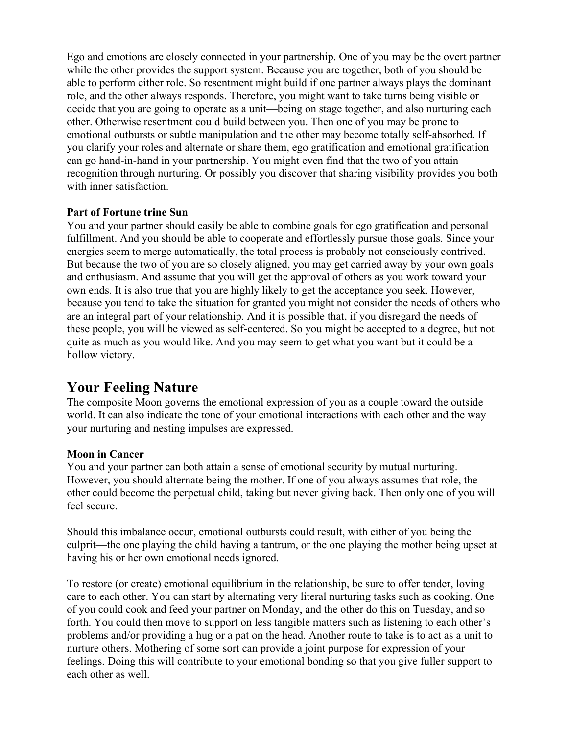Ego and emotions are closely connected in your partnership. One of you may be the overt partner while the other provides the support system. Because you are together, both of you should be able to perform either role. So resentment might build if one partner always plays the dominant role, and the other always responds. Therefore, you might want to take turns being visible or decide that you are going to operate as a unit—being on stage together, and also nurturing each other. Otherwise resentment could build between you. Then one of you may be prone to emotional outbursts or subtle manipulation and the other may become totally self-absorbed. If you clarify your roles and alternate or share them, ego gratification and emotional gratification can go hand-in-hand in your partnership. You might even find that the two of you attain recognition through nurturing. Or possibly you discover that sharing visibility provides you both with inner satisfaction.

**Part of Fortune trine Sun**
You and your partner should easily be able to combine goals for ego gratification and personal fulfillment. And you should be able to cooperate and effortlessly pursue those goals. Since your energies seem to merge automatically, the total process is probably not consciously contrived. But because the two of you are so closely aligned, you may get carried away by your own goals and enthusiasm. And assume that you will get the approval of others as you work toward your own ends. It is also true that you are highly likely to get the acceptance you seek. However, because you tend to take the situation for granted you might not consider the needs of others who are an integral part of your relationship. And it is possible that, if you disregard the needs of these people, you will be viewed as self-centered. So you might be accepted to a degree, but not quite as much as you would like. And you may seem to get what you want but it could be a hollow victory.

## Your Feeling Nature

The composite Moon governs the emotional expression of you as a couple toward the outside world. It can also indicate the tone of your emotional interactions with each other and the way your nurturing and nesting impulses are expressed.

**Moon in Cancer**
You and your partner can both attain a sense of emotional security by mutual nurturing. However, you should alternate being the mother. If one of you always assumes that role, the other could become the perpetual child, taking but never giving back. Then only one of you will feel secure.

Should this imbalance occur, emotional outbursts could result, with either of you being the culprit—the one playing the child having a tantrum, or the one playing the mother being upset at having his or her own emotional needs ignored.

To restore (or create) emotional equilibrium in the relationship, be sure to offer tender, loving care to each other. You can start by alternating very literal nurturing tasks such as cooking. One of you could cook and feed your partner on Monday, and the other do this on Tuesday, and so forth. You could then move to support on less tangible matters such as listening to each other's problems and/or providing a hug or a pat on the head. Another route to take is to act as a unit to nurture others. Mothering of some sort can provide a joint purpose for expression of your feelings. Doing this will contribute to your emotional bonding so that you give fuller support to each other as well.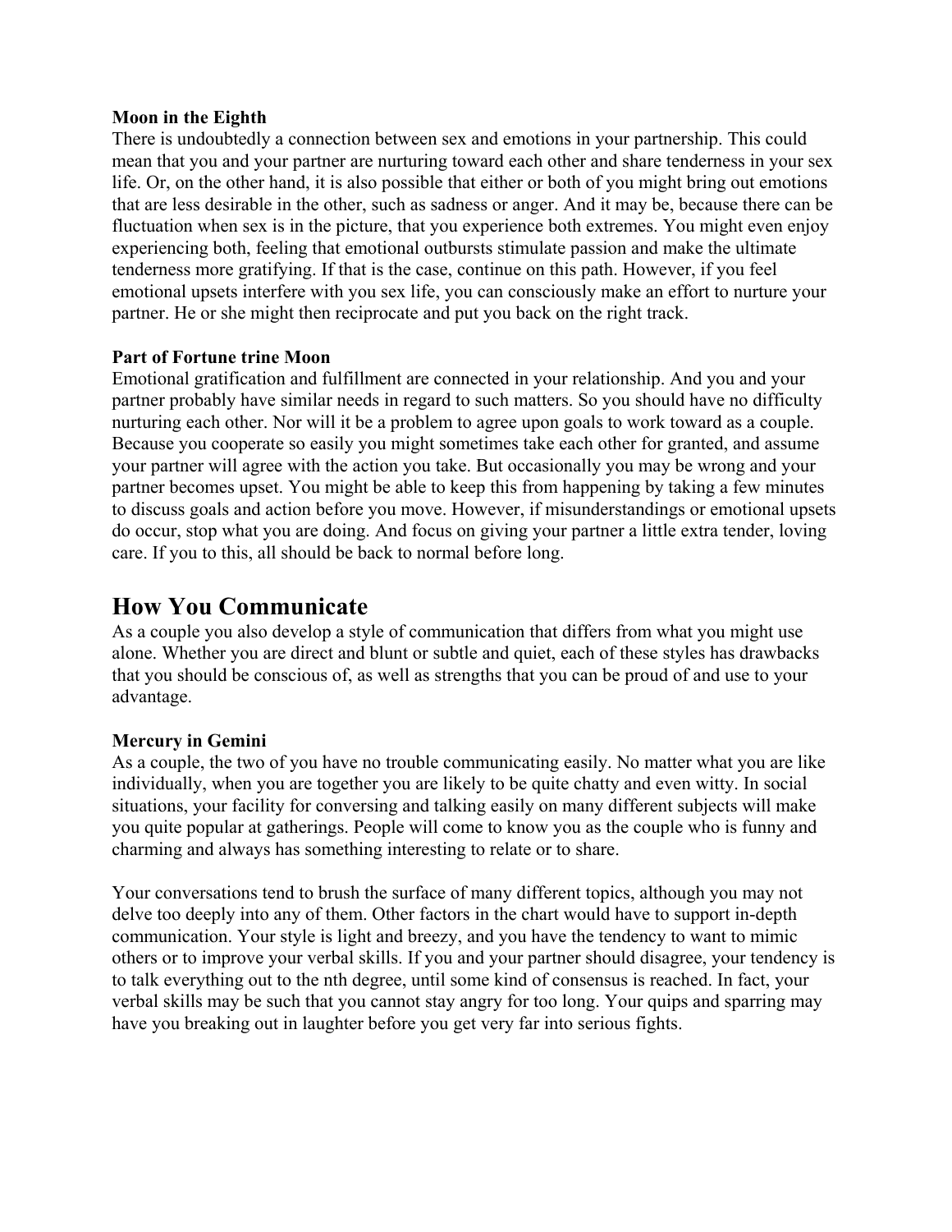**Moon in the Eighth**

There is undoubtedly a connection between sex and emotions in your partnership. This could mean that you and your partner are nurturing toward each other and share tenderness in your sex life. Or, on the other hand, it is also possible that either or both of you might bring out emotions that are less desirable in the other, such as sadness or anger. And it may be, because there can be fluctuation when sex is in the picture, that you experience both extremes. You might even enjoy experiencing both, feeling that emotional outbursts stimulate passion and make the ultimate tenderness more gratifying. If that is the case, continue on this path. However, if you feel emotional upsets interfere with you sex life, you can consciously make an effort to nurture your partner. He or she might then reciprocate and put you back on the right track.

**Part of Fortune trine Moon**

Emotional gratification and fulfillment are connected in your relationship. And you and your partner probably have similar needs in regard to such matters. So you should have no difficulty nurturing each other. Nor will it be a problem to agree upon goals to work toward as a couple. Because you cooperate so easily you might sometimes take each other for granted, and assume your partner will agree with the action you take. But occasionally you may be wrong and your partner becomes upset. You might be able to keep this from happening by taking a few minutes to discuss goals and action before you move. However, if misunderstandings or emotional upsets do occur, stop what you are doing. And focus on giving your partner a little extra tender, loving care. If you to this, all should be back to normal before long.

## How You Communicate

As a couple you also develop a style of communication that differs from what you might use alone. Whether you are direct and blunt or subtle and quiet, each of these styles has drawbacks that you should be conscious of, as well as strengths that you can be proud of and use to your advantage.

**Mercury in Gemini**

As a couple, the two of you have no trouble communicating easily. No matter what you are like individually, when you are together you are likely to be quite chatty and even witty. In social situations, your facility for conversing and talking easily on many different subjects will make you quite popular at gatherings. People will come to know you as the couple who is funny and charming and always has something interesting to relate or to share.

Your conversations tend to brush the surface of many different topics, although you may not delve too deeply into any of them. Other factors in the chart would have to support in-depth communication. Your style is light and breezy, and you have the tendency to want to mimic others or to improve your verbal skills. If you and your partner should disagree, your tendency is to talk everything out to the nth degree, until some kind of consensus is reached. In fact, your verbal skills may be such that you cannot stay angry for too long. Your quips and sparring may have you breaking out in laughter before you get very far into serious fights.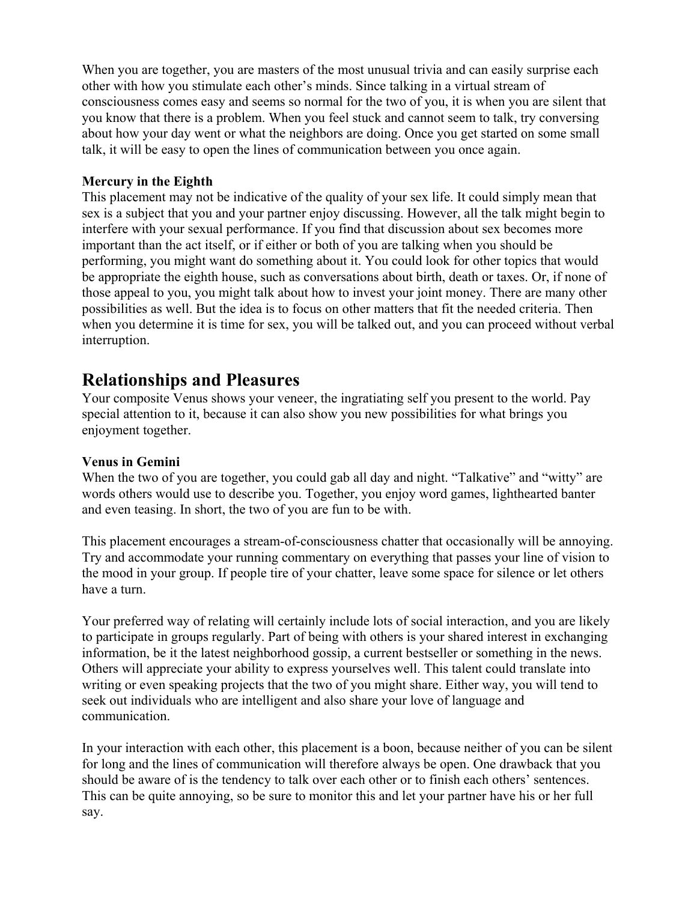When you are together, you are masters of the most unusual trivia and can easily surprise each other with how you stimulate each other's minds. Since talking in a virtual stream of consciousness comes easy and seems so normal for the two of you, it is when you are silent that you know that there is a problem. When you feel stuck and cannot seem to talk, try conversing about how your day went or what the neighbors are doing. Once you get started on some small talk, it will be easy to open the lines of communication between you once again.

**Mercury in the Eighth**
This placement may not be indicative of the quality of your sex life. It could simply mean that sex is a subject that you and your partner enjoy discussing. However, all the talk might begin to interfere with your sexual performance. If you find that discussion about sex becomes more important than the act itself, or if either or both of you are talking when you should be performing, you might want do something about it. You could look for other topics that would be appropriate the eighth house, such as conversations about birth, death or taxes. Or, if none of those appeal to you, you might talk about how to invest your joint money. There are many other possibilities as well. But the idea is to focus on other matters that fit the needed criteria. Then when you determine it is time for sex, you will be talked out, and you can proceed without verbal interruption.

## Relationships and Pleasures

Your composite Venus shows your veneer, the ingratiating self you present to the world. Pay special attention to it, because it can also show you new possibilities for what brings you enjoyment together.

**Venus in Gemini**
When the two of you are together, you could gab all day and night. "Talkative" and "witty" are words others would use to describe you. Together, you enjoy word games, lighthearted banter and even teasing. In short, the two of you are fun to be with.

This placement encourages a stream-of-consciousness chatter that occasionally will be annoying. Try and accommodate your running commentary on everything that passes your line of vision to the mood in your group. If people tire of your chatter, leave some space for silence or let others have a turn.

Your preferred way of relating will certainly include lots of social interaction, and you are likely to participate in groups regularly. Part of being with others is your shared interest in exchanging information, be it the latest neighborhood gossip, a current bestseller or something in the news. Others will appreciate your ability to express yourselves well. This talent could translate into writing or even speaking projects that the two of you might share. Either way, you will tend to seek out individuals who are intelligent and also share your love of language and communication.

In your interaction with each other, this placement is a boon, because neither of you can be silent for long and the lines of communication will therefore always be open. One drawback that you should be aware of is the tendency to talk over each other or to finish each others' sentences. This can be quite annoying, so be sure to monitor this and let your partner have his or her full say.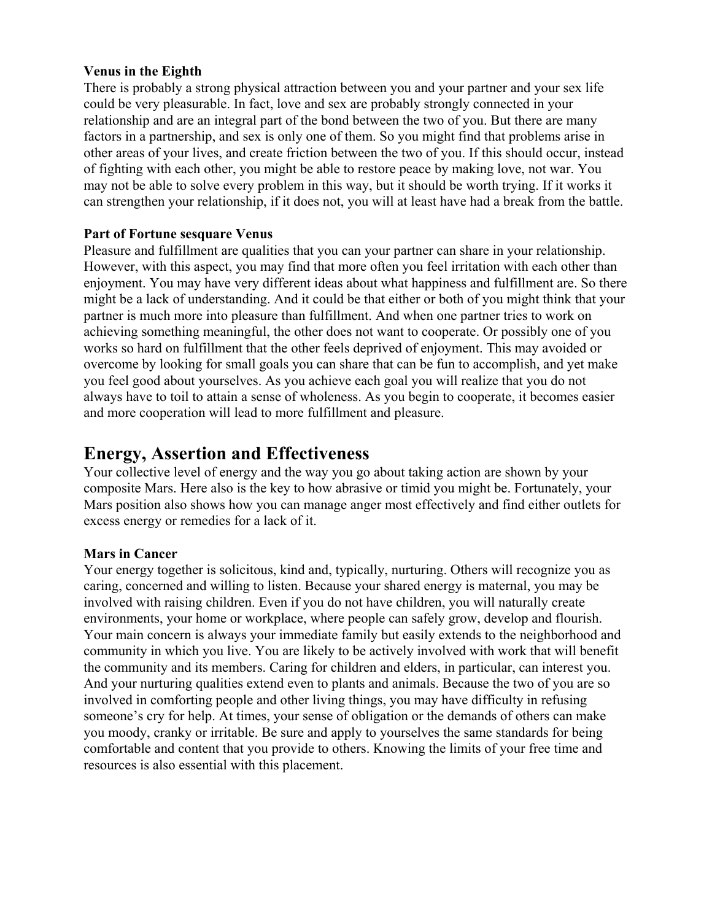**Venus in the Eighth**

There is probably a strong physical attraction between you and your partner and your sex life could be very pleasurable. In fact, love and sex are probably strongly connected in your relationship and are an integral part of the bond between the two of you. But there are many factors in a partnership, and sex is only one of them. So you might find that problems arise in other areas of your lives, and create friction between the two of you. If this should occur, instead of fighting with each other, you might be able to restore peace by making love, not war. You may not be able to solve every problem in this way, but it should be worth trying. If it works it can strengthen your relationship, if it does not, you will at least have had a break from the battle.

**Part of Fortune sesquare Venus**

Pleasure and fulfillment are qualities that you can your partner can share in your relationship. However, with this aspect, you may find that more often you feel irritation with each other than enjoyment. You may have very different ideas about what happiness and fulfillment are. So there might be a lack of understanding. And it could be that either or both of you might think that your partner is much more into pleasure than fulfillment. And when one partner tries to work on achieving something meaningful, the other does not want to cooperate. Or possibly one of you works so hard on fulfillment that the other feels deprived of enjoyment. This may avoided or overcome by looking for small goals you can share that can be fun to accomplish, and yet make you feel good about yourselves. As you achieve each goal you will realize that you do not always have to toil to attain a sense of wholeness. As you begin to cooperate, it becomes easier and more cooperation will lead to more fulfillment and pleasure.

## Energy, Assertion and Effectiveness

Your collective level of energy and the way you go about taking action are shown by your composite Mars. Here also is the key to how abrasive or timid you might be. Fortunately, your Mars position also shows how you can manage anger most effectively and find either outlets for excess energy or remedies for a lack of it.

**Mars in Cancer**

Your energy together is solicitous, kind and, typically, nurturing. Others will recognize you as caring, concerned and willing to listen. Because your shared energy is maternal, you may be involved with raising children. Even if you do not have children, you will naturally create environments, your home or workplace, where people can safely grow, develop and flourish. Your main concern is always your immediate family but easily extends to the neighborhood and community in which you live. You are likely to be actively involved with work that will benefit the community and its members. Caring for children and elders, in particular, can interest you. And your nurturing qualities extend even to plants and animals. Because the two of you are so involved in comforting people and other living things, you may have difficulty in refusing someone's cry for help. At times, your sense of obligation or the demands of others can make you moody, cranky or irritable. Be sure and apply to yourselves the same standards for being comfortable and content that you provide to others. Knowing the limits of your free time and resources is also essential with this placement.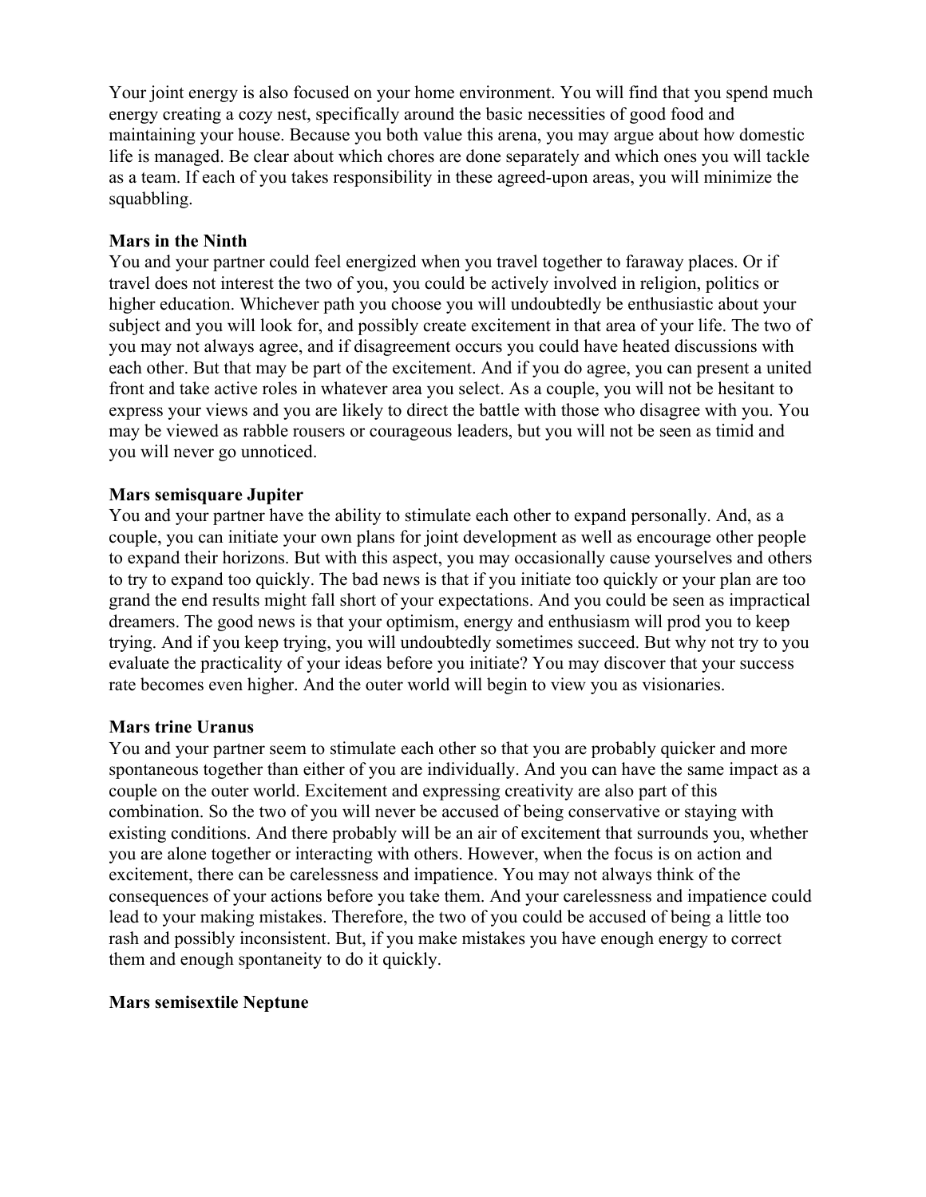Your joint energy is also focused on your home environment. You will find that you spend much energy creating a cozy nest, specifically around the basic necessities of good food and maintaining your house. Because you both value this arena, you may argue about how domestic life is managed. Be clear about which chores are done separately and which ones you will tackle as a team. If each of you takes responsibility in these agreed-upon areas, you will minimize the squabbling.

**Mars in the Ninth**
You and your partner could feel energized when you travel together to faraway places. Or if travel does not interest the two of you, you could be actively involved in religion, politics or higher education. Whichever path you choose you will undoubtedly be enthusiastic about your subject and you will look for, and possibly create excitement in that area of your life. The two of you may not always agree, and if disagreement occurs you could have heated discussions with each other. But that may be part of the excitement. And if you do agree, you can present a united front and take active roles in whatever area you select. As a couple, you will not be hesitant to express your views and you are likely to direct the battle with those who disagree with you. You may be viewed as rabble rousers or courageous leaders, but you will not be seen as timid and you will never go unnoticed.

**Mars semisquare Jupiter**
You and your partner have the ability to stimulate each other to expand personally. And, as a couple, you can initiate your own plans for joint development as well as encourage other people to expand their horizons. But with this aspect, you may occasionally cause yourselves and others to try to expand too quickly. The bad news is that if you initiate too quickly or your plan are too grand the end results might fall short of your expectations. And you could be seen as impractical dreamers. The good news is that your optimism, energy and enthusiasm will prod you to keep trying. And if you keep trying, you will undoubtedly sometimes succeed. But why not try to you evaluate the practicality of your ideas before you initiate? You may discover that your success rate becomes even higher. And the outer world will begin to view you as visionaries.

**Mars trine Uranus**
You and your partner seem to stimulate each other so that you are probably quicker and more spontaneous together than either of you are individually. And you can have the same impact as a couple on the outer world. Excitement and expressing creativity are also part of this combination. So the two of you will never be accused of being conservative or staying with existing conditions. And there probably will be an air of excitement that surrounds you, whether you are alone together or interacting with others. However, when the focus is on action and excitement, there can be carelessness and impatience. You may not always think of the consequences of your actions before you take them. And your carelessness and impatience could lead to your making mistakes. Therefore, the two of you could be accused of being a little too rash and possibly inconsistent. But, if you make mistakes you have enough energy to correct them and enough spontaneity to do it quickly.

**Mars semisextile Neptune**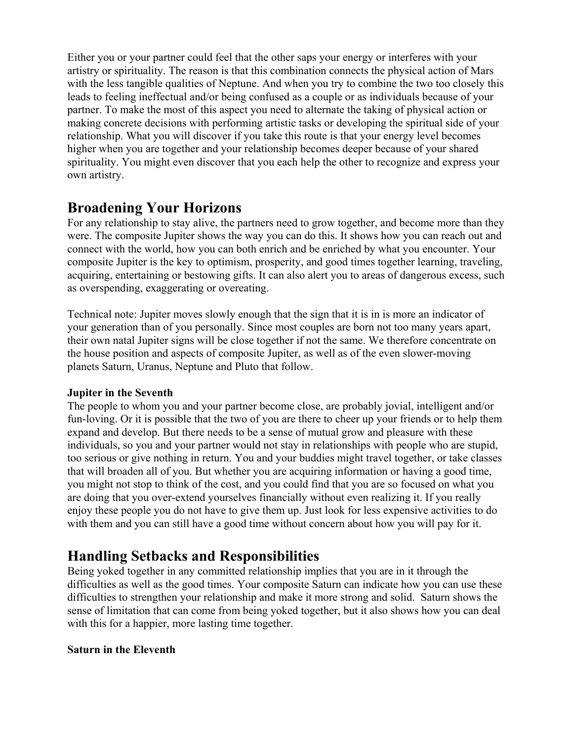Either you or your partner could feel that the other saps your energy or interferes with your artistry or spirituality. The reason is that this combination connects the physical action of Mars with the less tangible qualities of Neptune. And when you try to combine the two too closely this leads to feeling ineffectual and/or being confused as a couple or as individuals because of your partner. To make the most of this aspect you need to alternate the taking of physical action or making concrete decisions with performing artistic tasks or developing the spiritual side of your relationship. What you will discover if you take this route is that your energy level becomes higher when you are together and your relationship becomes deeper because of your shared spirituality. You might even discover that you each help the other to recognize and express your own artistry.

## Broadening Your Horizons

For any relationship to stay alive, the partners need to grow together, and become more than they were. The composite Jupiter shows the way you can do this. It shows how you can reach out and connect with the world, how you can both enrich and be enriched by what you encounter. Your composite Jupiter is the key to optimism, prosperity, and good times together learning, traveling, acquiring, entertaining or bestowing gifts. It can also alert you to areas of dangerous excess, such as overspending, exaggerating or overeating.

Technical note: Jupiter moves slowly enough that the sign that it is in is more an indicator of your generation than of you personally. Since most couples are born not too many years apart, their own natal Jupiter signs will be close together if not the same. We therefore concentrate on the house position and aspects of composite Jupiter, as well as of the even slower-moving planets Saturn, Uranus, Neptune and Pluto that follow.

**Jupiter in the Seventh**

The people to whom you and your partner become close, are probably jovial, intelligent and/or fun-loving. Or it is possible that the two of you are there to cheer up your friends or to help them expand and develop. But there needs to be a sense of mutual grow and pleasure with these individuals, so you and your partner would not stay in relationships with people who are stupid, too serious or give nothing in return. You and your buddies might travel together, or take classes that will broaden all of you. But whether you are acquiring information or having a good time, you might not stop to think of the cost, and you could find that you are so focused on what you are doing that you over-extend yourselves financially without even realizing it. If you really enjoy these people you do not have to give them up. Just look for less expensive activities to do with them and you can still have a good time without concern about how you will pay for it.

## Handling Setbacks and Responsibilities

Being yoked together in any committed relationship implies that you are in it through the difficulties as well as the good times. Your composite Saturn can indicate how you can use these difficulties to strengthen your relationship and make it more strong and solid. Saturn shows the sense of limitation that can come from being yoked together, but it also shows how you can deal with this for a happier, more lasting time together.

**Saturn in the Eleventh**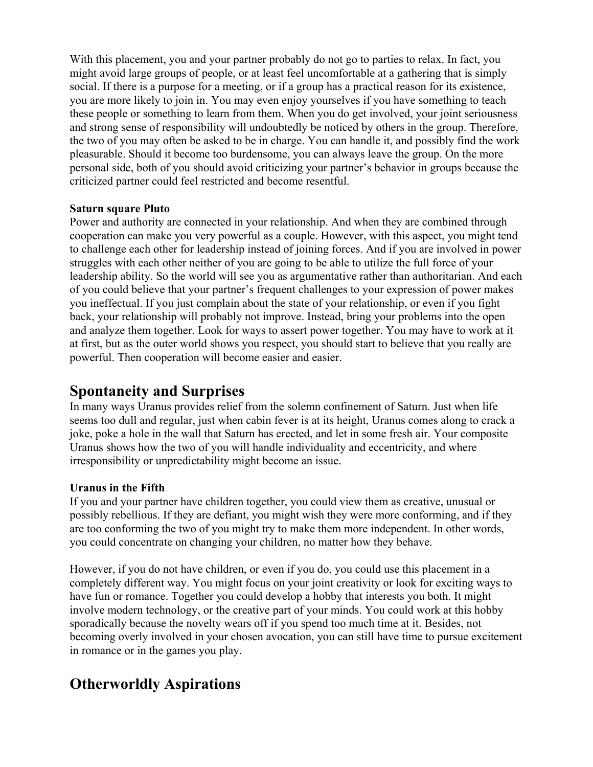With this placement, you and your partner probably do not go to parties to relax. In fact, you might avoid large groups of people, or at least feel uncomfortable at a gathering that is simply social. If there is a purpose for a meeting, or if a group has a practical reason for its existence, you are more likely to join in. You may even enjoy yourselves if you have something to teach these people or something to learn from them. When you do get involved, your joint seriousness and strong sense of responsibility will undoubtedly be noticed by others in the group. Therefore, the two of you may often be asked to be in charge. You can handle it, and possibly find the work pleasurable. Should it become too burdensome, you can always leave the group. On the more personal side, both of you should avoid criticizing your partner's behavior in groups because the criticized partner could feel restricted and become resentful.

**Saturn square Pluto**

Power and authority are connected in your relationship. And when they are combined through cooperation can make you very powerful as a couple. However, with this aspect, you might tend to challenge each other for leadership instead of joining forces. And if you are involved in power struggles with each other neither of you are going to be able to utilize the full force of your leadership ability. So the world will see you as argumentative rather than authoritarian. And each of you could believe that your partner's frequent challenges to your expression of power makes you ineffectual. If you just complain about the state of your relationship, or even if you fight back, your relationship will probably not improve. Instead, bring your problems into the open and analyze them together. Look for ways to assert power together. You may have to work at it at first, but as the outer world shows you respect, you should start to believe that you really are powerful. Then cooperation will become easier and easier.

## Spontaneity and Surprises

In many ways Uranus provides relief from the solemn confinement of Saturn. Just when life seems too dull and regular, just when cabin fever is at its height, Uranus comes along to crack a joke, poke a hole in the wall that Saturn has erected, and let in some fresh air. Your composite Uranus shows how the two of you will handle individuality and eccentricity, and where irresponsibility or unpredictability might become an issue.

**Uranus in the Fifth**

If you and your partner have children together, you could view them as creative, unusual or possibly rebellious. If they are defiant, you might wish they were more conforming, and if they are too conforming the two of you might try to make them more independent. In other words, you could concentrate on changing your children, no matter how they behave.

However, if you do not have children, or even if you do, you could use this placement in a completely different way. You might focus on your joint creativity or look for exciting ways to have fun or romance. Together you could develop a hobby that interests you both. It might involve modern technology, or the creative part of your minds. You could work at this hobby sporadically because the novelty wears off if you spend too much time at it. Besides, not becoming overly involved in your chosen avocation, you can still have time to pursue excitement in romance or in the games you play.

## Otherworldly Aspirations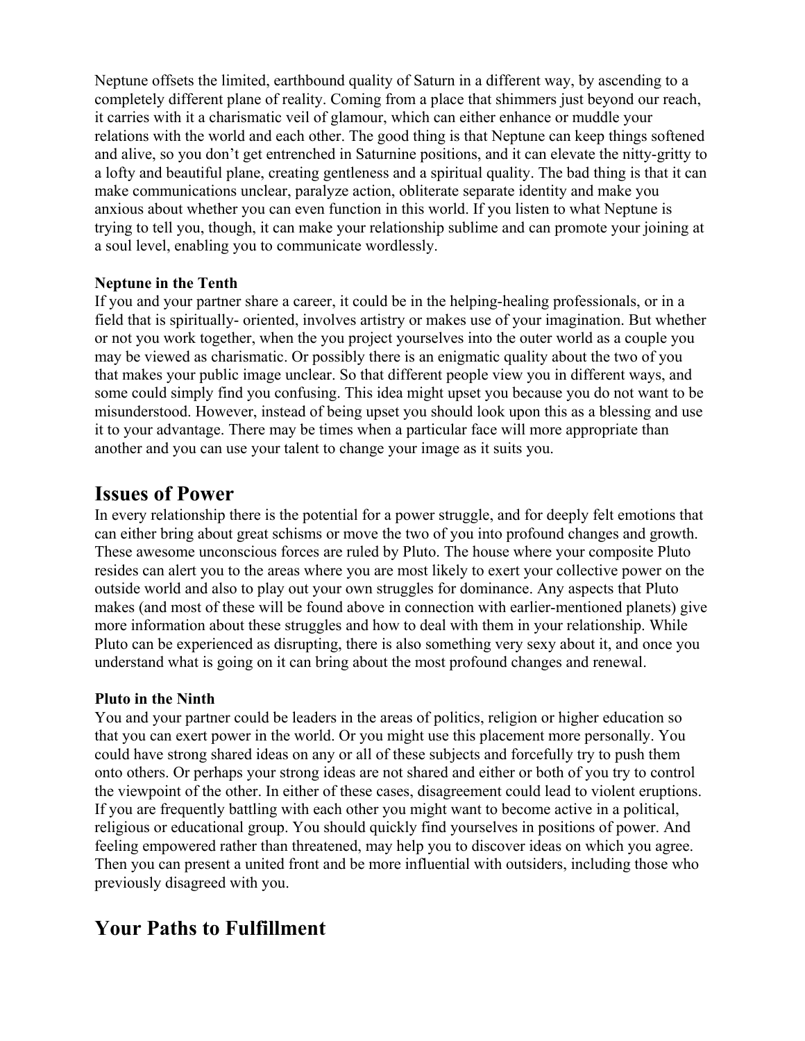Neptune offsets the limited, earthbound quality of Saturn in a different way, by ascending to a completely different plane of reality. Coming from a place that shimmers just beyond our reach, it carries with it a charismatic veil of glamour, which can either enhance or muddle your relations with the world and each other. The good thing is that Neptune can keep things softened and alive, so you don't get entrenched in Saturnine positions, and it can elevate the nitty-gritty to a lofty and beautiful plane, creating gentleness and a spiritual quality. The bad thing is that it can make communications unclear, paralyze action, obliterate separate identity and make you anxious about whether you can even function in this world. If you listen to what Neptune is trying to tell you, though, it can make your relationship sublime and can promote your joining at a soul level, enabling you to communicate wordlessly.

**Neptune in the Tenth**
If you and your partner share a career, it could be in the helping-healing professionals, or in a field that is spiritually- oriented, involves artistry or makes use of your imagination. But whether or not you work together, when the you project yourselves into the outer world as a couple you may be viewed as charismatic. Or possibly there is an enigmatic quality about the two of you that makes your public image unclear. So that different people view you in different ways, and some could simply find you confusing. This idea might upset you because you do not want to be misunderstood. However, instead of being upset you should look upon this as a blessing and use it to your advantage. There may be times when a particular face will more appropriate than another and you can use your talent to change your image as it suits you.

## Issues of Power

In every relationship there is the potential for a power struggle, and for deeply felt emotions that can either bring about great schisms or move the two of you into profound changes and growth. These awesome unconscious forces are ruled by Pluto. The house where your composite Pluto resides can alert you to the areas where you are most likely to exert your collective power on the outside world and also to play out your own struggles for dominance. Any aspects that Pluto makes (and most of these will be found above in connection with earlier-mentioned planets) give more information about these struggles and how to deal with them in your relationship. While Pluto can be experienced as disrupting, there is also something very sexy about it, and once you understand what is going on it can bring about the most profound changes and renewal.

**Pluto in the Ninth**
You and your partner could be leaders in the areas of politics, religion or higher education so that you can exert power in the world. Or you might use this placement more personally. You could have strong shared ideas on any or all of these subjects and forcefully try to push them onto others. Or perhaps your strong ideas are not shared and either or both of you try to control the viewpoint of the other. In either of these cases, disagreement could lead to violent eruptions. If you are frequently battling with each other you might want to become active in a political, religious or educational group. You should quickly find yourselves in positions of power. And feeling empowered rather than threatened, may help you to discover ideas on which you agree. Then you can present a united front and be more influential with outsiders, including those who previously disagreed with you.

## Your Paths to Fulfillment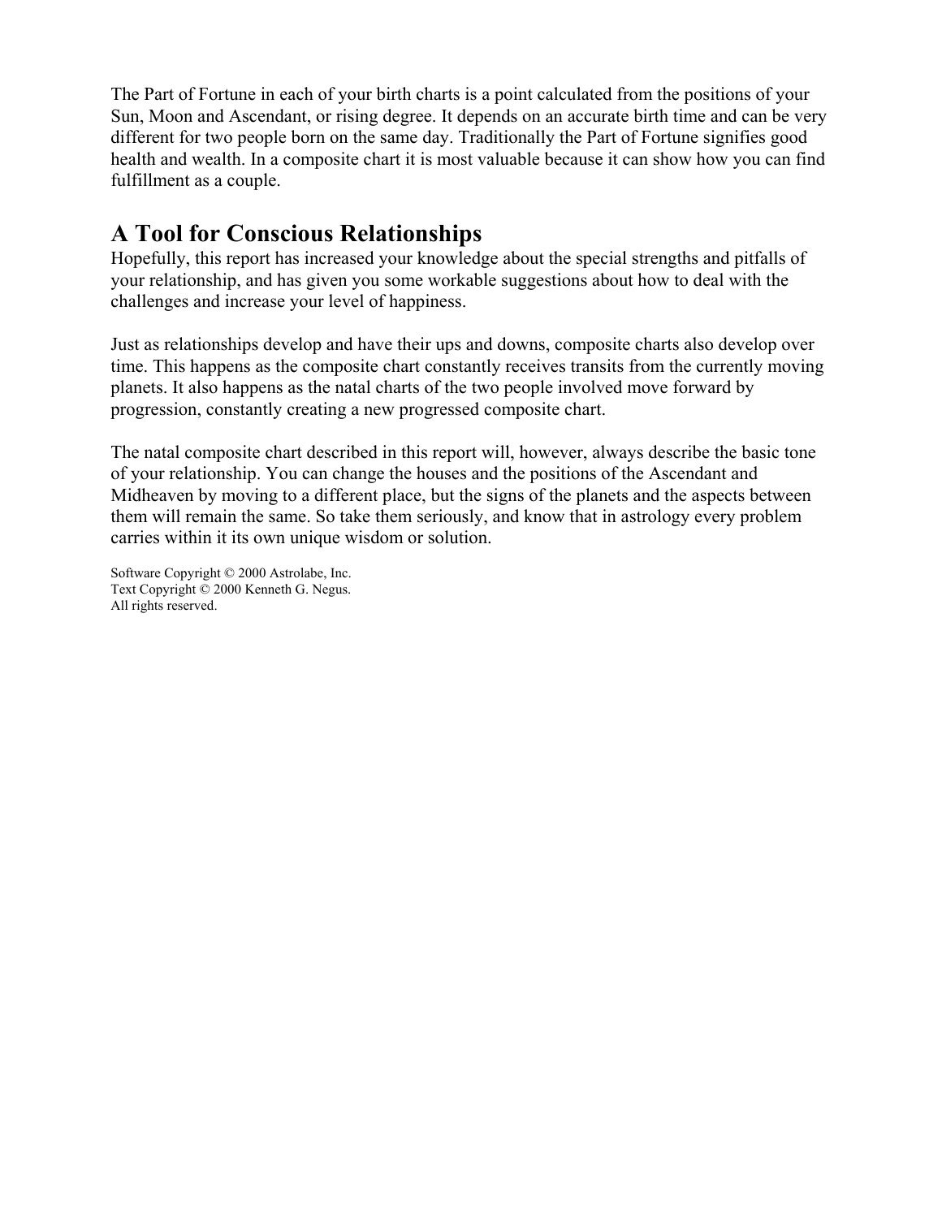The Part of Fortune in each of your birth charts is a point calculated from the positions of your Sun, Moon and Ascendant, or rising degree. It depends on an accurate birth time and can be very different for two people born on the same day. Traditionally the Part of Fortune signifies good health and wealth. In a composite chart it is most valuable because it can show how you can find fulfillment as a couple.

## A Tool for Conscious Relationships

Hopefully, this report has increased your knowledge about the special strengths and pitfalls of your relationship, and has given you some workable suggestions about how to deal with the challenges and increase your level of happiness.

Just as relationships develop and have their ups and downs, composite charts also develop over time. This happens as the composite chart constantly receives transits from the currently moving planets. It also happens as the natal charts of the two people involved move forward by progression, constantly creating a new progressed composite chart.

The natal composite chart described in this report will, however, always describe the basic tone of your relationship. You can change the houses and the positions of the Ascendant and Midheaven by moving to a different place, but the signs of the planets and the aspects between them will remain the same. So take them seriously, and know that in astrology every problem carries within it its own unique wisdom or solution.

Software Copyright © 2000 Astrolabe, Inc.
Text Copyright © 2000 Kenneth G. Negus.
All rights reserved.